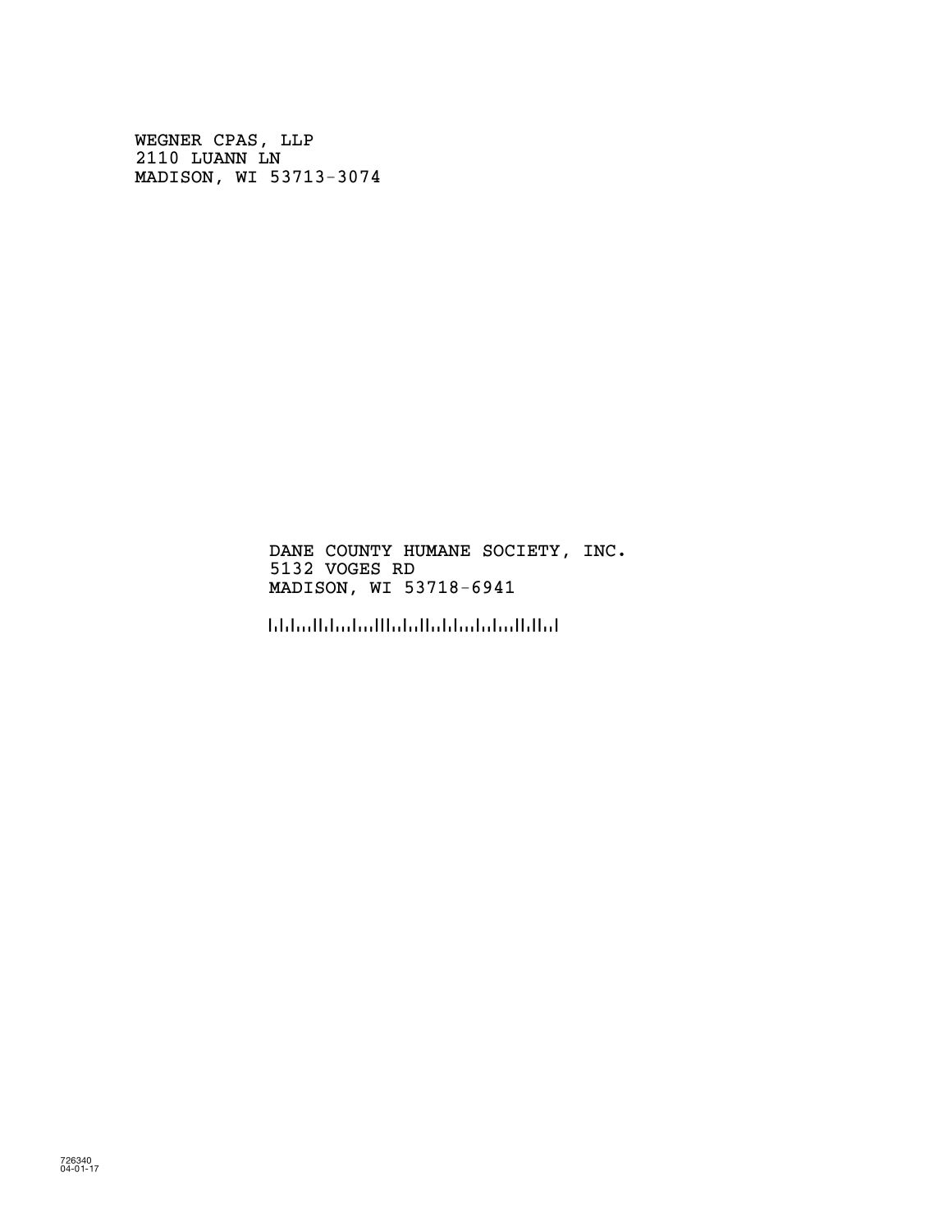WEGNER CPAS, LLP
2110 LUANN LN
MADISON, WI 53713-3074

DANE COUNTY HUMANE SOCIETY, INC.
5132 VOGES RD
MADISON, WI 53718-6941

726340
04-01-17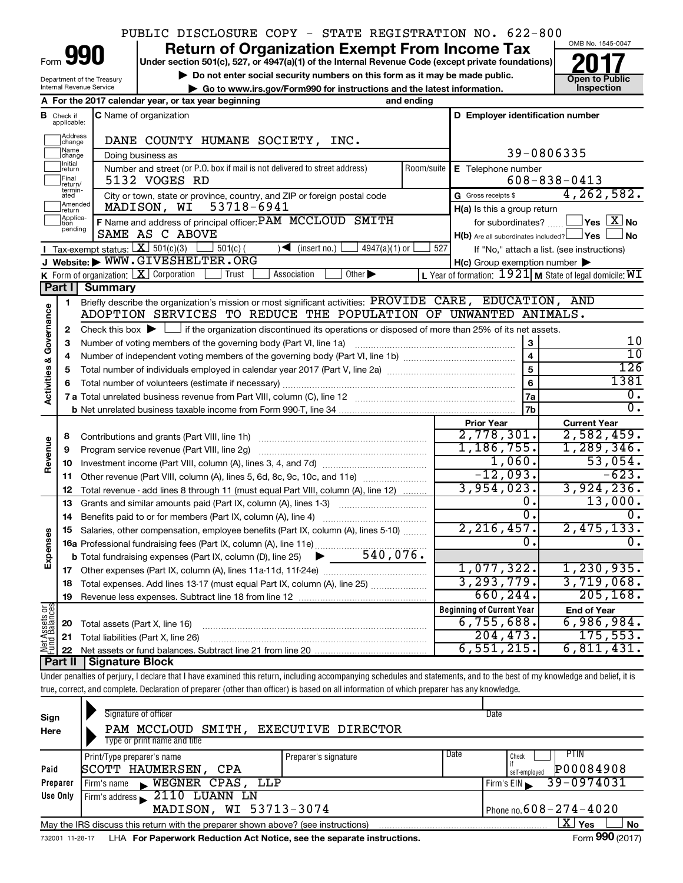PUBLIC DISCLOSURE COPY - STATE REGISTRATION NO. 622-800

# Form 990 — Return of Organization Exempt From Income Tax — 2017

Under section 501(c), 527, or 4947(a)(1) of the Internal Revenue Code (except private foundations)

▶ Do not enter social security numbers on this form as it may be made public.

▶ Go to www.irs.gov/Form990 for instructions and the latest information.

Department of the Treasury, Internal Revenue Service

OMB No. 1545-0047 — Open to Public Inspection

**A** For the 2017 calendar year, or tax year beginning ______ and ending ______

**B** Check if applicable: Address change, Name change, Initial return, Final return/terminated, Amended return, Application pending

**C** Name of organization: DANE COUNTY HUMANE SOCIETY, INC.

Doing business as

Number and street (or P.O. box if mail is not delivered to street address): 5132 VOGES RD — Room/suite

City or town, state or province, country, and ZIP or foreign postal code: MADISON, WI 53718-6941

**D** Employer identification number: 39-0806335

**E** Telephone number: 608-838-0413

**G** Gross receipts $ 4,262,582.

**F** Name and address of principal officer: PAM MCCLOUD SMITH, SAME AS C ABOVE

**H(a)** Is this a group return for subordinates? ☐ Yes ☒ No

**H(b)** Are all subordinates included? ☐ Yes ☐ No — If "No," attach a list. (see instructions)

**H(c)** Group exemption number ▶

**I** Tax-exempt status: ☒ 501(c)(3) ☐ 501(c) ( ) ◀ (insert no.) ☐ 4947(a)(1) or ☐ 527

**J** Website: ▶ WWW.GIVESHELTER.ORG

**K** Form of organization: ☒ Corporation ☐ Trust ☐ Association ☐ Other ▶

**L** Year of formation: 1921 **M** State of legal domicile: WI

## Part I Summary

**Activities & Governance**

1. Briefly describe the organization's mission or most significant activities: PROVIDE CARE, EDUCATION, AND ADOPTION SERVICES TO REDUCE THE POPULATION OF UNWANTED ANIMALS.
2. Check this box ▶ ☐ if the organization discontinued its operations or disposed of more than 25% of its net assets.

| | | Line | Value |
|---|---|---|---|
| 3 | Number of voting members of the governing body (Part VI, line 1a) | 3 | 10 |
| 4 | Number of independent voting members of the governing body (Part VI, line 1b) | 4 | 10 |
| 5 | Total number of individuals employed in calendar year 2017 (Part V, line 2a) | 5 | 126 |
| 6 | Total number of volunteers (estimate if necessary) | 6 | 1381 |
| 7a | Total unrelated business revenue from Part VIII, column (C), line 12 | 7a | 0. |
| b | Net unrelated business taxable income from Form 990-T, line 34 | 7b | 0. |

| | | | Prior Year | Current Year |
|---|---|---|---|---|
| **Revenue** | 8 | Contributions and grants (Part VIII, line 1h) | 2,778,301. | 2,582,459. |
| | 9 | Program service revenue (Part VIII, line 2g) | 1,186,755. | 1,289,346. |
| | 10 | Investment income (Part VIII, column (A), lines 3, 4, and 7d) | 1,060. | 53,054. |
| | 11 | Other revenue (Part VIII, column (A), lines 5, 6d, 8c, 9c, 10c, and 11e) | -12,093. | -623. |
| | 12 | Total revenue - add lines 8 through 11 (must equal Part VIII, column (A), line 12) | 3,954,023. | 3,924,236. |
| **Expenses** | 13 | Grants and similar amounts paid (Part IX, column (A), lines 1-3) | 0. | 13,000. |
| | 14 | Benefits paid to or for members (Part IX, column (A), line 4) | 0. | 0. |
| | 15 | Salaries, other compensation, employee benefits (Part IX, column (A), lines 5-10) | 2,216,457. | 2,475,133. |
| | 16a | Professional fundraising fees (Part IX, column (A), line 11e) | 0. | 0. |
| | b | Total fundraising expenses (Part IX, column (D), line 25) ▶ 540,076. | | |
| | 17 | Other expenses (Part IX, column (A), lines 11a-11d, 11f-24e) | 1,077,322. | 1,230,935. |
| | 18 | Total expenses. Add lines 13-17 (must equal Part IX, column (A), line 25) | 3,293,779. | 3,719,068. |
| | 19 | Revenue less expenses. Subtract line 18 from line 12 | 660,244. | 205,168. |

| | | | Beginning of Current Year | End of Year |
|---|---|---|---|---|
| **Net Assets or Fund Balances** | 20 | Total assets (Part X, line 16) | 6,755,688. | 6,986,984. |
| | 21 | Total liabilities (Part X, line 26) | 204,473. | 175,553. |
| | 22 | Net assets or fund balances. Subtract line 21 from line 20 | 6,551,215. | 6,811,431. |

## Part II Signature Block

Under penalties of perjury, I declare that I have examined this return, including accompanying schedules and statements, and to the best of my knowledge and belief, it is true, correct, and complete. Declaration of preparer (other than officer) is based on all information of which preparer has any knowledge.

**Sign Here**

Signature of officer ______ Date ______

PAM MCCLOUD SMITH, EXECUTIVE DIRECTOR

Type or print name and title

**Paid Preparer Use Only**

| Print/Type preparer's name | Preparer's signature | Date | Check ☐ if self-employed | PTIN |
|---|---|---|---|---|
| SCOTT HAUMERSEN, CPA | | | | P00084908 |

Firm's name ▶ WEGNER CPAS, LLP — Firm's EIN ▶ 39-0974031

Firm's address ▶ 2110 LUANN LN, MADISON, WI 53713-3074 — Phone no. 608-274-4020

May the IRS discuss this return with the preparer shown above? (see instructions) ☒ Yes ☐ No

732001 11-28-17 LHA For Paperwork Reduction Act Notice, see the separate instructions. Form 990 (2017)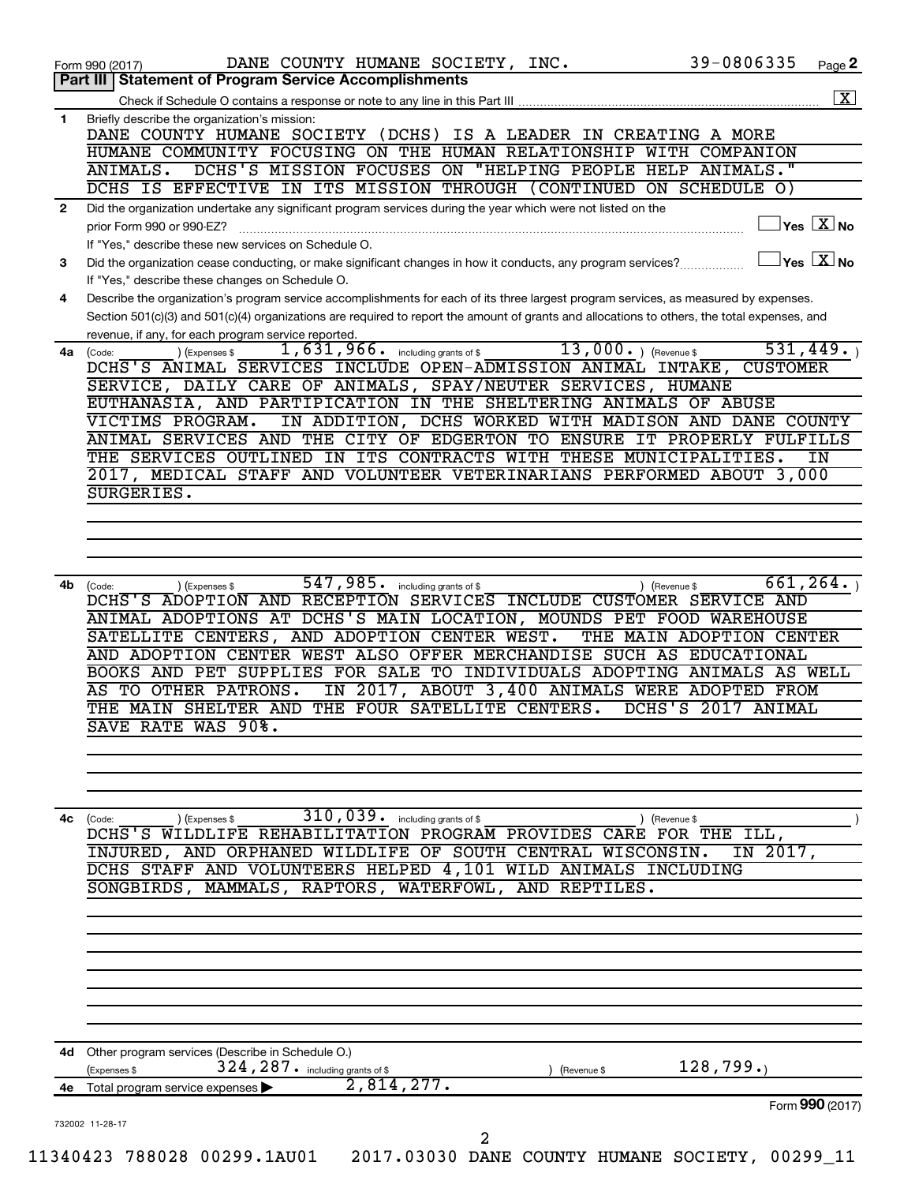Form 990 (2017) DANE COUNTY HUMANE SOCIETY, INC. 39-0806335 Page **2**

## Part III | Statement of Program Service Accomplishments

Check if Schedule O contains a response or note to any line in this Part III .......... [X]

**1** Briefly describe the organization's mission:

DANE COUNTY HUMANE SOCIETY (DCHS) IS A LEADER IN CREATING A MORE HUMANE COMMUNITY FOCUSING ON THE HUMAN RELATIONSHIP WITH COMPANION ANIMALS. DCHS'S MISSION FOCUSES ON "HELPING PEOPLE HELP ANIMALS." DCHS IS EFFECTIVE IN ITS MISSION THROUGH (CONTINUED ON SCHEDULE O)

**2** Did the organization undertake any significant program services during the year which were not listed on the prior Form 990 or 990-EZ? .......... [ ] Yes [X] No

If "Yes," describe these new services on Schedule O.

**3** Did the organization cease conducting, or make significant changes in how it conducts, any program services? .......... [ ] Yes [X] No

If "Yes," describe these changes on Schedule O.

**4** Describe the organization's program service accomplishments for each of its three largest program services, as measured by expenses. Section 501(c)(3) and 501(c)(4) organizations are required to report the amount of grants and allocations to others, the total expenses, and revenue, if any, for each program service reported.

**4a** (Code: ) (Expenses $ 1,631,966. including grants of $ 13,000. ) (Revenue $ 531,449. )

DCHS'S ANIMAL SERVICES INCLUDE OPEN-ADMISSION ANIMAL INTAKE, CUSTOMER SERVICE, DAILY CARE OF ANIMALS, SPAY/NEUTER SERVICES, HUMANE EUTHANASIA, AND PARTIPICATION IN THE SHELTERING ANIMALS OF ABUSE VICTIMS PROGRAM. IN ADDITION, DCHS WORKED WITH MADISON AND DANE COUNTY ANIMAL SERVICES AND THE CITY OF EDGERTON TO ENSURE IT PROPERLY FULFILLS THE SERVICES OUTLINED IN ITS CONTRACTS WITH THESE MUNICIPALITIES. IN 2017, MEDICAL STAFF AND VOLUNTEER VETERINARIANS PERFORMED ABOUT 3,000 SURGERIES.

**4b** (Code: ) (Expenses $ 547,985. including grants of $ ) (Revenue $ 661,264. )

DCHS'S ADOPTION AND RECEPTION SERVICES INCLUDE CUSTOMER SERVICE AND ANIMAL ADOPTIONS AT DCHS'S MAIN LOCATION, MOUNDS PET FOOD WAREHOUSE SATELLITE CENTERS, AND ADOPTION CENTER WEST. THE MAIN ADOPTION CENTER AND ADOPTION CENTER WEST ALSO OFFER MERCHANDISE SUCH AS EDUCATIONAL BOOKS AND PET SUPPLIES FOR SALE TO INDIVIDUALS ADOPTING ANIMALS AS WELL AS TO OTHER PATRONS. IN 2017, ABOUT 3,400 ANIMALS WERE ADOPTED FROM THE MAIN SHELTER AND THE FOUR SATELLITE CENTERS. DCHS'S 2017 ANIMAL SAVE RATE WAS 90%.

**4c** (Code: ) (Expenses $ 310,039. including grants of $ ) (Revenue $ )

DCHS'S WILDLIFE REHABILITATION PROGRAM PROVIDES CARE FOR THE ILL, INJURED, AND ORPHANED WILDLIFE OF SOUTH CENTRAL WISCONSIN. IN 2017, DCHS STAFF AND VOLUNTEERS HELPED 4,101 WILD ANIMALS INCLUDING SONGBIRDS, MAMMALS, RAPTORS, WATERFOWL, AND REPTILES.

**4d** Other program services (Describe in Schedule O.)

(Expenses $ 324,287. including grants of $ ) (Revenue $ 128,799. )

**4e** Total program service expenses ▶ 2,814,277.

Form **990** (2017)

732002 11-28-17

11340423 788028 00299.1AU01 2017.03030 DANE COUNTY HUMANE SOCIETY, 00299_11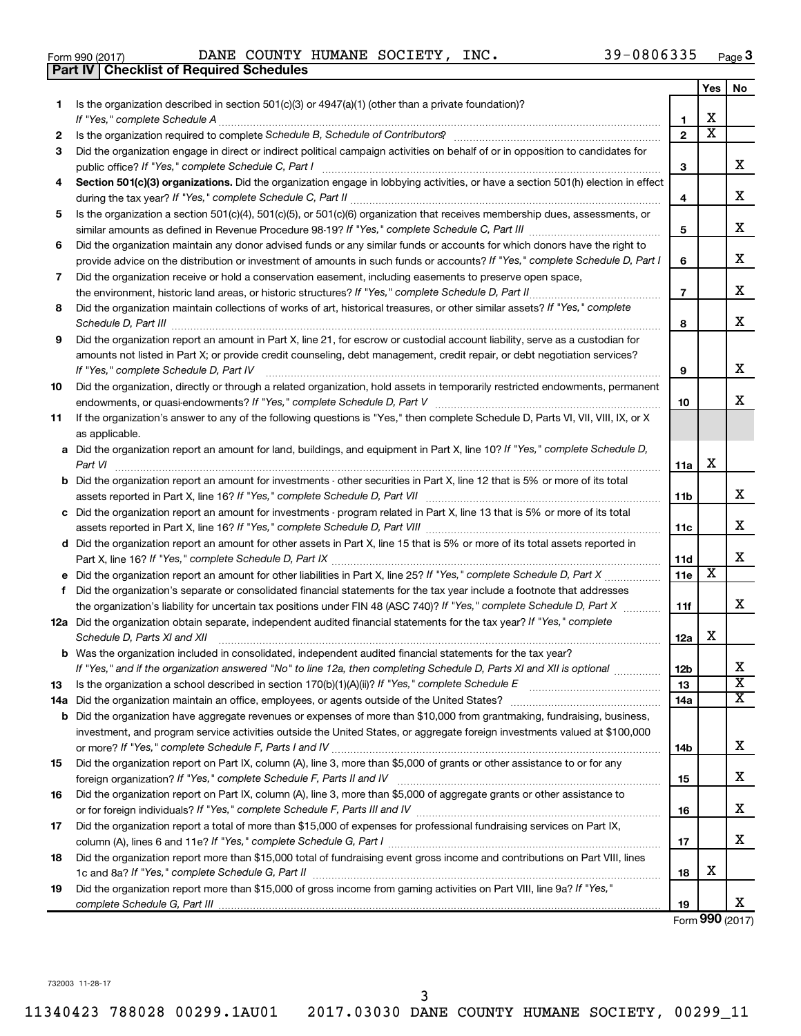Form 990 (2017) DANE COUNTY HUMANE SOCIETY, INC. 39-0806335 Page 3

**Part IV | Checklist of Required Schedules**

| | | | Yes | No |
|---|---|---|---|---|
| 1 | Is the organization described in section 501(c)(3) or 4947(a)(1) (other than a private foundation)? *If "Yes," complete Schedule A* | 1 | X | |
| 2 | Is the organization required to complete *Schedule B, Schedule of Contributors*? | 2 | X | |
| 3 | Did the organization engage in direct or indirect political campaign activities on behalf of or in opposition to candidates for public office? *If "Yes," complete Schedule C, Part I* | 3 | | X |
| 4 | **Section 501(c)(3) organizations.** Did the organization engage in lobbying activities, or have a section 501(h) election in effect during the tax year? *If "Yes," complete Schedule C, Part II* | 4 | | X |
| 5 | Is the organization a section 501(c)(4), 501(c)(5), or 501(c)(6) organization that receives membership dues, assessments, or similar amounts as defined in Revenue Procedure 98-19? *If "Yes," complete Schedule C, Part III* | 5 | | X |
| 6 | Did the organization maintain any donor advised funds or any similar funds or accounts for which donors have the right to provide advice on the distribution or investment of amounts in such funds or accounts? *If "Yes," complete Schedule D, Part I* | 6 | | X |
| 7 | Did the organization receive or hold a conservation easement, including easements to preserve open space, the environment, historic land areas, or historic structures? *If "Yes," complete Schedule D, Part II* | 7 | | X |
| 8 | Did the organization maintain collections of works of art, historical treasures, or other similar assets? *If "Yes," complete Schedule D, Part III* | 8 | | X |
| 9 | Did the organization report an amount in Part X, line 21, for escrow or custodial account liability, serve as a custodian for amounts not listed in Part X; or provide credit counseling, debt management, credit repair, or debt negotiation services? *If "Yes," complete Schedule D, Part IV* | 9 | | X |
| 10 | Did the organization, directly or through a related organization, hold assets in temporarily restricted endowments, permanent endowments, or quasi-endowments? *If "Yes," complete Schedule D, Part V* | 10 | | X |
| 11 | If the organization's answer to any of the following questions is "Yes," then complete Schedule D, Parts VI, VII, VIII, IX, or X as applicable. | | | |
| a | Did the organization report an amount for land, buildings, and equipment in Part X, line 10? *If "Yes," complete Schedule D, Part VI* | 11a | X | |
| b | Did the organization report an amount for investments - other securities in Part X, line 12 that is 5% or more of its total assets reported in Part X, line 16? *If "Yes," complete Schedule D, Part VII* | 11b | | X |
| c | Did the organization report an amount for investments - program related in Part X, line 13 that is 5% or more of its total assets reported in Part X, line 16? *If "Yes," complete Schedule D, Part VIII* | 11c | | X |
| d | Did the organization report an amount for other assets in Part X, line 15 that is 5% or more of its total assets reported in Part X, line 16? *If "Yes," complete Schedule D, Part IX* | 11d | | X |
| e | Did the organization report an amount for other liabilities in Part X, line 25? *If "Yes," complete Schedule D, Part X* | 11e | X | |
| f | Did the organization's separate or consolidated financial statements for the tax year include a footnote that addresses the organization's liability for uncertain tax positions under FIN 48 (ASC 740)? *If "Yes," complete Schedule D, Part X* | 11f | | X |
| 12a | Did the organization obtain separate, independent audited financial statements for the tax year? *If "Yes," complete Schedule D, Parts XI and XII* | 12a | X | |
| b | Was the organization included in consolidated, independent audited financial statements for the tax year? *If "Yes," and if the organization answered "No" to line 12a, then completing Schedule D, Parts XI and XII is optional* | 12b | | X |
| 13 | Is the organization a school described in section 170(b)(1)(A)(ii)? *If "Yes," complete Schedule E* | 13 | | X |
| 14a | Did the organization maintain an office, employees, or agents outside of the United States? | 14a | | X |
| b | Did the organization have aggregate revenues or expenses of more than $10,000 from grantmaking, fundraising, business, investment, and program service activities outside the United States, or aggregate foreign investments valued at $100,000 or more? *If "Yes," complete Schedule F, Parts I and IV* | 14b | | X |
| 15 | Did the organization report on Part IX, column (A), line 3, more than $5,000 of grants or other assistance to or for any foreign organization? *If "Yes," complete Schedule F, Parts II and IV* | 15 | | X |
| 16 | Did the organization report on Part IX, column (A), line 3, more than $5,000 of aggregate grants or other assistance to or for foreign individuals? *If "Yes," complete Schedule F, Parts III and IV* | 16 | | X |
| 17 | Did the organization report a total of more than $15,000 of expenses for professional fundraising services on Part IX, column (A), lines 6 and 11e? *If "Yes," complete Schedule G, Part I* | 17 | | X |
| 18 | Did the organization report more than $15,000 total of fundraising event gross income and contributions on Part VIII, lines 1c and 8a? *If "Yes," complete Schedule G, Part II* | 18 | X | |
| 19 | Did the organization report more than $15,000 of gross income from gaming activities on Part VIII, line 9a? *If "Yes," complete Schedule G, Part III* | 19 | | X |

Form **990** (2017)

732003 11-28-17

11340423 788028 00299.1AU01 2017.03030 DANE COUNTY HUMANE SOCIETY, 00299_11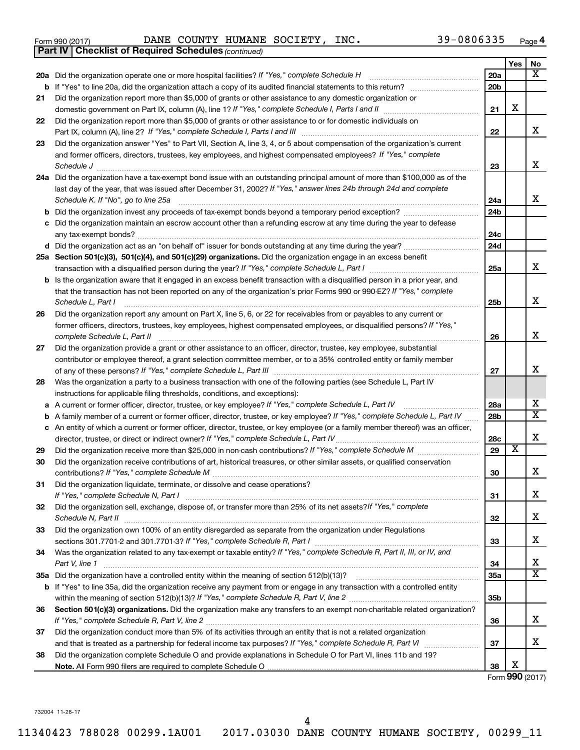Form 990 (2017) DANE COUNTY HUMANE SOCIETY, INC. 39-0806335 Page 4

**Part IV | Checklist of Required Schedules** *(continued)*

| | | | Yes | No |
|---|---|---|---|---|
| **20a** | Did the organization operate one or more hospital facilities? *If "Yes," complete Schedule H* | 20a | | X |
| **b** | If "Yes" to line 20a, did the organization attach a copy of its audited financial statements to this return? | 20b | | |
| **21** | Did the organization report more than $5,000 of grants or other assistance to any domestic organization or domestic government on Part IX, column (A), line 1? *If "Yes," complete Schedule I, Parts I and II* | 21 | X | |
| **22** | Did the organization report more than $5,000 of grants or other assistance to or for domestic individuals on Part IX, column (A), line 2? *If "Yes," complete Schedule I, Parts I and III* | 22 | | X |
| **23** | Did the organization answer "Yes" to Part VII, Section A, line 3, 4, or 5 about compensation of the organization's current and former officers, directors, trustees, key employees, and highest compensated employees? *If "Yes," complete Schedule J* | 23 | | X |
| **24a** | Did the organization have a tax-exempt bond issue with an outstanding principal amount of more than $100,000 as of the last day of the year, that was issued after December 31, 2002? *If "Yes," answer lines 24b through 24d and complete Schedule K. If "No", go to line 25a* | 24a | | X |
| **b** | Did the organization invest any proceeds of tax-exempt bonds beyond a temporary period exception? | 24b | | |
| **c** | Did the organization maintain an escrow account other than a refunding escrow at any time during the year to defease any tax-exempt bonds? | 24c | | |
| **d** | Did the organization act as an "on behalf of" issuer for bonds outstanding at any time during the year? | 24d | | |
| **25a** | **Section 501(c)(3), 501(c)(4), and 501(c)(29) organizations.** Did the organization engage in an excess benefit transaction with a disqualified person during the year? *If "Yes," complete Schedule L, Part I* | 25a | | X |
| **b** | Is the organization aware that it engaged in an excess benefit transaction with a disqualified person in a prior year, and that the transaction has not been reported on any of the organization's prior Forms 990 or 990-EZ? *If "Yes," complete Schedule L, Part I* | 25b | | X |
| **26** | Did the organization report any amount on Part X, line 5, 6, or 22 for receivables from or payables to any current or former officers, directors, trustees, key employees, highest compensated employees, or disqualified persons? *If "Yes," complete Schedule L, Part II* | 26 | | X |
| **27** | Did the organization provide a grant or other assistance to an officer, director, trustee, key employee, substantial contributor or employee thereof, a grant selection committee member, or to a 35% controlled entity or family member of any of these persons? *If "Yes," complete Schedule L, Part III* | 27 | | X |
| **28** | Was the organization a party to a business transaction with one of the following parties (see Schedule L, Part IV instructions for applicable filing thresholds, conditions, and exceptions): | | | |
| **a** | A current or former officer, director, trustee, or key employee? *If "Yes," complete Schedule L, Part IV* | 28a | | X |
| **b** | A family member of a current or former officer, director, trustee, or key employee? *If "Yes," complete Schedule L, Part IV* | 28b | | X |
| **c** | An entity of which a current or former officer, director, trustee, or key employee (or a family member thereof) was an officer, director, trustee, or direct or indirect owner? *If "Yes," complete Schedule L, Part IV* | 28c | | X |
| **29** | Did the organization receive more than $25,000 in non-cash contributions? *If "Yes," complete Schedule M* | 29 | X | |
| **30** | Did the organization receive contributions of art, historical treasures, or other similar assets, or qualified conservation contributions? *If "Yes," complete Schedule M* | 30 | | X |
| **31** | Did the organization liquidate, terminate, or dissolve and cease operations? *If "Yes," complete Schedule N, Part I* | 31 | | X |
| **32** | Did the organization sell, exchange, dispose of, or transfer more than 25% of its net assets? *If "Yes," complete Schedule N, Part II* | 32 | | X |
| **33** | Did the organization own 100% of an entity disregarded as separate from the organization under Regulations sections 301.7701-2 and 301.7701-3? *If "Yes," complete Schedule R, Part I* | 33 | | X |
| **34** | Was the organization related to any tax-exempt or taxable entity? *If "Yes," complete Schedule R, Part II, III, or IV, and Part V, line 1* | 34 | | X |
| **35a** | Did the organization have a controlled entity within the meaning of section 512(b)(13)? | 35a | | X |
| **b** | If "Yes" to line 35a, did the organization receive any payment from or engage in any transaction with a controlled entity within the meaning of section 512(b)(13)? *If "Yes," complete Schedule R, Part V, line 2* | 35b | | |
| **36** | **Section 501(c)(3) organizations.** Did the organization make any transfers to an exempt non-charitable related organization? *If "Yes," complete Schedule R, Part V, line 2* | 36 | | X |
| **37** | Did the organization conduct more than 5% of its activities through an entity that is not a related organization and that is treated as a partnership for federal income tax purposes? *If "Yes," complete Schedule R, Part VI* | 37 | | X |
| **38** | Did the organization complete Schedule O and provide explanations in Schedule O for Part VI, lines 11b and 19? **Note.** All Form 990 filers are required to complete Schedule O | 38 | X | |

Form **990** (2017)

732004 11-28-17

11340423 788028 00299.1AU01 2017.03030 DANE COUNTY HUMANE SOCIETY, 00299_11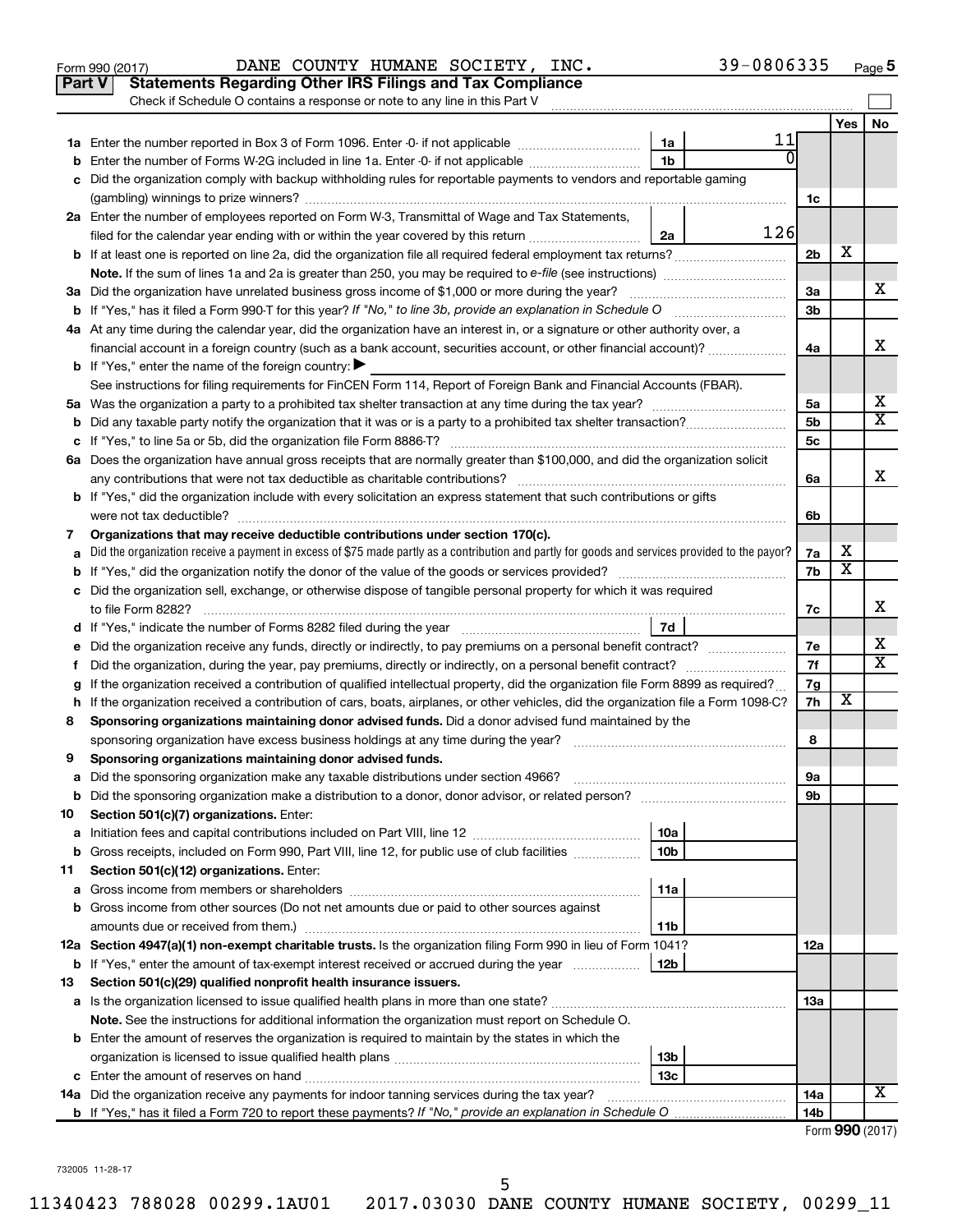Form 990 (2017) DANE COUNTY HUMANE SOCIETY, INC. 39-0806335 Page 5

## Part V Statements Regarding Other IRS Filings and Tax Compliance

Check if Schedule O contains a response or note to any line in this Part V

| | | | | | Yes | No |
|---|---|---|---|---|---|---|
| 1a | Enter the number reported in Box 3 of Form 1096. Enter -0- if not applicable | 1a | 11 | | | |
| b | Enter the number of Forms W-2G included in line 1a. Enter -0- if not applicable | 1b | 0 | | | |
| c | Did the organization comply with backup withholding rules for reportable payments to vendors and reportable gaming (gambling) winnings to prize winners? | | | 1c | | |
| 2a | Enter the number of employees reported on Form W-3, Transmittal of Wage and Tax Statements, filed for the calendar year ending with or within the year covered by this return | 2a | 126 | | | |
| b | If at least one is reported on line 2a, did the organization file all required federal employment tax returns? | | | 2b | X | |
| | **Note.** If the sum of lines 1a and 2a is greater than 250, you may be required to *e-file* (see instructions) | | | | | |
| 3a | Did the organization have unrelated business gross income of $1,000 or more during the year? | | | 3a | | X |
| b | If "Yes," has it filed a Form 990-T for this year? *If "No," to line 3b, provide an explanation in Schedule O* | | | 3b | | |
| 4a | At any time during the calendar year, did the organization have an interest in, or a signature or other authority over, a financial account in a foreign country (such as a bank account, securities account, or other financial account)? | | | 4a | | X |
| b | If "Yes," enter the name of the foreign country: ▶ | | | | | |
| | See instructions for filing requirements for FinCEN Form 114, Report of Foreign Bank and Financial Accounts (FBAR). | | | | | |
| 5a | Was the organization a party to a prohibited tax shelter transaction at any time during the tax year? | | | 5a | | X |
| b | Did any taxable party notify the organization that it was or is a party to a prohibited tax shelter transaction? | | | 5b | | X |
| c | If "Yes," to line 5a or 5b, did the organization file Form 8886-T? | | | 5c | | |
| 6a | Does the organization have annual gross receipts that are normally greater than $100,000, and did the organization solicit any contributions that were not tax deductible as charitable contributions? | | | 6a | | X |
| b | If "Yes," did the organization include with every solicitation an express statement that such contributions or gifts were not tax deductible? | | | 6b | | |
| 7 | **Organizations that may receive deductible contributions under section 170(c).** | | | | | |
| a | Did the organization receive a payment in excess of $75 made partly as a contribution and partly for goods and services provided to the payor? | | | 7a | X | |
| b | If "Yes," did the organization notify the donor of the value of the goods or services provided? | | | 7b | X | |
| c | Did the organization sell, exchange, or otherwise dispose of tangible personal property for which it was required to file Form 8282? | | | 7c | | X |
| d | If "Yes," indicate the number of Forms 8282 filed during the year | 7d | | | | |
| e | Did the organization receive any funds, directly or indirectly, to pay premiums on a personal benefit contract? | | | 7e | | X |
| f | Did the organization, during the year, pay premiums, directly or indirectly, on a personal benefit contract? | | | 7f | | X |
| g | If the organization received a contribution of qualified intellectual property, did the organization file Form 8899 as required? | | | 7g | | |
| h | If the organization received a contribution of cars, boats, airplanes, or other vehicles, did the organization file a Form 1098-C? | | | 7h | X | |
| 8 | **Sponsoring organizations maintaining donor advised funds.** Did a donor advised fund maintained by the sponsoring organization have excess business holdings at any time during the year? | | | 8 | | |
| 9 | **Sponsoring organizations maintaining donor advised funds.** | | | | | |
| a | Did the sponsoring organization make any taxable distributions under section 4966? | | | 9a | | |
| b | Did the sponsoring organization make a distribution to a donor, donor advisor, or related person? | | | 9b | | |
| 10 | **Section 501(c)(7) organizations.** Enter: | | | | | |
| a | Initiation fees and capital contributions included on Part VIII, line 12 | 10a | | | | |
| b | Gross receipts, included on Form 990, Part VIII, line 12, for public use of club facilities | 10b | | | | |
| 11 | **Section 501(c)(12) organizations.** Enter: | | | | | |
| a | Gross income from members or shareholders | 11a | | | | |
| b | Gross income from other sources (Do not net amounts due or paid to other sources against amounts due or received from them.) | 11b | | | | |
| 12a | **Section 4947(a)(1) non-exempt charitable trusts.** Is the organization filing Form 990 in lieu of Form 1041? | | | 12a | | |
| b | If "Yes," enter the amount of tax-exempt interest received or accrued during the year | 12b | | | | |
| 13 | **Section 501(c)(29) qualified nonprofit health insurance issuers.** | | | | | |
| a | Is the organization licensed to issue qualified health plans in more than one state? | | | 13a | | |
| | **Note.** See the instructions for additional information the organization must report on Schedule O. | | | | | |
| b | Enter the amount of reserves the organization is required to maintain by the states in which the organization is licensed to issue qualified health plans | 13b | | | | |
| c | Enter the amount of reserves on hand | 13c | | | | |
| 14a | Did the organization receive any payments for indoor tanning services during the tax year? | | | 14a | | X |
| b | If "Yes," has it filed a Form 720 to report these payments? *If "No," provide an explanation in Schedule O* | | | 14b | | |

Form **990** (2017)

732005 11-28-17

11340423 788028 00299.1AU01 2017.03030 DANE COUNTY HUMANE SOCIETY, 00299_11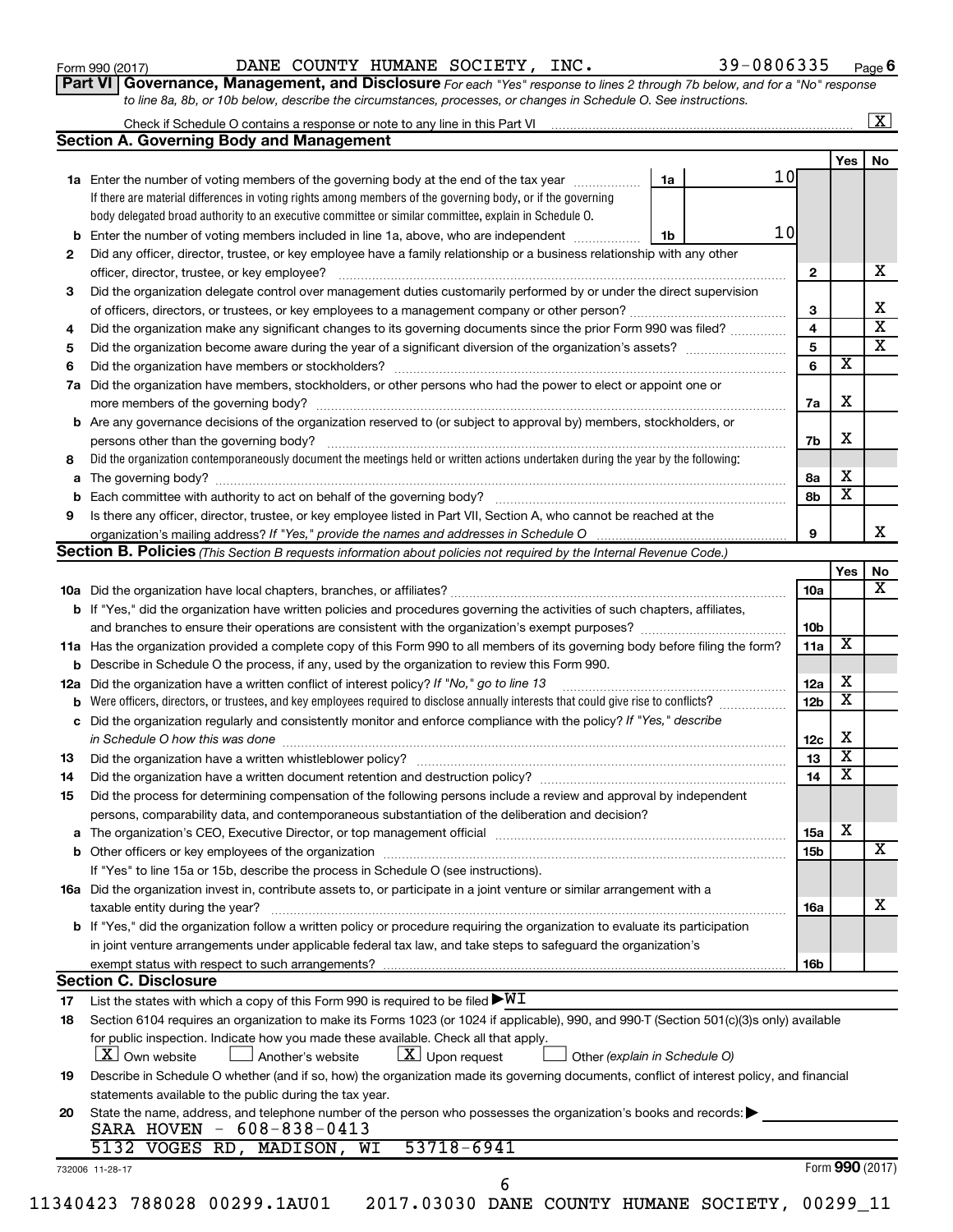Form 990 (2017) DANE COUNTY HUMANE SOCIETY, INC. 39-0806335 Page 6

**Part VI | Governance, Management, and Disclosure** *For each "Yes" response to lines 2 through 7b below, and for a "No" response to line 8a, 8b, or 10b below, describe the circumstances, processes, or changes in Schedule O. See instructions.*

Check if Schedule O contains a response or note to any line in this Part VI ..... [X]

## Section A. Governing Body and Management

| | | | | Yes | No |
|---|---|---|---|---|---|
| **1a** | Enter the number of voting members of the governing body at the end of the tax year ..... **1a** 10 If there are material differences in voting rights among members of the governing body, or if the governing body delegated broad authority to an executive committee or similar committee, explain in Schedule O. | | | | |
| **b** | Enter the number of voting members included in line 1a, above, who are independent ..... **1b** 10 | | | | |
| **2** | Did any officer, director, trustee, or key employee have a family relationship or a business relationship with any other officer, director, trustee, or key employee? | **2** | | | X |
| **3** | Did the organization delegate control over management duties customarily performed by or under the direct supervision of officers, directors, or trustees, or key employees to a management company or other person? | **3** | | | X |
| **4** | Did the organization make any significant changes to its governing documents since the prior Form 990 was filed? | **4** | | | X |
| **5** | Did the organization become aware during the year of a significant diversion of the organization's assets? | **5** | | | X |
| **6** | Did the organization have members or stockholders? | **6** | | X | |
| **7a** | Did the organization have members, stockholders, or other persons who had the power to elect or appoint one or more members of the governing body? | **7a** | | X | |
| **b** | Are any governance decisions of the organization reserved to (or subject to approval by) members, stockholders, or persons other than the governing body? | **7b** | | X | |
| **8** | Did the organization contemporaneously document the meetings held or written actions undertaken during the year by the following: | | | | |
| **a** | The governing body? | **8a** | | X | |
| **b** | Each committee with authority to act on behalf of the governing body? | **8b** | | X | |
| **9** | Is there any officer, director, trustee, or key employee listed in Part VII, Section A, who cannot be reached at the organization's mailing address? *If "Yes," provide the names and addresses in Schedule O* | **9** | | | X |

## Section B. Policies *(This Section B requests information about policies not required by the Internal Revenue Code.)*

| | | | Yes | No |
|---|---|---|---|---|
| **10a** | Did the organization have local chapters, branches, or affiliates? | **10a** | | X |
| **b** | If "Yes," did the organization have written policies and procedures governing the activities of such chapters, affiliates, and branches to ensure their operations are consistent with the organization's exempt purposes? | **10b** | | |
| **11a** | Has the organization provided a complete copy of this Form 990 to all members of its governing body before filing the form? | **11a** | X | |
| **b** | Describe in Schedule O the process, if any, used by the organization to review this Form 990. | | | |
| **12a** | Did the organization have a written conflict of interest policy? *If "No," go to line 13* | **12a** | X | |
| **b** | Were officers, directors, or trustees, and key employees required to disclose annually interests that could give rise to conflicts? | **12b** | X | |
| **c** | Did the organization regularly and consistently monitor and enforce compliance with the policy? *If "Yes," describe in Schedule O how this was done* | **12c** | X | |
| **13** | Did the organization have a written whistleblower policy? | **13** | X | |
| **14** | Did the organization have a written document retention and destruction policy? | **14** | X | |
| **15** | Did the process for determining compensation of the following persons include a review and approval by independent persons, comparability data, and contemporaneous substantiation of the deliberation and decision? | | | |
| **a** | The organization's CEO, Executive Director, or top management official | **15a** | X | |
| **b** | Other officers or key employees of the organization | **15b** | | X |
| | If "Yes" to line 15a or 15b, describe the process in Schedule O (see instructions). | | | |
| **16a** | Did the organization invest in, contribute assets to, or participate in a joint venture or similar arrangement with a taxable entity during the year? | **16a** | | X |
| **b** | If "Yes," did the organization follow a written policy or procedure requiring the organization to evaluate its participation in joint venture arrangements under applicable federal tax law, and take steps to safeguard the organization's exempt status with respect to such arrangements? | **16b** | | |

## Section C. Disclosure

**17** List the states with which a copy of this Form 990 is required to be filed ▶ WI

**18** Section 6104 requires an organization to make its Forms 1023 (or 1024 if applicable), 990, and 990-T (Section 501(c)(3)s only) available for public inspection. Indicate how you made these available. Check all that apply.

[X] Own website  [ ] Another's website  [X] Upon request  [ ] Other *(explain in Schedule O)*

**19** Describe in Schedule O whether (and if so, how) the organization made its governing documents, conflict of interest policy, and financial statements available to the public during the tax year.

**20** State the name, address, and telephone number of the person who possesses the organization's books and records: ▶

SARA HOVEN - 608-838-0413
5132 VOGES RD, MADISON, WI 53718-6941

732006 11-28-17 Form **990** (2017)

11340423 788028 00299.1AU01 2017.03030 DANE COUNTY HUMANE SOCIETY, 00299_11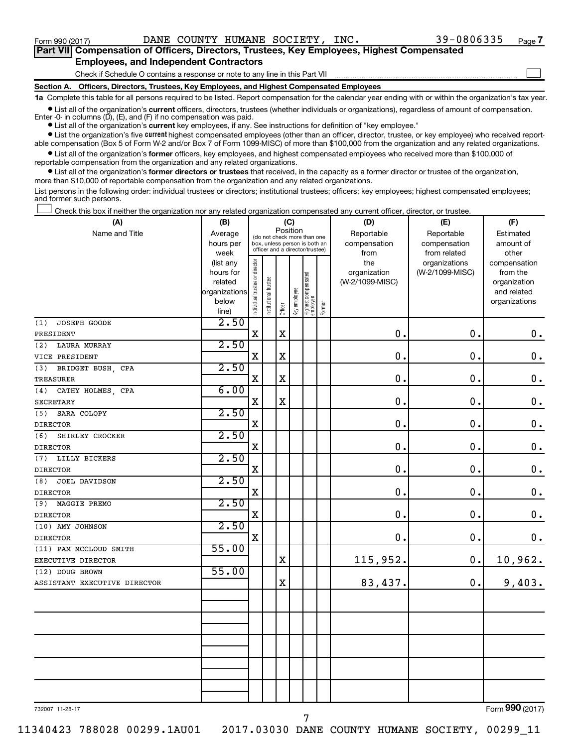Form 990 (2017) DANE COUNTY HUMANE SOCIETY, INC. 39-0806335 Page 7

**Part VII Compensation of Officers, Directors, Trustees, Key Employees, Highest Compensated Employees, and Independent Contractors**

Check if Schedule O contains a response or note to any line in this Part VII

**Section A. Officers, Directors, Trustees, Key Employees, and Highest Compensated Employees**

**1a** Complete this table for all persons required to be listed. Report compensation for the calendar year ending with or within the organization's tax year.

- List all of the organization's **current** officers, directors, trustees (whether individuals or organizations), regardless of amount of compensation. Enter -0- in columns (D), (E), and (F) if no compensation was paid.
- List all of the organization's **current** key employees, if any. See instructions for definition of "key employee."
- List the organization's five **current** highest compensated employees (other than an officer, director, trustee, or key employee) who received reportable compensation (Box 5 of Form W-2 and/or Box 7 of Form 1099-MISC) of more than $100,000 from the organization and any related organizations.
- List all of the organization's **former** officers, key employees, and highest compensated employees who received more than $100,000 of reportable compensation from the organization and any related organizations.
- List all of the organization's **former directors or trustees** that received, in the capacity as a former director or trustee of the organization, more than $10,000 of reportable compensation from the organization and any related organizations.

List persons in the following order: individual trustees or directors; institutional trustees; officers; key employees; highest compensated employees; and former such persons.

Check this box if neither the organization nor any related organization compensated any current officer, director, or trustee.

| (A) Name and Title | (B) Average hours per week (list any hours for related organizations below line) | (C) Position: Individual trustee or director | Institutional trustee | Officer | Key employee | Highest compensated employee | Former | (D) Reportable compensation from the organization (W-2/1099-MISC) | (E) Reportable compensation from related organizations (W-2/1099-MISC) | (F) Estimated amount of other compensation from the organization and related organizations |
|---|---|---|---|---|---|---|---|---|---|---|
| (1) JOSEPH GOODE<br>PRESIDENT | 2.50 | X | | X | | | | 0. | 0. | 0. |
| (2) LAURA MURRAY<br>VICE PRESIDENT | 2.50 | X | | X | | | | 0. | 0. | 0. |
| (3) BRIDGET BUSH, CPA<br>TREASURER | 2.50 | X | | X | | | | 0. | 0. | 0. |
| (4) CATHY HOLMES, CPA<br>SECRETARY | 6.00 | X | | X | | | | 0. | 0. | 0. |
| (5) SARA COLOPY<br>DIRECTOR | 2.50 | X | | | | | | 0. | 0. | 0. |
| (6) SHIRLEY CROCKER<br>DIRECTOR | 2.50 | X | | | | | | 0. | 0. | 0. |
| (7) LILLY BICKERS<br>DIRECTOR | 2.50 | X | | | | | | 0. | 0. | 0. |
| (8) JOEL DAVIDSON<br>DIRECTOR | 2.50 | X | | | | | | 0. | 0. | 0. |
| (9) MAGGIE PREMO<br>DIRECTOR | 2.50 | X | | | | | | 0. | 0. | 0. |
| (10) AMY JOHNSON<br>DIRECTOR | 2.50 | X | | | | | | 0. | 0. | 0. |
| (11) PAM MCCLOUD SMITH<br>EXECUTIVE DIRECTOR | 55.00 | | | X | | | | 115,952. | 0. | 10,962. |
| (12) DOUG BROWN<br>ASSISTANT EXECUTIVE DIRECTOR | 55.00 | | | X | | | | 83,437. | 0. | 9,403. |

732007 11-28-17

Form 990 (2017)

11340423 788028 00299.1AU01 2017.03030 DANE COUNTY HUMANE SOCIETY, 00299_11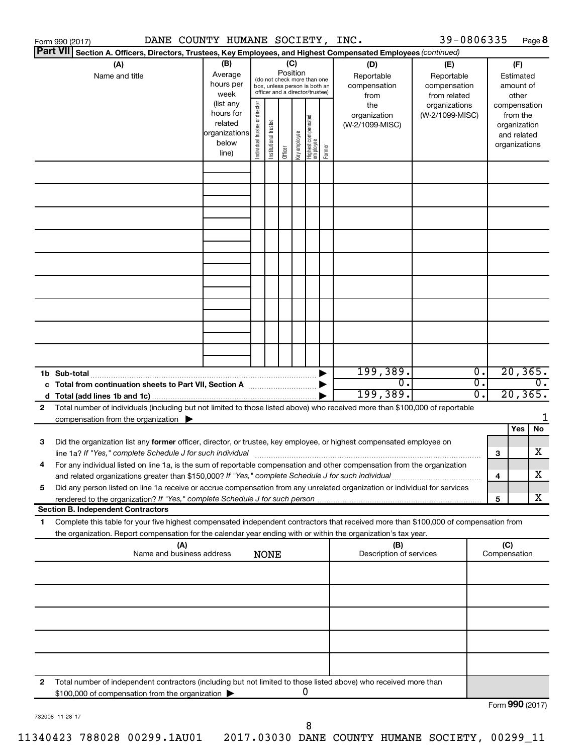Form 990 (2017) DANE COUNTY HUMANE SOCIETY, INC. 39-0806335 Page **8**

**Part VII** **Section A. Officers, Directors, Trustees, Key Employees, and Highest Compensated Employees** *(continued)*

| (A) Name and title | (B) Average hours per week (list any hours for related organizations below line) | (C) Position: Individual trustee or director | Institutional trustee | Officer | Key employee | Highest compensated employee | Former | (D) Reportable compensation from the organization (W-2/1099-MISC) | (E) Reportable compensation from related organizations (W-2/1099-MISC) | (F) Estimated amount of other compensation from the organization and related organizations |
|---|---|---|---|---|---|---|---|---|---|---|
| | | | | | | | | | | |
| | | | | | | | | | | |
| | | | | | | | | | | |
| | | | | | | | | | | |
| | | | | | | | | | | |
| | | | | | | | | | | |
| | | | | | | | | | | |
| | | | | | | | | | | |
| | | | | | | | | | | |
| **1b Sub-total** | | | | | | | ▶ | 199,389. | 0. | 20,365. |
| **c Total from continuation sheets to Part VII, Section A** | | | | | | | ▶ | 0. | 0. | 0. |
| **d Total (add lines 1b and 1c)** | | | | | | | ▶ | 199,389. | 0. | 20,365. |

**2** Total number of individuals (including but not limited to those listed above) who received more than $100,000 of reportable compensation from the organization ▶ 1

| | | | Yes | No |
|---|---|---|---|---|
| **3** | Did the organization list any **former** officer, director, or trustee, key employee, or highest compensated employee on line 1a? *If "Yes," complete Schedule J for such individual* | **3** | | X |
| **4** | For any individual listed on line 1a, is the sum of reportable compensation and other compensation from the organization and related organizations greater than $150,000? *If "Yes," complete Schedule J for such individual* | **4** | | X |
| **5** | Did any person listed on line 1a receive or accrue compensation from any unrelated organization or individual for services rendered to the organization? *If "Yes," complete Schedule J for such person* | **5** | | X |

**Section B. Independent Contractors**

**1** Complete this table for your five highest compensated independent contractors that received more than $100,000 of compensation from the organization. Report compensation for the calendar year ending with or within the organization's tax year.

| (A) Name and business address | (B) Description of services | (C) Compensation |
|---|---|---|
| NONE | | |
| | | |
| | | |
| | | |
| | | |

**2** Total number of independent contractors (including but not limited to those listed above) who received more than $100,000 of compensation from the organization ▶ 0

Form **990** (2017)

732008 11-28-17

11340423 788028 00299.1AU01 2017.03030 DANE COUNTY HUMANE SOCIETY, 00299_11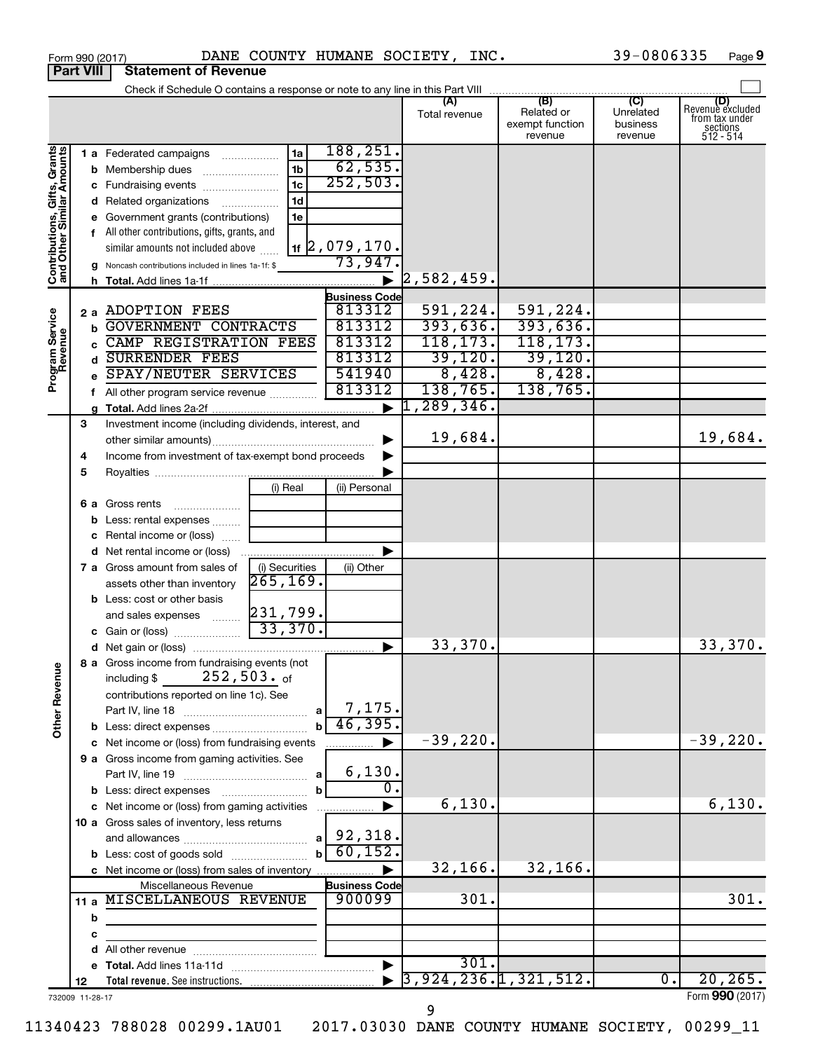Form 990 (2017) DANE COUNTY HUMANE SOCIETY, INC. 39-0806335 Page **9**

## Part VIII Statement of Revenue

Check if Schedule O contains a response or note to any line in this Part VIII

| | | | | (A) Total revenue | (B) Related or exempt function revenue | (C) Unrelated business revenue | (D) Revenue excluded from tax under sections 512 - 514 |
|---|---|---|---|---|---|---|---|
| **Contributions, Gifts, Grants and Other Similar Amounts** | 1 a Federated campaigns | 1a | 188,251. | | | | |
| | b Membership dues | 1b | 62,535. | | | | |
| | c Fundraising events | 1c | 252,503. | | | | |
| | d Related organizations | 1d | | | | | |
| | e Government grants (contributions) | 1e | | | | | |
| | f All other contributions, gifts, grants, and similar amounts not included above | 1f | 2,079,170. | | | | |
| | g Noncash contributions included in lines 1a-1f: $ | | 73,947. | | | | |
| | h **Total.** Add lines 1a-1f | | | 2,582,459. | | | |
| | | | **Business Code** | | | | |
| **Program Service Revenue** | 2 a ADOPTION FEES | | 813312 | 591,224. | 591,224. | | |
| | b GOVERNMENT CONTRACTS | | 813312 | 393,636. | 393,636. | | |
| | c CAMP REGISTRATION FEES | | 813312 | 118,173. | 118,173. | | |
| | d SURRENDER FEES | | 813312 | 39,120. | 39,120. | | |
| | e SPAY/NEUTER SERVICES | | 541940 | 8,428. | 8,428. | | |
| | f All other program service revenue | | 813312 | 138,765. | 138,765. | | |
| | g **Total.** Add lines 2a-2f | | | 1,289,346. | | | |
| **Other Revenue** | 3 Investment income (including dividends, interest, and other similar amounts) | | | 19,684. | | | 19,684. |
| | 4 Income from investment of tax-exempt bond proceeds | | | | | | |
| | 5 Royalties | | | | | | |
| | | (i) Real | (ii) Personal | | | | |
| | 6 a Gross rents | | | | | | |
| | b Less: rental expenses | | | | | | |
| | c Rental income or (loss) | | | | | | |
| | d Net rental income or (loss) | | | | | | |
| | | (i) Securities | (ii) Other | | | | |
| | 7 a Gross amount from sales of assets other than inventory | 265,169. | | | | | |
| | b Less: cost or other basis and sales expenses | 231,799. | | | | | |
| | c Gain or (loss) | 33,370. | | | | | |
| | d Net gain or (loss) | | | 33,370. | | | 33,370. |
| | 8 a Gross income from fundraising events (not including $ 252,503. of contributions reported on line 1c). See Part IV, line 18 | a | 7,175. | | | | |
| | b Less: direct expenses | b | 46,395. | | | | |
| | c Net income or (loss) from fundraising events | | | -39,220. | | | -39,220. |
| | 9 a Gross income from gaming activities. See Part IV, line 19 | a | 6,130. | | | | |
| | b Less: direct expenses | b | 0. | | | | |
| | c Net income or (loss) from gaming activities | | | 6,130. | | | 6,130. |
| | 10 a Gross sales of inventory, less returns and allowances | a | 92,318. | | | | |
| | b Less: cost of goods sold | b | 60,152. | | | | |
| | c Net income or (loss) from sales of inventory | | | 32,166. | 32,166. | | |
| | Miscellaneous Revenue | | **Business Code** | | | | |
| | 11 a MISCELLANEOUS REVENUE | | 900099 | 301. | | | 301. |
| | b | | | | | | |
| | c | | | | | | |
| | d All other revenue | | | | | | |
| | e **Total.** Add lines 11a-11d | | | 301. | | | |
| | 12 **Total revenue.** See instructions. | | | 3,924,236. | 1,321,512. | 0. | 20,265. |

732009 11-28-17

Form **990** (2017)

11340423 788028 00299.1AU01 2017.03030 DANE COUNTY HUMANE SOCIETY, 00299_11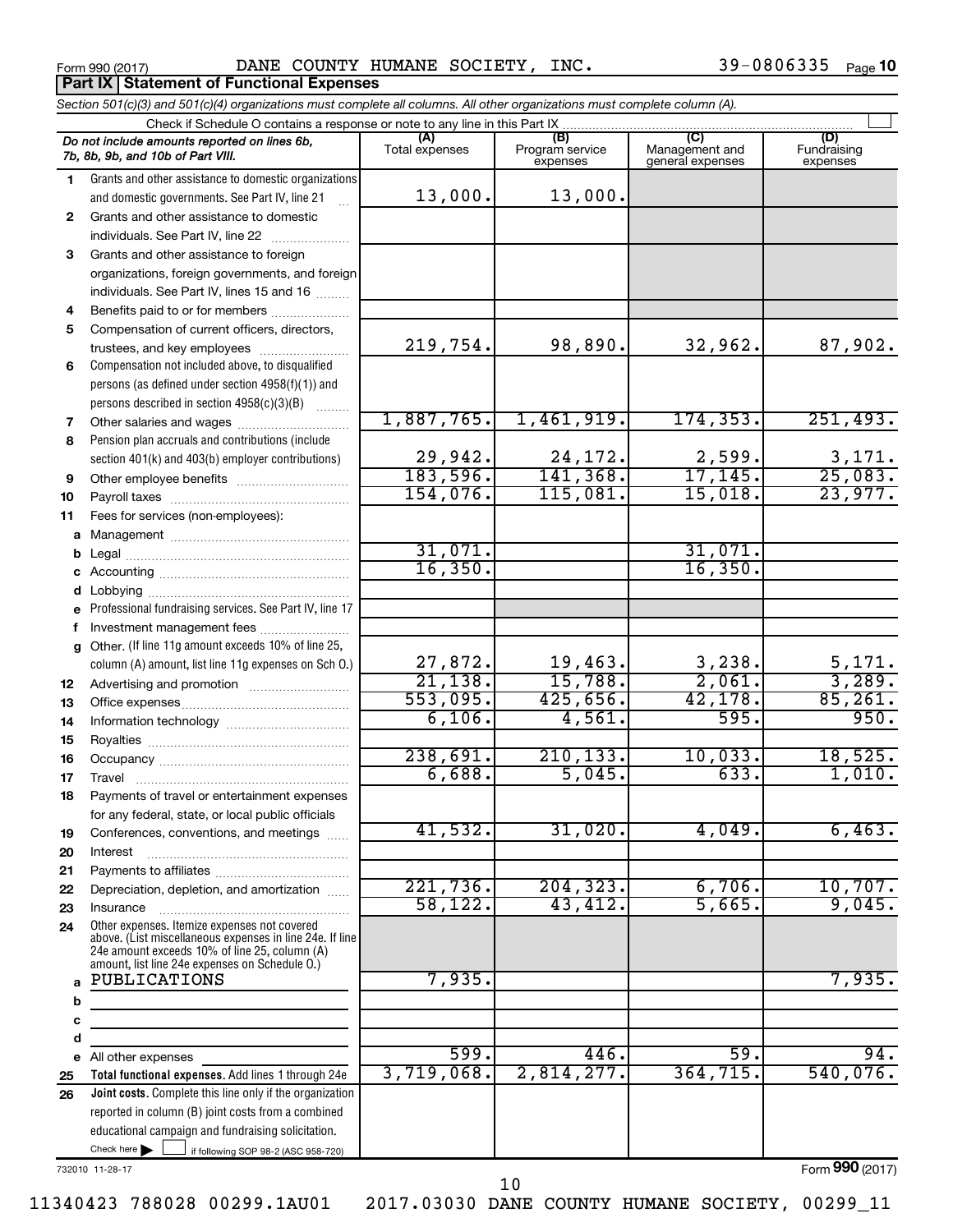Form 990 (2017) DANE COUNTY HUMANE SOCIETY, INC. 39-0806335 Page 10

## Part IX Statement of Functional Expenses

*Section 501(c)(3) and 501(c)(4) organizations must complete all columns. All other organizations must complete column (A).*

Check if Schedule O contains a response or note to any line in this Part IX

| *Do not include amounts reported on lines 6b, 7b, 8b, 9b, and 10b of Part VIII.* | (A) Total expenses | (B) Program service expenses | (C) Management and general expenses | (D) Fundraising expenses |
|---|---|---|---|---|
| **1** Grants and other assistance to domestic organizations and domestic governments. See Part IV, line 21 | 13,000. | 13,000. | | |
| **2** Grants and other assistance to domestic individuals. See Part IV, line 22 | | | | |
| **3** Grants and other assistance to foreign organizations, foreign governments, and foreign individuals. See Part IV, lines 15 and 16 | | | | |
| **4** Benefits paid to or for members | | | | |
| **5** Compensation of current officers, directors, trustees, and key employees | 219,754. | 98,890. | 32,962. | 87,902. |
| **6** Compensation not included above, to disqualified persons (as defined under section 4958(f)(1)) and persons described in section 4958(c)(3)(B) | | | | |
| **7** Other salaries and wages | 1,887,765. | 1,461,919. | 174,353. | 251,493. |
| **8** Pension plan accruals and contributions (include section 401(k) and 403(b) employer contributions) | 29,942. | 24,172. | 2,599. | 3,171. |
| **9** Other employee benefits | 183,596. | 141,368. | 17,145. | 25,083. |
| **10** Payroll taxes | 154,076. | 115,081. | 15,018. | 23,977. |
| **11** Fees for services (non-employees): | | | | |
| **a** Management | | | | |
| **b** Legal | 31,071. | | 31,071. | |
| **c** Accounting | 16,350. | | 16,350. | |
| **d** Lobbying | | | | |
| **e** Professional fundraising services. See Part IV, line 17 | | | | |
| **f** Investment management fees | | | | |
| **g** Other. (If line 11g amount exceeds 10% of line 25, column (A) amount, list line 11g expenses on Sch O.) | 27,872. | 19,463. | 3,238. | 5,171. |
| **12** Advertising and promotion | 21,138. | 15,788. | 2,061. | 3,289. |
| **13** Office expenses | 553,095. | 425,656. | 42,178. | 85,261. |
| **14** Information technology | 6,106. | 4,561. | 595. | 950. |
| **15** Royalties | | | | |
| **16** Occupancy | 238,691. | 210,133. | 10,033. | 18,525. |
| **17** Travel | 6,688. | 5,045. | 633. | 1,010. |
| **18** Payments of travel or entertainment expenses for any federal, state, or local public officials | | | | |
| **19** Conferences, conventions, and meetings | 41,532. | 31,020. | 4,049. | 6,463. |
| **20** Interest | | | | |
| **21** Payments to affiliates | | | | |
| **22** Depreciation, depletion, and amortization | 221,736. | 204,323. | 6,706. | 10,707. |
| **23** Insurance | 58,122. | 43,412. | 5,665. | 9,045. |
| **24** Other expenses. Itemize expenses not covered above. (List miscellaneous expenses in line 24e. If line 24e amount exceeds 10% of line 25, column (A) amount, list line 24e expenses on Schedule O.) | | | | |
| **a** PUBLICATIONS | 7,935. | | | 7,935. |
| **b** | | | | |
| **c** | | | | |
| **d** | | | | |
| **e** All other expenses | 599. | 446. | 59. | 94. |
| **25** **Total functional expenses.** Add lines 1 through 24e | 3,719,068. | 2,814,277. | 364,715. | 540,076. |
| **26** **Joint costs.** Complete this line only if the organization reported in column (B) joint costs from a combined educational campaign and fundraising solicitation. Check here ☐ if following SOP 98-2 (ASC 958-720) | | | | |

732010 11-28-17

Form **990** (2017)

11340423 788028 00299.1AU01 2017.03030 DANE COUNTY HUMANE SOCIETY, 00299_11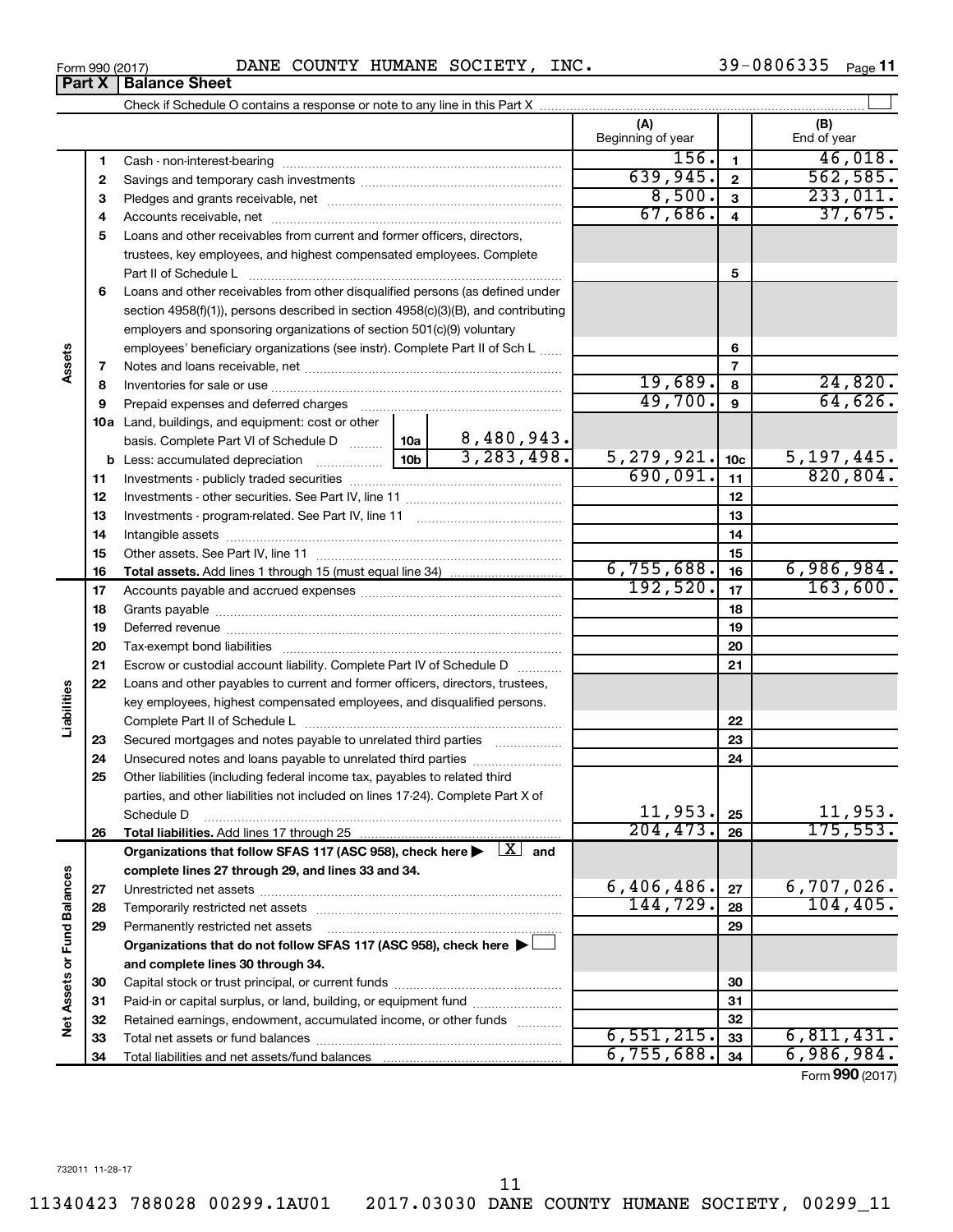Form 990 (2017) DANE COUNTY HUMANE SOCIETY, INC. 39-0806335 Page 11

**Part X | Balance Sheet**

Check if Schedule O contains a response or note to any line in this Part X ☐

| | | | | (A) Beginning of year | | (B) End of year |
|---|---|---|---|---|---|---|
| **Assets** | 1 | Cash - non-interest-bearing | | 156. | 1 | 46,018. |
| | 2 | Savings and temporary cash investments | | 639,945. | 2 | 562,585. |
| | 3 | Pledges and grants receivable, net | | 8,500. | 3 | 233,011. |
| | 4 | Accounts receivable, net | | 67,686. | 4 | 37,675. |
| | 5 | Loans and other receivables from current and former officers, directors, trustees, key employees, and highest compensated employees. Complete Part II of Schedule L | | | 5 | |
| | 6 | Loans and other receivables from other disqualified persons (as defined under section 4958(f)(1)), persons described in section 4958(c)(3)(B), and contributing employers and sponsoring organizations of section 501(c)(9) voluntary employees' beneficiary organizations (see instr). Complete Part II of Sch L | | | 6 | |
| | 7 | Notes and loans receivable, net | | | 7 | |
| | 8 | Inventories for sale or use | | 19,689. | 8 | 24,820. |
| | 9 | Prepaid expenses and deferred charges | | 49,700. | 9 | 64,626. |
| | 10a | Land, buildings, and equipment: cost or other basis. Complete Part VI of Schedule D | 10a: 8,480,943. | | | |
| | b | Less: accumulated depreciation | 10b: 3,283,498. | 5,279,921. | 10c | 5,197,445. |
| | 11 | Investments - publicly traded securities | | 690,091. | 11 | 820,804. |
| | 12 | Investments - other securities. See Part IV, line 11 | | | 12 | |
| | 13 | Investments - program-related. See Part IV, line 11 | | | 13 | |
| | 14 | Intangible assets | | | 14 | |
| | 15 | Other assets. See Part IV, line 11 | | | 15 | |
| | 16 | **Total assets.** Add lines 1 through 15 (must equal line 34) | | 6,755,688. | 16 | 6,986,984. |
| **Liabilities** | 17 | Accounts payable and accrued expenses | | 192,520. | 17 | 163,600. |
| | 18 | Grants payable | | | 18 | |
| | 19 | Deferred revenue | | | 19 | |
| | 20 | Tax-exempt bond liabilities | | | 20 | |
| | 21 | Escrow or custodial account liability. Complete Part IV of Schedule D | | | 21 | |
| | 22 | Loans and other payables to current and former officers, directors, trustees, key employees, highest compensated employees, and disqualified persons. Complete Part II of Schedule L | | | 22 | |
| | 23 | Secured mortgages and notes payable to unrelated third parties | | | 23 | |
| | 24 | Unsecured notes and loans payable to unrelated third parties | | | 24 | |
| | 25 | Other liabilities (including federal income tax, payables to related third parties, and other liabilities not included on lines 17-24). Complete Part X of Schedule D | | 11,953. | 25 | 11,953. |
| | 26 | **Total liabilities.** Add lines 17 through 25 | | 204,473. | 26 | 175,553. |
| **Net Assets or Fund Balances** | | **Organizations that follow SFAS 117 (ASC 958), check here ▶ [X] and complete lines 27 through 29, and lines 33 and 34.** | | | | |
| | 27 | Unrestricted net assets | | 6,406,486. | 27 | 6,707,026. |
| | 28 | Temporarily restricted net assets | | 144,729. | 28 | 104,405. |
| | 29 | Permanently restricted net assets | | | 29 | |
| | | **Organizations that do not follow SFAS 117 (ASC 958), check here ▶ [ ] and complete lines 30 through 34.** | | | | |
| | 30 | Capital stock or trust principal, or current funds | | | 30 | |
| | 31 | Paid-in or capital surplus, or land, building, or equipment fund | | | 31 | |
| | 32 | Retained earnings, endowment, accumulated income, or other funds | | | 32 | |
| | 33 | Total net assets or fund balances | | 6,551,215. | 33 | 6,811,431. |
| | 34 | Total liabilities and net assets/fund balances | | 6,755,688. | 34 | 6,986,984. |

Form **990** (2017)

732011 11-28-17

11340423 788028 00299.1AU01 2017.03030 DANE COUNTY HUMANE SOCIETY, 00299_11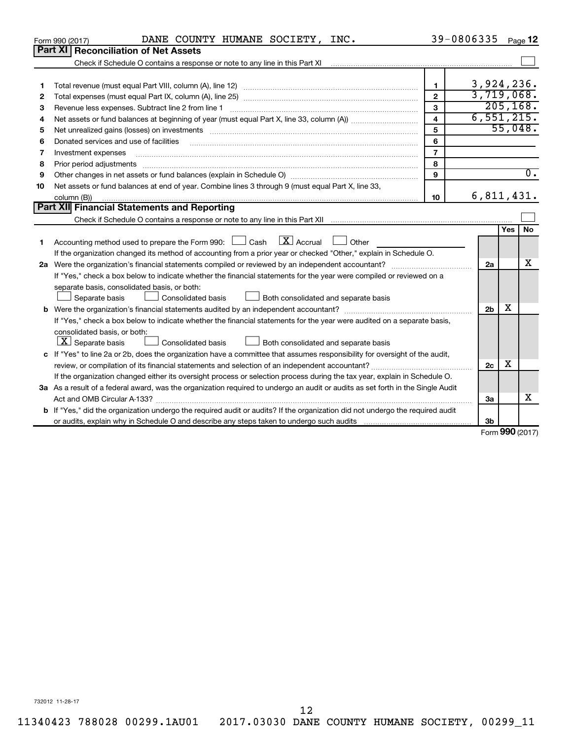Form 990 (2017) DANE COUNTY HUMANE SOCIETY, INC. 39-0806335 Page 12

## Part XI Reconciliation of Net Assets

Check if Schedule O contains a response or note to any line in this Part XI ☐

| | | | |
|---|---|---|---|
| 1 | Total revenue (must equal Part VIII, column (A), line 12) | 1 | 3,924,236. |
| 2 | Total expenses (must equal Part IX, column (A), line 25) | 2 | 3,719,068. |
| 3 | Revenue less expenses. Subtract line 2 from line 1 | 3 | 205,168. |
| 4 | Net assets or fund balances at beginning of year (must equal Part X, line 33, column (A)) | 4 | 6,551,215. |
| 5 | Net unrealized gains (losses) on investments | 5 | 55,048. |
| 6 | Donated services and use of facilities | 6 | |
| 7 | Investment expenses | 7 | |
| 8 | Prior period adjustments | 8 | |
| 9 | Other changes in net assets or fund balances (explain in Schedule O) | 9 | 0. |
| 10 | Net assets or fund balances at end of year. Combine lines 3 through 9 (must equal Part X, line 33, column (B)) | 10 | 6,811,431. |

## Part XII Financial Statements and Reporting

Check if Schedule O contains a response or note to any line in this Part XII ☐

| | | | Yes | No |
|---|---|---|---|---|
| 1 | Accounting method used to prepare the Form 990: ☐ Cash ☒ Accrual ☐ Other<br>If the organization changed its method of accounting from a prior year or checked "Other," explain in Schedule O. | | | |
| 2a | Were the organization's financial statements compiled or reviewed by an independent accountant?<br>If "Yes," check a box below to indicate whether the financial statements for the year were compiled or reviewed on a separate basis, consolidated basis, or both:<br>☐ Separate basis ☐ Consolidated basis ☐ Both consolidated and separate basis | 2a | | X |
| b | Were the organization's financial statements audited by an independent accountant?<br>If "Yes," check a box below to indicate whether the financial statements for the year were audited on a separate basis, consolidated basis, or both:<br>☒ Separate basis ☐ Consolidated basis ☐ Both consolidated and separate basis | 2b | X | |
| c | If "Yes" to line 2a or 2b, does the organization have a committee that assumes responsibility for oversight of the audit, review, or compilation of its financial statements and selection of an independent accountant?<br>If the organization changed either its oversight process or selection process during the tax year, explain in Schedule O. | 2c | X | |
| 3a | As a result of a federal award, was the organization required to undergo an audit or audits as set forth in the Single Audit Act and OMB Circular A-133? | 3a | | X |
| b | If "Yes," did the organization undergo the required audit or audits? If the organization did not undergo the required audit or audits, explain why in Schedule O and describe any steps taken to undergo such audits | 3b | | |

Form 990 (2017)

732012 11-28-17

11340423 788028 00299.1AU01 2017.03030 DANE COUNTY HUMANE SOCIETY, 00299_11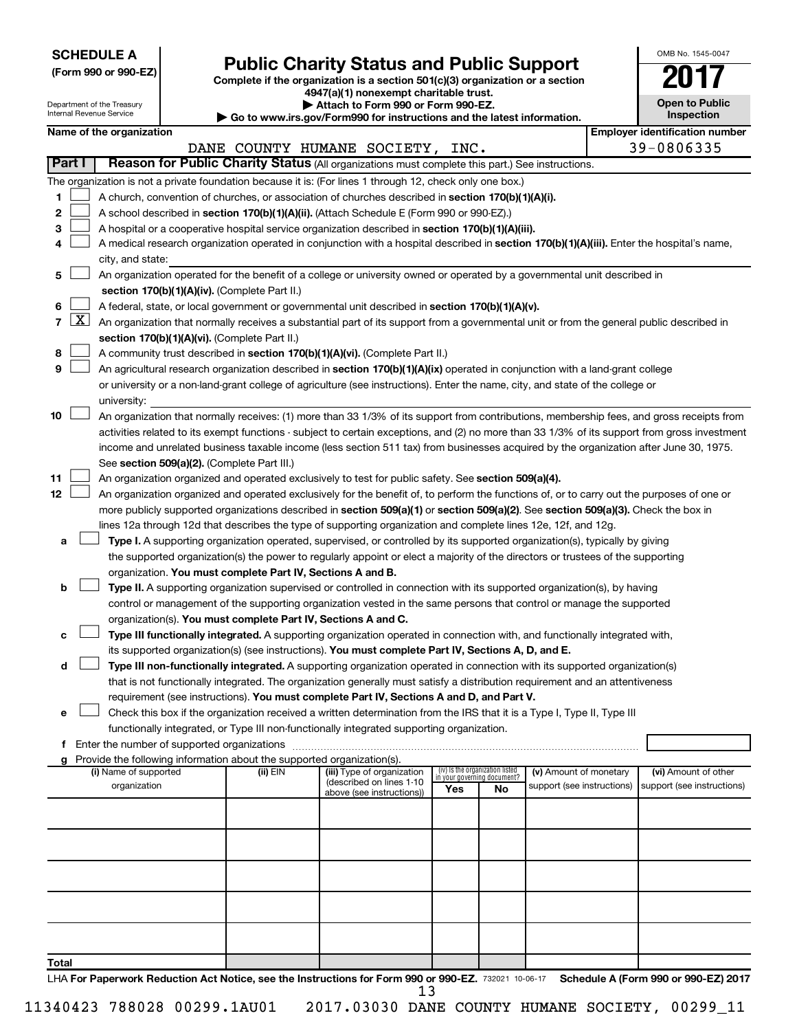**SCHEDULE A**
**(Form 990 or 990-EZ)**

Department of the Treasury
Internal Revenue Service

# Public Charity Status and Public Support

**Complete if the organization is a section 501(c)(3) organization or a section 4947(a)(1) nonexempt charitable trust.**
**▶ Attach to Form 990 or Form 990-EZ.**
**▶ Go to www.irs.gov/Form990 for instructions and the latest information.**

OMB No. 1545-0047
**2017**
**Open to Public Inspection**

**Name of the organization:** DANE COUNTY HUMANE SOCIETY, INC.
**Employer identification number:** 39-0806335

## Part I Reason for Public Charity Status (All organizations must complete this part.) See instructions.

The organization is not a private foundation because it is: (For lines 1 through 12, check only one box.)

1. [ ] A church, convention of churches, or association of churches described in **section 170(b)(1)(A)(i).**
2. [ ] A school described in **section 170(b)(1)(A)(ii).** (Attach Schedule E (Form 990 or 990-EZ).)
3. [ ] A hospital or a cooperative hospital service organization described in **section 170(b)(1)(A)(iii).**
4. [ ] A medical research organization operated in conjunction with a hospital described in **section 170(b)(1)(A)(iii).** Enter the hospital's name, city, and state: ______
5. [ ] An organization operated for the benefit of a college or university owned or operated by a governmental unit described in **section 170(b)(1)(A)(iv).** (Complete Part II.)
6. [ ] A federal, state, or local government or governmental unit described in **section 170(b)(1)(A)(v).**
7. [X] An organization that normally receives a substantial part of its support from a governmental unit or from the general public described in **section 170(b)(1)(A)(vi).** (Complete Part II.)
8. [ ] A community trust described in **section 170(b)(1)(A)(vi).** (Complete Part II.)
9. [ ] An agricultural research organization described in **section 170(b)(1)(A)(ix)** operated in conjunction with a land-grant college or university or a non-land-grant college of agriculture (see instructions). Enter the name, city, and state of the college or university: ______
10. [ ] An organization that normally receives: (1) more than 33 1/3% of its support from contributions, membership fees, and gross receipts from activities related to its exempt functions - subject to certain exceptions, and (2) no more than 33 1/3% of its support from gross investment income and unrelated business taxable income (less section 511 tax) from businesses acquired by the organization after June 30, 1975. See **section 509(a)(2).** (Complete Part III.)
11. [ ] An organization organized and operated exclusively to test for public safety. See **section 509(a)(4).**
12. [ ] An organization organized and operated exclusively for the benefit of, to perform the functions of, or to carry out the purposes of one or more publicly supported organizations described in **section 509(a)(1)** or **section 509(a)(2).** See **section 509(a)(3).** Check the box in lines 12a through 12d that describes the type of supporting organization and complete lines 12e, 12f, and 12g.
   - **a** [ ] **Type I.** A supporting organization operated, supervised, or controlled by its supported organization(s), typically by giving the supported organization(s) the power to regularly appoint or elect a majority of the directors or trustees of the supporting organization. **You must complete Part IV, Sections A and B.**
   - **b** [ ] **Type II.** A supporting organization supervised or controlled in connection with its supported organization(s), by having control or management of the supporting organization vested in the same persons that control or manage the supported organization(s). **You must complete Part IV, Sections A and C.**
   - **c** [ ] **Type III functionally integrated.** A supporting organization operated in connection with, and functionally integrated with, its supported organization(s) (see instructions). **You must complete Part IV, Sections A, D, and E.**
   - **d** [ ] **Type III non-functionally integrated.** A supporting organization operated in connection with its supported organization(s) that is not functionally integrated. The organization generally must satisfy a distribution requirement and an attentiveness requirement (see instructions). **You must complete Part IV, Sections A and D, and Part V.**
   - **e** [ ] Check this box if the organization received a written determination from the IRS that it is a Type I, Type II, Type III functionally integrated, or Type III non-functionally integrated supporting organization.
   - **f** Enter the number of supported organizations ______
   - **g** Provide the following information about the supported organization(s).

| (i) Name of supported organization | (ii) EIN | (iii) Type of organization (described on lines 1-10 above (see instructions)) | (iv) Is the organization listed in your governing document? Yes | No | (v) Amount of monetary support (see instructions) | (vi) Amount of other support (see instructions) |
|---|---|---|---|---|---|---|
| | | | | | | |
| | | | | | | |
| | | | | | | |
| | | | | | | |
| | | | | | | |
| **Total** | | | | | | |

LHA **For Paperwork Reduction Act Notice, see the Instructions for Form 990 or 990-EZ.** 732021 10-06-17 **Schedule A (Form 990 or 990-EZ) 2017**

11340423 788028 00299.1AU01 2017.03030 DANE COUNTY HUMANE SOCIETY, 00299_11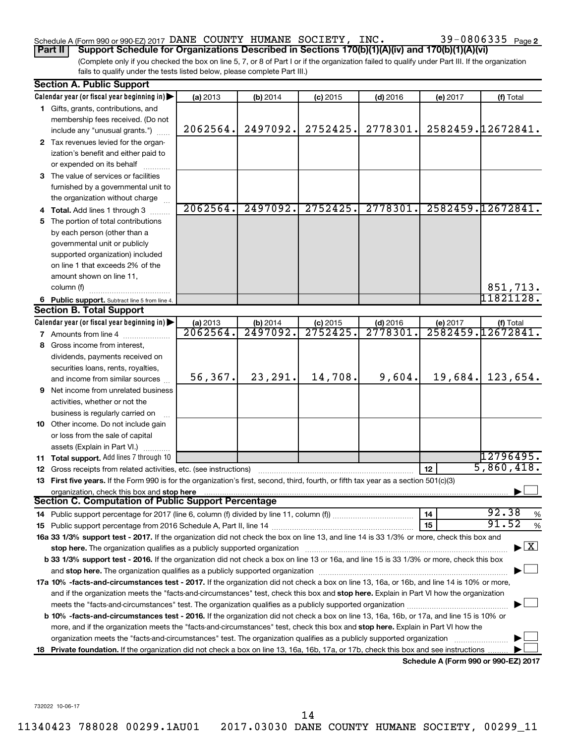Schedule A (Form 990 or 990-EZ) 2017 DANE COUNTY HUMANE SOCIETY, INC. 39-0806335 Page 2

**Part II** **Support Schedule for Organizations Described in Sections 170(b)(1)(A)(iv) and 170(b)(1)(A)(vi)**

(Complete only if you checked the box on line 5, 7, or 8 of Part I or if the organization failed to qualify under Part III. If the organization fails to qualify under the tests listed below, please complete Part III.)

## Section A. Public Support

| Calendar year (or fiscal year beginning in) ▶ | (a) 2013 | (b) 2014 | (c) 2015 | (d) 2016 | (e) 2017 | (f) Total |
|---|---|---|---|---|---|---|
| **1** Gifts, grants, contributions, and membership fees received. (Do not include any "unusual grants.") | 2062564. | 2497092. | 2752425. | 2778301. | 2582459. | 12672841. |
| **2** Tax revenues levied for the organization's benefit and either paid to or expended on its behalf | | | | | | |
| **3** The value of services or facilities furnished by a governmental unit to the organization without charge | | | | | | |
| **4 Total.** Add lines 1 through 3 | 2062564. | 2497092. | 2752425. | 2778301. | 2582459. | 12672841. |
| **5** The portion of total contributions by each person (other than a governmental unit or publicly supported organization) included on line 1 that exceeds 2% of the amount shown on line 11, column (f) | | | | | | 851,713. |
| **6 Public support.** Subtract line 5 from line 4. | | | | | | 11821128. |

## Section B. Total Support

| Calendar year (or fiscal year beginning in) ▶ | (a) 2013 | (b) 2014 | (c) 2015 | (d) 2016 | (e) 2017 | (f) Total |
|---|---|---|---|---|---|---|
| **7** Amounts from line 4 | 2062564. | 2497092. | 2752425. | 2778301. | 2582459. | 12672841. |
| **8** Gross income from interest, dividends, payments received on securities loans, rents, royalties, and income from similar sources | 56,367. | 23,291. | 14,708. | 9,604. | 19,684. | 123,654. |
| **9** Net income from unrelated business activities, whether or not the business is regularly carried on | | | | | | |
| **10** Other income. Do not include gain or loss from the sale of capital assets (Explain in Part VI.) | | | | | | |
| **11 Total support.** Add lines 7 through 10 | | | | | | 12796495. |
| **12** Gross receipts from related activities, etc. (see instructions) | | | | | 12 | 5,860,418. |

**13 First five years.** If the Form 990 is for the organization's first, second, third, fourth, or fifth tax year as a section 501(c)(3) organization, check this box and **stop here** ▶ ☐

## Section C. Computation of Public Support Percentage

| | | |
|---|---|---|
| **14** Public support percentage for 2017 (line 6, column (f) divided by line 11, column (f)) | 14 | 92.38 % |
| **15** Public support percentage from 2016 Schedule A, Part II, line 14 | 15 | 91.52 % |

**16a 33 1/3% support test - 2017.** If the organization did not check the box on line 13, and line 14 is 33 1/3% or more, check this box and **stop here.** The organization qualifies as a publicly supported organization ▶ ☒

**b 33 1/3% support test - 2016.** If the organization did not check a box on line 13 or 16a, and line 15 is 33 1/3% or more, check this box and **stop here.** The organization qualifies as a publicly supported organization ▶ ☐

**17a 10% -facts-and-circumstances test - 2017.** If the organization did not check a box on line 13, 16a, or 16b, and line 14 is 10% or more, and if the organization meets the "facts-and-circumstances" test, check this box and **stop here.** Explain in Part VI how the organization meets the "facts-and-circumstances" test. The organization qualifies as a publicly supported organization ▶ ☐

**b 10% -facts-and-circumstances test - 2016.** If the organization did not check a box on line 13, 16a, 16b, or 17a, and line 15 is 10% or more, and if the organization meets the "facts-and-circumstances" test, check this box and **stop here.** Explain in Part VI how the organization meets the "facts-and-circumstances" test. The organization qualifies as a publicly supported organization ▶ ☐

**18 Private foundation.** If the organization did not check a box on line 13, 16a, 16b, 17a, or 17b, check this box and see instructions ▶ ☐

**Schedule A (Form 990 or 990-EZ) 2017**

732022 10-06-17

11340423 788028 00299.1AU01 2017.03030 DANE COUNTY HUMANE SOCIETY, 00299_11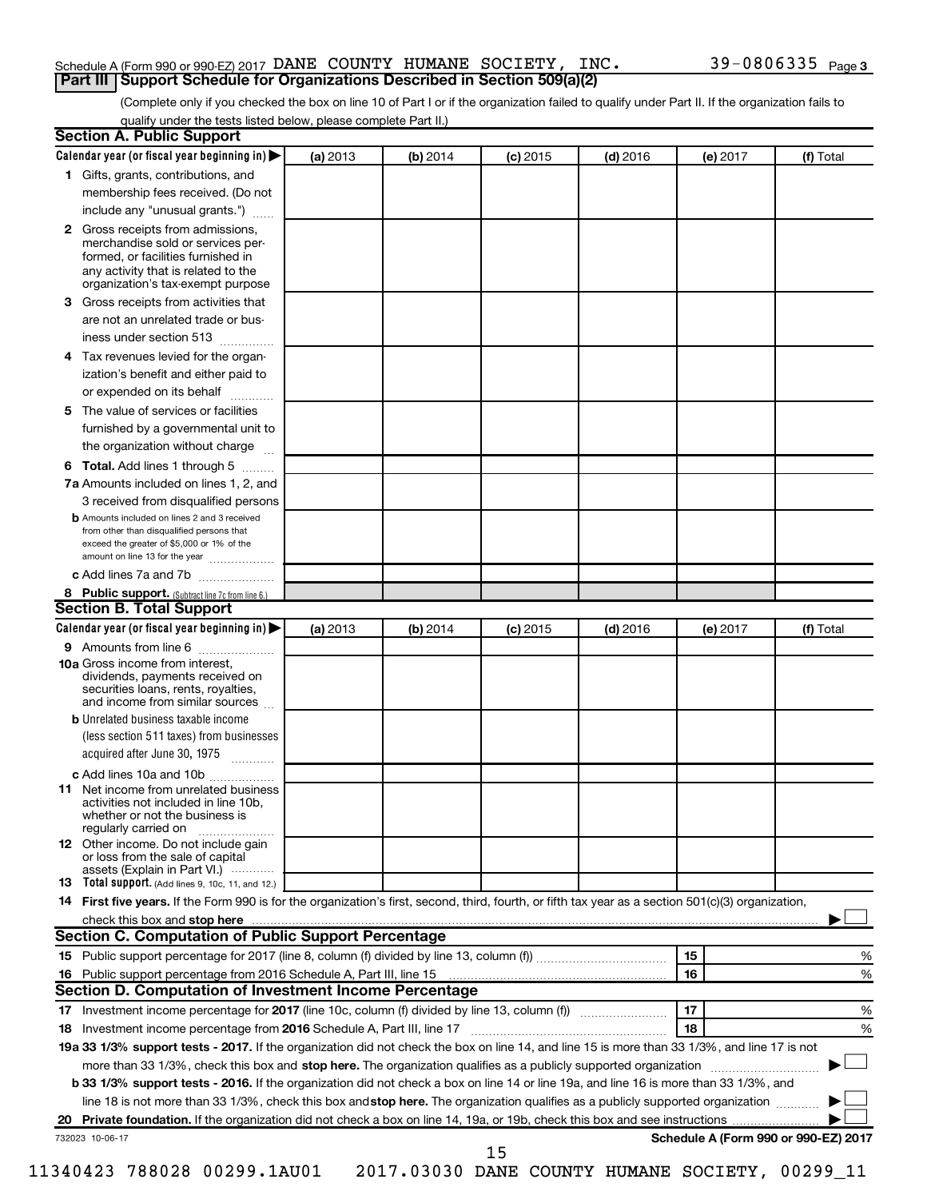Schedule A (Form 990 or 990-EZ) 2017 DANE COUNTY HUMANE SOCIETY, INC. 39-0806335 Page 3

## Part III Support Schedule for Organizations Described in Section 509(a)(2)

(Complete only if you checked the box on line 10 of Part I or if the organization failed to qualify under Part II. If the organization fails to qualify under the tests listed below, please complete Part II.)

### Section A. Public Support

| Calendar year (or fiscal year beginning in) ▶ | (a) 2013 | (b) 2014 | (c) 2015 | (d) 2016 | (e) 2017 | (f) Total |
|---|---|---|---|---|---|---|
| **1** Gifts, grants, contributions, and membership fees received. (Do not include any "unusual grants.") | | | | | | |
| **2** Gross receipts from admissions, merchandise sold or services performed, or facilities furnished in any activity that is related to the organization's tax-exempt purpose | | | | | | |
| **3** Gross receipts from activities that are not an unrelated trade or business under section 513 | | | | | | |
| **4** Tax revenues levied for the organization's benefit and either paid to or expended on its behalf | | | | | | |
| **5** The value of services or facilities furnished by a governmental unit to the organization without charge | | | | | | |
| **6 Total.** Add lines 1 through 5 | | | | | | |
| **7a** Amounts included on lines 1, 2, and 3 received from disqualified persons | | | | | | |
| **b** Amounts included on lines 2 and 3 received from other than disqualified persons that exceed the greater of $5,000 or 1% of the amount on line 13 for the year | | | | | | |
| **c** Add lines 7a and 7b | | | | | | |
| **8 Public support.** (Subtract line 7c from line 6.) | | | | | | |

### Section B. Total Support

| Calendar year (or fiscal year beginning in) ▶ | (a) 2013 | (b) 2014 | (c) 2015 | (d) 2016 | (e) 2017 | (f) Total |
|---|---|---|---|---|---|---|
| **9** Amounts from line 6 | | | | | | |
| **10a** Gross income from interest, dividends, payments received on securities loans, rents, royalties, and income from similar sources | | | | | | |
| **b** Unrelated business taxable income (less section 511 taxes) from businesses acquired after June 30, 1975 | | | | | | |
| **c** Add lines 10a and 10b | | | | | | |
| **11** Net income from unrelated business activities not included in line 10b, whether or not the business is regularly carried on | | | | | | |
| **12** Other income. Do not include gain or loss from the sale of capital assets (Explain in Part VI.) | | | | | | |
| **13 Total support.** (Add lines 9, 10c, 11, and 12.) | | | | | | |

**14 First five years.** If the Form 990 is for the organization's first, second, third, fourth, or fifth tax year as a section 501(c)(3) organization, check this box and **stop here** ▶ ☐

### Section C. Computation of Public Support Percentage

| | | | |
|---|---|---|---|
| **15** Public support percentage for 2017 (line 8, column (f) divided by line 13, column (f)) | 15 | | % |
| **16** Public support percentage from 2016 Schedule A, Part III, line 15 | 16 | | % |

### Section D. Computation of Investment Income Percentage

| | | | |
|---|---|---|---|
| **17** Investment income percentage for **2017** (line 10c, column (f) divided by line 13, column (f)) | 17 | | % |
| **18** Investment income percentage from **2016** Schedule A, Part III, line 17 | 18 | | % |

**19a 33 1/3% support tests - 2017.** If the organization did not check the box on line 14, and line 15 is more than 33 1/3%, and line 17 is not more than 33 1/3%, check this box and **stop here.** The organization qualifies as a publicly supported organization ▶ ☐

**b 33 1/3% support tests - 2016.** If the organization did not check a box on line 14 or line 19a, and line 16 is more than 33 1/3%, and line 18 is not more than 33 1/3%, check this box and **stop here.** The organization qualifies as a publicly supported organization ▶ ☐

**20 Private foundation.** If the organization did not check a box on line 14, 19a, or 19b, check this box and see instructions ▶ ☐

732023 10-06-17 **Schedule A (Form 990 or 990-EZ) 2017**

11340423 788028 00299.1AU01 2017.03030 DANE COUNTY HUMANE SOCIETY, 00299_11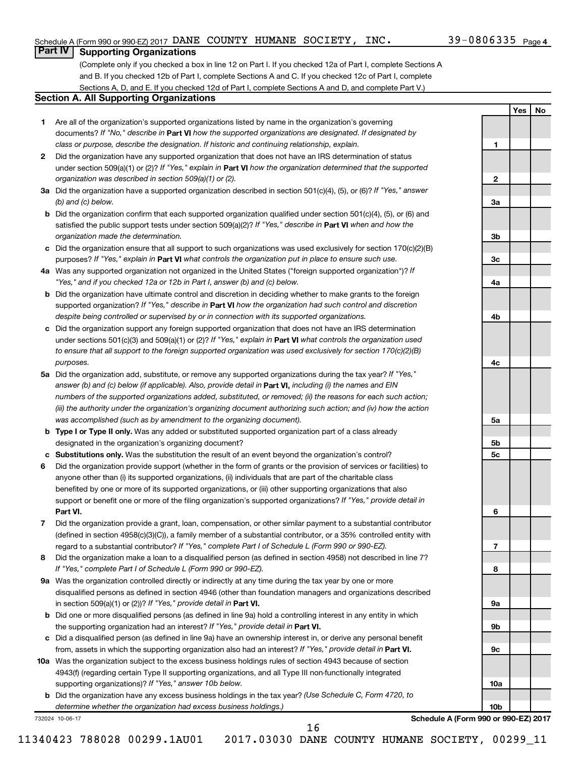## Part IV Supporting Organizations

(Complete only if you checked a box in line 12 on Part I. If you checked 12a of Part I, complete Sections A and B. If you checked 12b of Part I, complete Sections A and C. If you checked 12c of Part I, complete Sections A, D, and E. If you checked 12d of Part I, complete Sections A and D, and complete Part V.)

### Section A. All Supporting Organizations

| | | | Yes | No |
|---|---|---|---|---|
| 1 | Are all of the organization's supported organizations listed by name in the organization's governing documents? *If "No," describe in* **Part VI** *how the supported organizations are designated. If designated by class or purpose, describe the designation. If historic and continuing relationship, explain.* | 1 | | |
| 2 | Did the organization have any supported organization that does not have an IRS determination of status under section 509(a)(1) or (2)? *If "Yes," explain in* **Part VI** *how the organization determined that the supported organization was described in section 509(a)(1) or (2).* | 2 | | |
| 3a | Did the organization have a supported organization described in section 501(c)(4), (5), or (6)? *If "Yes," answer (b) and (c) below.* | 3a | | |
| b | Did the organization confirm that each supported organization qualified under section 501(c)(4), (5), or (6) and satisfied the public support tests under section 509(a)(2)? *If "Yes," describe in* **Part VI** *when and how the organization made the determination.* | 3b | | |
| c | Did the organization ensure that all support to such organizations was used exclusively for section 170(c)(2)(B) purposes? *If "Yes," explain in* **Part VI** *what controls the organization put in place to ensure such use.* | 3c | | |
| 4a | Was any supported organization not organized in the United States ("foreign supported organization")? *If "Yes," and if you checked 12a or 12b in Part I, answer (b) and (c) below.* | 4a | | |
| b | Did the organization have ultimate control and discretion in deciding whether to make grants to the foreign supported organization? *If "Yes," describe in* **Part VI** *how the organization had such control and discretion despite being controlled or supervised by or in connection with its supported organizations.* | 4b | | |
| c | Did the organization support any foreign supported organization that does not have an IRS determination under sections 501(c)(3) and 509(a)(1) or (2)? *If "Yes," explain in* **Part VI** *what controls the organization used to ensure that all support to the foreign supported organization was used exclusively for section 170(c)(2)(B) purposes.* | 4c | | |
| 5a | Did the organization add, substitute, or remove any supported organizations during the tax year? *If "Yes," answer (b) and (c) below (if applicable). Also, provide detail in* **Part VI,** *including (i) the names and EIN numbers of the supported organizations added, substituted, or removed; (ii) the reasons for each such action; (iii) the authority under the organization's organizing document authorizing such action; and (iv) how the action was accomplished (such as by amendment to the organizing document).* | 5a | | |
| b | **Type I or Type II only.** Was any added or substituted supported organization part of a class already designated in the organization's organizing document? | 5b | | |
| c | **Substitutions only.** Was the substitution the result of an event beyond the organization's control? | 5c | | |
| 6 | Did the organization provide support (whether in the form of grants or the provision of services or facilities) to anyone other than (i) its supported organizations, (ii) individuals that are part of the charitable class benefited by one or more of its supported organizations, or (iii) other supporting organizations that also support or benefit one or more of the filing organization's supported organizations? *If "Yes," provide detail in* **Part VI.** | 6 | | |
| 7 | Did the organization provide a grant, loan, compensation, or other similar payment to a substantial contributor (defined in section 4958(c)(3)(C)), a family member of a substantial contributor, or a 35% controlled entity with regard to a substantial contributor? *If "Yes," complete Part I of Schedule L (Form 990 or 990-EZ).* | 7 | | |
| 8 | Did the organization make a loan to a disqualified person (as defined in section 4958) not described in line 7? *If "Yes," complete Part I of Schedule L (Form 990 or 990-EZ).* | 8 | | |
| 9a | Was the organization controlled directly or indirectly at any time during the tax year by one or more disqualified persons as defined in section 4946 (other than foundation managers and organizations described in section 509(a)(1) or (2))? *If "Yes," provide detail in* **Part VI.** | 9a | | |
| b | Did one or more disqualified persons (as defined in line 9a) hold a controlling interest in any entity in which the supporting organization had an interest? *If "Yes," provide detail in* **Part VI.** | 9b | | |
| c | Did a disqualified person (as defined in line 9a) have an ownership interest in, or derive any personal benefit from, assets in which the supporting organization also had an interest? *If "Yes," provide detail in* **Part VI.** | 9c | | |
| 10a | Was the organization subject to the excess business holdings rules of section 4943 because of section 4943(f) (regarding certain Type II supporting organizations, and all Type III non-functionally integrated supporting organizations)? *If "Yes," answer 10b below.* | 10a | | |
| b | Did the organization have any excess business holdings in the tax year? *(Use Schedule C, Form 4720, to determine whether the organization had excess business holdings.)* | 10b | | |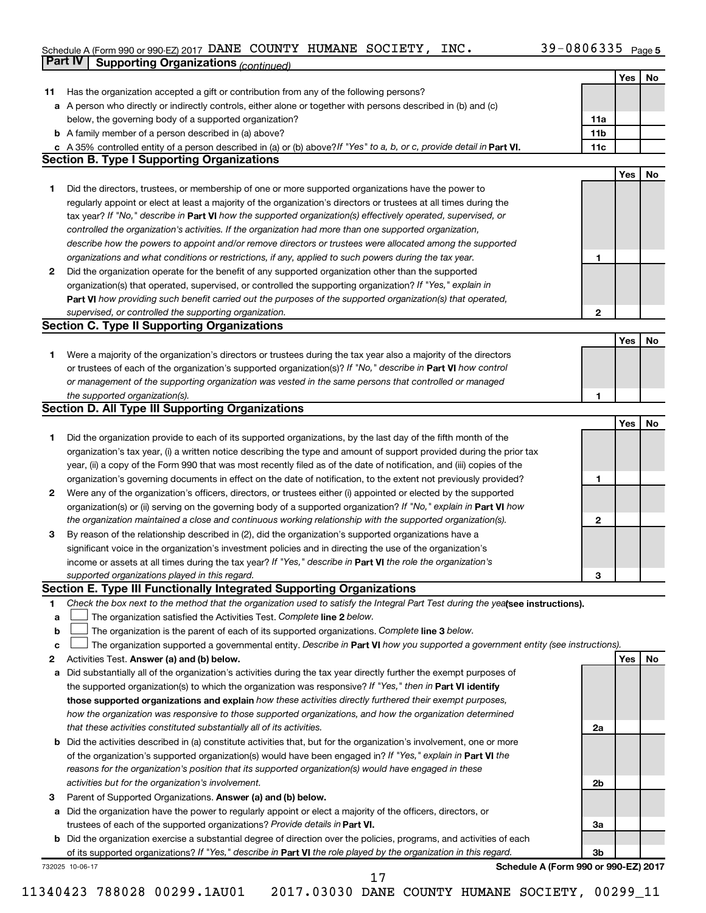Schedule A (Form 990 or 990-EZ) 2017 DANE COUNTY HUMANE SOCIETY, INC. 39-0806335 Page 5

## Part IV Supporting Organizations *(continued)*

| | | | Yes | No |
|---|---|---|---|---|
| **11** | Has the organization accepted a gift or contribution from any of the following persons? | | | |
| **a** | A person who directly or indirectly controls, either alone or together with persons described in (b) and (c) below, the governing body of a supported organization? | 11a | | |
| **b** | A family member of a person described in (a) above? | 11b | | |
| **c** | A 35% controlled entity of a person described in (a) or (b) above? *If "Yes" to a, b, or c, provide detail in* **Part VI.** | 11c | | |

### Section B. Type I Supporting Organizations

| | | | Yes | No |
|---|---|---|---|---|
| **1** | Did the directors, trustees, or membership of one or more supported organizations have the power to regularly appoint or elect at least a majority of the organization's directors or trustees at all times during the tax year? *If "No," describe in* **Part VI** *how the supported organization(s) effectively operated, supervised, or controlled the organization's activities. If the organization had more than one supported organization, describe how the powers to appoint and/or remove directors or trustees were allocated among the supported organizations and what conditions or restrictions, if any, applied to such powers during the tax year.* | 1 | | |
| **2** | Did the organization operate for the benefit of any supported organization other than the supported organization(s) that operated, supervised, or controlled the supporting organization? *If "Yes," explain in* **Part VI** *how providing such benefit carried out the purposes of the supported organization(s) that operated, supervised, or controlled the supporting organization.* | 2 | | |

### Section C. Type II Supporting Organizations

| | | | Yes | No |
|---|---|---|---|---|
| **1** | Were a majority of the organization's directors or trustees during the tax year also a majority of the directors or trustees of each of the organization's supported organization(s)? *If "No," describe in* **Part VI** *how control or management of the supporting organization was vested in the same persons that controlled or managed the supported organization(s).* | 1 | | |

### Section D. All Type III Supporting Organizations

| | | | Yes | No |
|---|---|---|---|---|
| **1** | Did the organization provide to each of its supported organizations, by the last day of the fifth month of the organization's tax year, (i) a written notice describing the type and amount of support provided during the prior tax year, (ii) a copy of the Form 990 that was most recently filed as of the date of notification, and (iii) copies of the organization's governing documents in effect on the date of notification, to the extent not previously provided? | 1 | | |
| **2** | Were any of the organization's officers, directors, or trustees either (i) appointed or elected by the supported organization(s) or (ii) serving on the governing body of a supported organization? *If "No," explain in* **Part VI** *how the organization maintained a close and continuous working relationship with the supported organization(s).* | 2 | | |
| **3** | By reason of the relationship described in (2), did the organization's supported organizations have a significant voice in the organization's investment policies and in directing the use of the organization's income or assets at all times during the tax year? *If "Yes," describe in* **Part VI** *the role the organization's supported organizations played in this regard.* | 3 | | |

### Section E. Type III Functionally Integrated Supporting Organizations

**1** *Check the box next to the method that the organization used to satisfy the Integral Part Test during the year* **(see instructions).**

- **a** ☐ The organization satisfied the Activities Test. *Complete* **line 2** *below.*
- **b** ☐ The organization is the parent of each of its supported organizations. *Complete* **line 3** *below.*
- **c** ☐ The organization supported a governmental entity. *Describe in* **Part VI** *how you supported a government entity (see instructions).*

| | | | Yes | No |
|---|---|---|---|---|
| **2** | Activities Test. **Answer (a) and (b) below.** | | | |
| **a** | Did substantially all of the organization's activities during the tax year directly further the exempt purposes of the supported organization(s) to which the organization was responsive? *If "Yes," then in* **Part VI identify those supported organizations and explain** *how these activities directly furthered their exempt purposes, how the organization was responsive to those supported organizations, and how the organization determined that these activities constituted substantially all of its activities.* | 2a | | |
| **b** | Did the activities described in (a) constitute activities that, but for the organization's involvement, one or more of the organization's supported organization(s) would have been engaged in? *If "Yes," explain in* **Part VI** *the reasons for the organization's position that its supported organization(s) would have engaged in these activities but for the organization's involvement.* | 2b | | |
| **3** | Parent of Supported Organizations. **Answer (a) and (b) below.** | | | |
| **a** | Did the organization have the power to regularly appoint or elect a majority of the officers, directors, or trustees of each of the supported organizations? *Provide details in* **Part VI.** | 3a | | |
| **b** | Did the organization exercise a substantial degree of direction over the policies, programs, and activities of each of its supported organizations? *If "Yes," describe in* **Part VI** *the role played by the organization in this regard.* | 3b | | |

732025 10-06-17 **Schedule A (Form 990 or 990-EZ) 2017**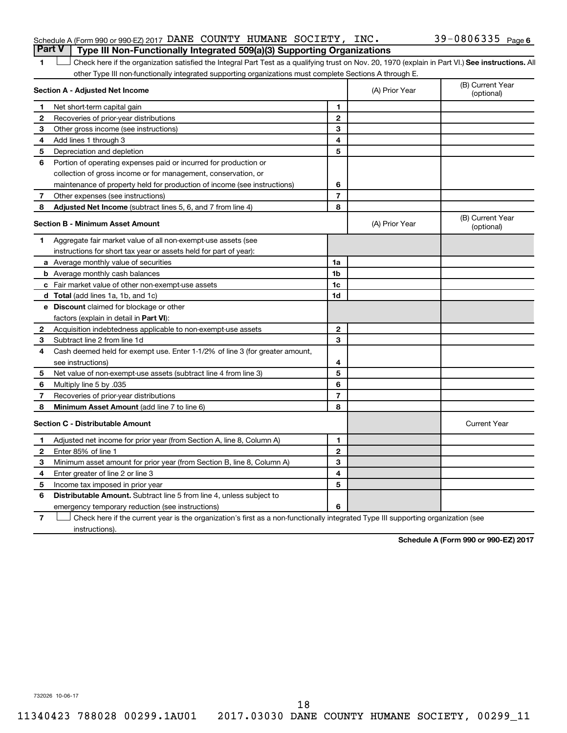Schedule A (Form 990 or 990-EZ) 2017 DANE COUNTY HUMANE SOCIETY, INC. 39-0806335 Page 6

## Part V Type III Non-Functionally Integrated 509(a)(3) Supporting Organizations

1 ☐ Check here if the organization satisfied the Integral Part Test as a qualifying trust on Nov. 20, 1970 (explain in Part VI.) **See instructions.** All other Type III non-functionally integrated supporting organizations must complete Sections A through E.

| **Section A - Adjusted Net Income** | | | (A) Prior Year | (B) Current Year (optional) |
|---|---|---|---|---|
| 1 | Net short-term capital gain | 1 | | |
| 2 | Recoveries of prior-year distributions | 2 | | |
| 3 | Other gross income (see instructions) | 3 | | |
| 4 | Add lines 1 through 3 | 4 | | |
| 5 | Depreciation and depletion | 5 | | |
| 6 | Portion of operating expenses paid or incurred for production or collection of gross income or for management, conservation, or maintenance of property held for production of income (see instructions) | 6 | | |
| 7 | Other expenses (see instructions) | 7 | | |
| 8 | **Adjusted Net Income** (subtract lines 5, 6, and 7 from line 4) | 8 | | |

| **Section B - Minimum Asset Amount** | | | (A) Prior Year | (B) Current Year (optional) |
|---|---|---|---|---|
| 1 | Aggregate fair market value of all non-exempt-use assets (see instructions for short tax year or assets held for part of year): | | | |
| a | Average monthly value of securities | 1a | | |
| b | Average monthly cash balances | 1b | | |
| c | Fair market value of other non-exempt-use assets | 1c | | |
| d | **Total** (add lines 1a, 1b, and 1c) | 1d | | |
| e | **Discount** claimed for blockage or other factors (explain in detail in **Part VI**): | | | |
| 2 | Acquisition indebtedness applicable to non-exempt-use assets | 2 | | |
| 3 | Subtract line 2 from line 1d | 3 | | |
| 4 | Cash deemed held for exempt use. Enter 1-1/2% of line 3 (for greater amount, see instructions) | 4 | | |
| 5 | Net value of non-exempt-use assets (subtract line 4 from line 3) | 5 | | |
| 6 | Multiply line 5 by .035 | 6 | | |
| 7 | Recoveries of prior-year distributions | 7 | | |
| 8 | **Minimum Asset Amount** (add line 7 to line 6) | 8 | | |

| **Section C - Distributable Amount** | | | | Current Year |
|---|---|---|---|---|
| 1 | Adjusted net income for prior year (from Section A, line 8, Column A) | 1 | | |
| 2 | Enter 85% of line 1 | 2 | | |
| 3 | Minimum asset amount for prior year (from Section B, line 8, Column A) | 3 | | |
| 4 | Enter greater of line 2 or line 3 | 4 | | |
| 5 | Income tax imposed in prior year | 5 | | |
| 6 | **Distributable Amount.** Subtract line 5 from line 4, unless subject to emergency temporary reduction (see instructions) | 6 | | |

7 ☐ Check here if the current year is the organization's first as a non-functionally integrated Type III supporting organization (see instructions).

**Schedule A (Form 990 or 990-EZ) 2017**

732026 10-06-17

11340423 788028 00299.1AU01 2017.03030 DANE COUNTY HUMANE SOCIETY, 00299_11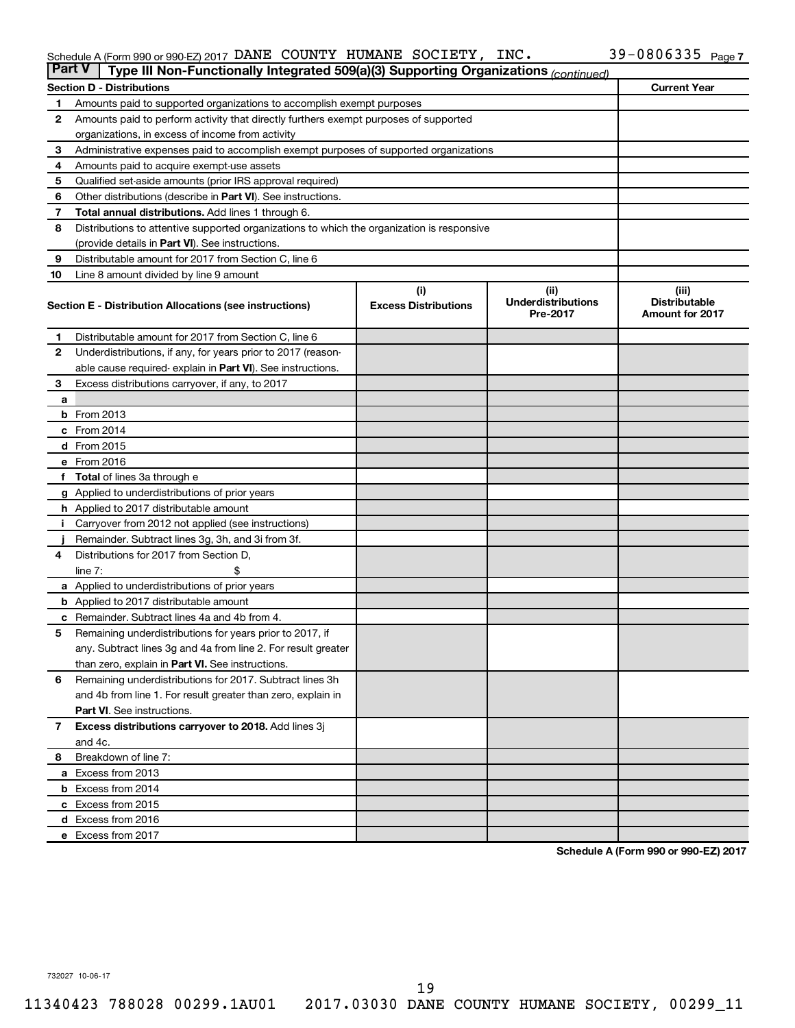Schedule A (Form 990 or 990-EZ) 2017 DANE COUNTY HUMANE SOCIETY, INC. 39-0806335 Page 7

## Part V Type III Non-Functionally Integrated 509(a)(3) Supporting Organizations *(continued)*

| Section D - Distributions | | Current Year |
|---|---|---|
| 1 | Amounts paid to supported organizations to accomplish exempt purposes | |
| 2 | Amounts paid to perform activity that directly furthers exempt purposes of supported organizations, in excess of income from activity | |
| 3 | Administrative expenses paid to accomplish exempt purposes of supported organizations | |
| 4 | Amounts paid to acquire exempt-use assets | |
| 5 | Qualified set-aside amounts (prior IRS approval required) | |
| 6 | Other distributions (describe in **Part VI**). See instructions. | |
| 7 | **Total annual distributions.** Add lines 1 through 6. | |
| 8 | Distributions to attentive supported organizations to which the organization is responsive (provide details in **Part VI**). See instructions. | |
| 9 | Distributable amount for 2017 from Section C, line 6 | |
| 10 | Line 8 amount divided by line 9 amount | |

| Section E - Distribution Allocations (see instructions) | (i) Excess Distributions | (ii) Underdistributions Pre-2017 | (iii) Distributable Amount for 2017 |
|---|---|---|---|
| **1** Distributable amount for 2017 from Section C, line 6 | | | |
| **2** Underdistributions, if any, for years prior to 2017 (reasonable cause required- explain in **Part VI**). See instructions. | | | |
| **3** Excess distributions carryover, if any, to 2017 | | | |
| **a** | | | |
| **b** From 2013 | | | |
| **c** From 2014 | | | |
| **d** From 2015 | | | |
| **e** From 2016 | | | |
| **f** **Total** of lines 3a through e | | | |
| **g** Applied to underdistributions of prior years | | | |
| **h** Applied to 2017 distributable amount | | | |
| **i** Carryover from 2012 not applied (see instructions) | | | |
| **j** Remainder. Subtract lines 3g, 3h, and 3i from 3f. | | | |
| **4** Distributions for 2017 from Section D, line 7: $ | | | |
| **a** Applied to underdistributions of prior years | | | |
| **b** Applied to 2017 distributable amount | | | |
| **c** Remainder. Subtract lines 4a and 4b from 4. | | | |
| **5** Remaining underdistributions for years prior to 2017, if any. Subtract lines 3g and 4a from line 2. For result greater than zero, explain in **Part VI.** See instructions. | | | |
| **6** Remaining underdistributions for 2017. Subtract lines 3h and 4b from line 1. For result greater than zero, explain in **Part VI**. See instructions. | | | |
| **7** **Excess distributions carryover to 2018.** Add lines 3j and 4c. | | | |
| **8** Breakdown of line 7: | | | |
| **a** Excess from 2013 | | | |
| **b** Excess from 2014 | | | |
| **c** Excess from 2015 | | | |
| **d** Excess from 2016 | | | |
| **e** Excess from 2017 | | | |

**Schedule A (Form 990 or 990-EZ) 2017**

732027 10-06-17

11340423 788028 00299.1AU01 2017.03030 DANE COUNTY HUMANE SOCIETY, 00299_11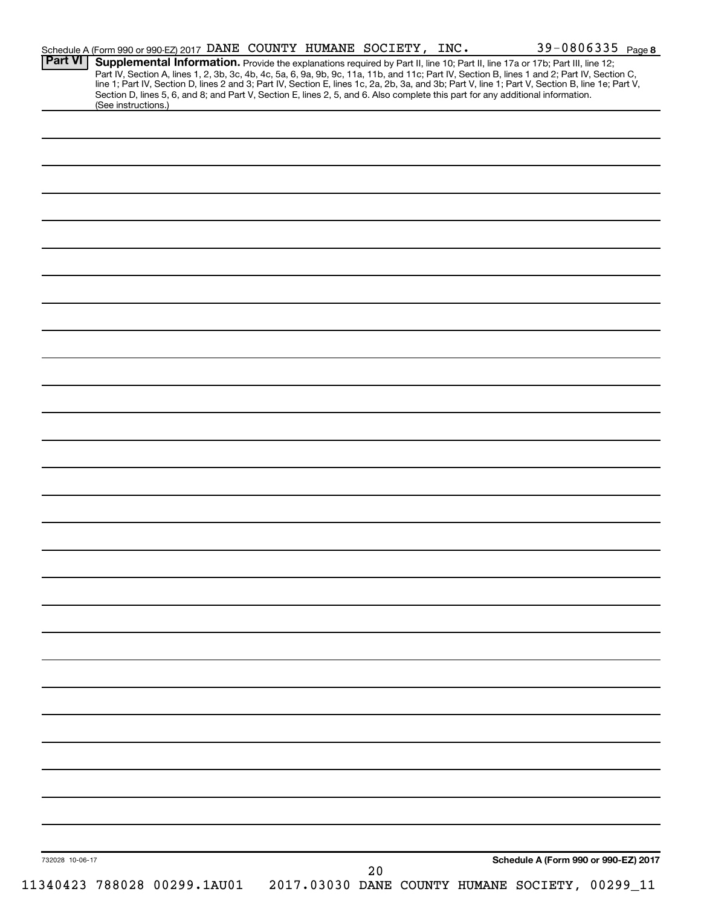Schedule A (Form 990 or 990-EZ) 2017 DANE COUNTY HUMANE SOCIETY, INC. 39-0806335 Page 8

**Part VI** **Supplemental Information.** Provide the explanations required by Part II, line 10; Part II, line 17a or 17b; Part III, line 12; Part IV, Section A, lines 1, 2, 3b, 3c, 4b, 4c, 5a, 6, 9a, 9b, 9c, 11a, 11b, and 11c; Part IV, Section B, lines 1 and 2; Part IV, Section C, line 1; Part IV, Section D, lines 2 and 3; Part IV, Section E, lines 1c, 2a, 2b, 3a, and 3b; Part V, line 1; Part V, Section B, line 1e; Part V, Section D, lines 5, 6, and 8; and Part V, Section E, lines 2, 5, and 6. Also complete this part for any additional information. (See instructions.)

732028 10-06-17

**Schedule A (Form 990 or 990-EZ) 2017**

11340423 788028 00299.1AU01 2017.03030 DANE COUNTY HUMANE SOCIETY, 00299_11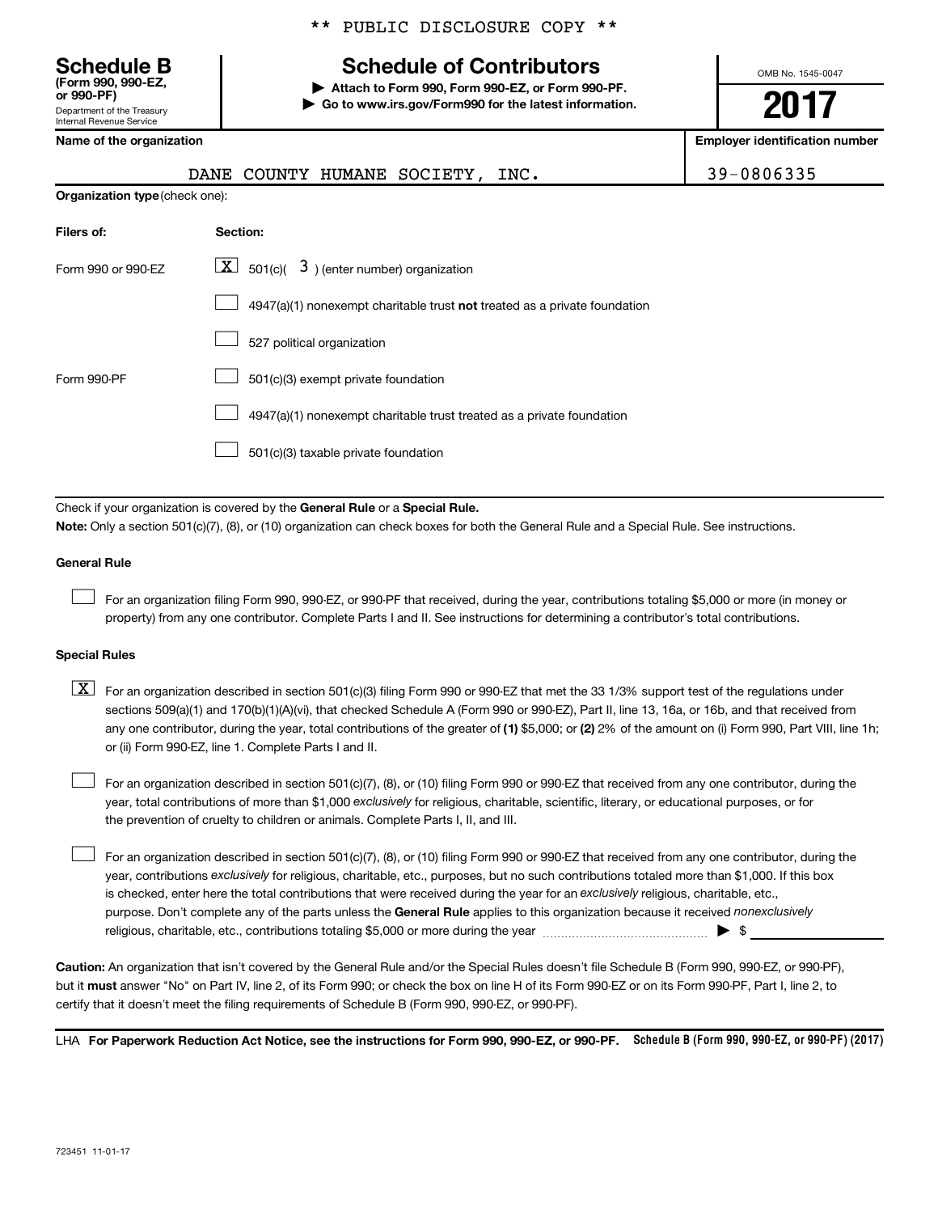\*\* PUBLIC DISCLOSURE COPY \*\*

# Schedule B
**(Form 990, 990-EZ, or 990-PF)**
Department of the Treasury
Internal Revenue Service

## Schedule of Contributors

**▶ Attach to Form 990, Form 990-EZ, or Form 990-PF.**
**▶ Go to www.irs.gov/Form990 for the latest information.**

OMB No. 1545-0047

**2017**

| Name of the organization | Employer identification number |
|---|---|
| DANE COUNTY HUMANE SOCIETY, INC. | 39-0806335 |

**Organization type** (check one):

| Filers of: | Section: |
|---|---|
| Form 990 or 990-EZ | [X] 501(c)( 3 ) (enter number) organization |
| | [ ] 4947(a)(1) nonexempt charitable trust **not** treated as a private foundation |
| | [ ] 527 political organization |
| Form 990-PF | [ ] 501(c)(3) exempt private foundation |
| | [ ] 4947(a)(1) nonexempt charitable trust treated as a private foundation |
| | [ ] 501(c)(3) taxable private foundation |

Check if your organization is covered by the **General Rule** or a **Special Rule.**

**Note:** Only a section 501(c)(7), (8), or (10) organization can check boxes for both the General Rule and a Special Rule. See instructions.

**General Rule**

[ ] For an organization filing Form 990, 990-EZ, or 990-PF that received, during the year, contributions totaling $5,000 or more (in money or property) from any one contributor. Complete Parts I and II. See instructions for determining a contributor's total contributions.

**Special Rules**

[X] For an organization described in section 501(c)(3) filing Form 990 or 990-EZ that met the 33 1/3% support test of the regulations under sections 509(a)(1) and 170(b)(1)(A)(vi), that checked Schedule A (Form 990 or 990-EZ), Part II, line 13, 16a, or 16b, and that received from any one contributor, during the year, total contributions of the greater of **(1)** $5,000; or **(2)** 2% of the amount on (i) Form 990, Part VIII, line 1h; or (ii) Form 990-EZ, line 1. Complete Parts I and II.

[ ] For an organization described in section 501(c)(7), (8), or (10) filing Form 990 or 990-EZ that received from any one contributor, during the year, total contributions of more than $1,000 *exclusively* for religious, charitable, scientific, literary, or educational purposes, or for the prevention of cruelty to children or animals. Complete Parts I, II, and III.

[ ] For an organization described in section 501(c)(7), (8), or (10) filing Form 990 or 990-EZ that received from any one contributor, during the year, contributions *exclusively* for religious, charitable, etc., purposes, but no such contributions totaled more than $1,000. If this box is checked, enter here the total contributions that were received during the year for an *exclusively* religious, charitable, etc., purpose. Don't complete any of the parts unless the **General Rule** applies to this organization because it received *nonexclusively* religious, charitable, etc., contributions totaling $5,000 or more during the year ▶ $

**Caution:** An organization that isn't covered by the General Rule and/or the Special Rules doesn't file Schedule B (Form 990, 990-EZ, or 990-PF), but it **must** answer "No" on Part IV, line 2, of its Form 990; or check the box on line H of its Form 990-EZ or on its Form 990-PF, Part I, line 2, to certify that it doesn't meet the filing requirements of Schedule B (Form 990, 990-EZ, or 990-PF).

LHA **For Paperwork Reduction Act Notice, see the instructions for Form 990, 990-EZ, or 990-PF.** **Schedule B (Form 990, 990-EZ, or 990-PF) (2017)**

723451 11-01-17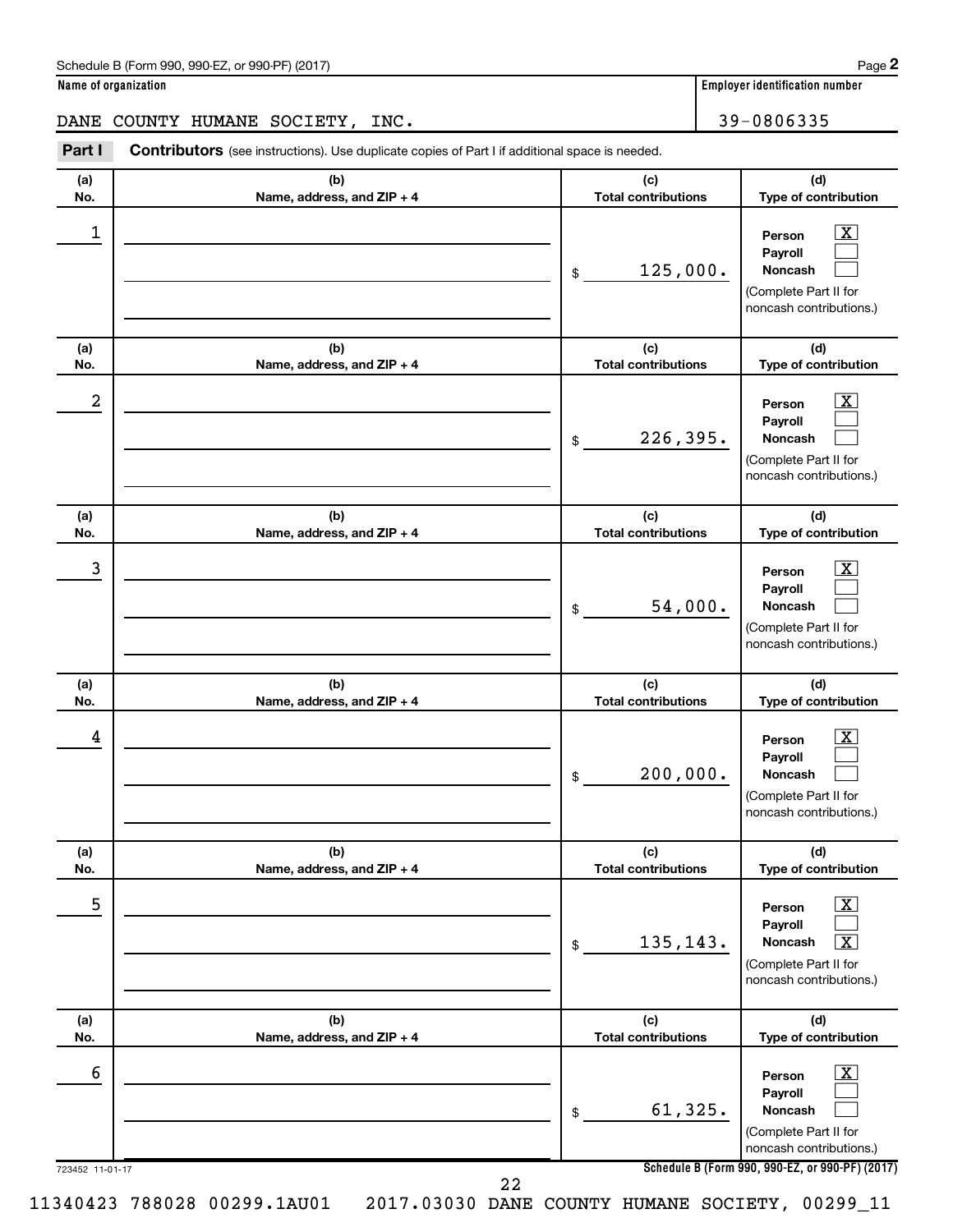Schedule B (Form 990, 990-EZ, or 990-PF) (2017) Page **2**

**Name of organization** DANE COUNTY HUMANE SOCIETY, INC.

**Employer identification number** 39-0806335

**Part I** **Contributors** (see instructions). Use duplicate copies of Part I if additional space is needed.

| (a) No. | (b) Name, address, and ZIP + 4 | (c) Total contributions | (d) Type of contribution |
|---|---|---|---|
| 1 | | $ 125,000. | Person [X] Payroll [ ] Noncash [ ] (Complete Part II for noncash contributions.) |
| 2 | | $ 226,395. | Person [X] Payroll [ ] Noncash [ ] (Complete Part II for noncash contributions.) |
| 3 | | $ 54,000. | Person [X] Payroll [ ] Noncash [ ] (Complete Part II for noncash contributions.) |
| 4 | | $ 200,000. | Person [X] Payroll [ ] Noncash [ ] (Complete Part II for noncash contributions.) |
| 5 | | $ 135,143. | Person [X] Payroll [ ] Noncash [X] (Complete Part II for noncash contributions.) |
| 6 | | $ 61,325. | Person [X] Payroll [ ] Noncash [ ] (Complete Part II for noncash contributions.) |

723452 11-01-17 **Schedule B (Form 990, 990-EZ, or 990-PF) (2017)**

11340423 788028 00299.1AU01 2017.03030 DANE COUNTY HUMANE SOCIETY, 00299_11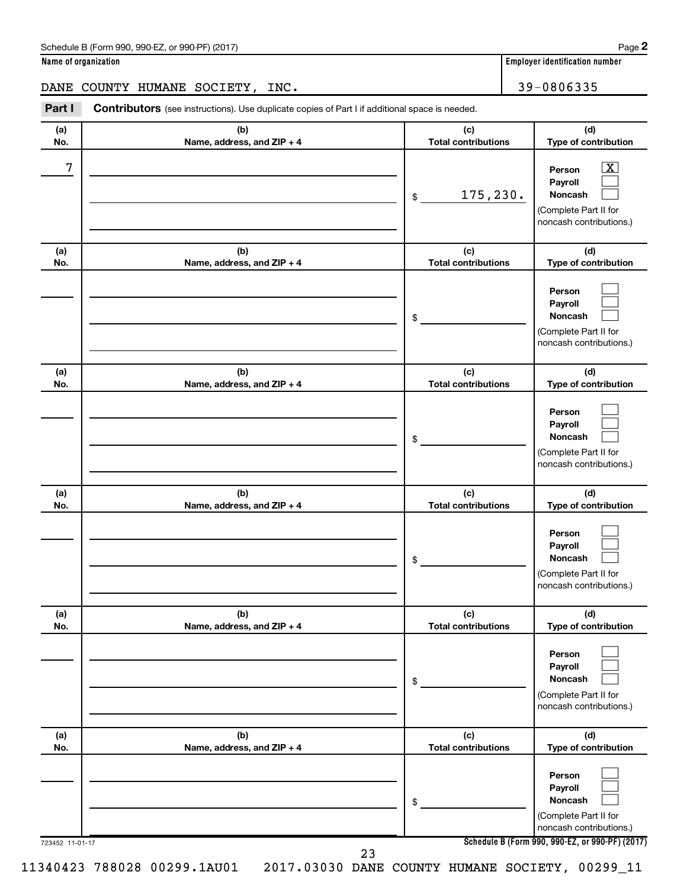Schedule B (Form 990, 990-EZ, or 990-PF) (2017)

**Name of organization**

DANE COUNTY HUMANE SOCIETY, INC.

**Employer identification number**

39-0806335

**Part I** **Contributors** (see instructions). Use duplicate copies of Part I if additional space is needed.

| (a) No. | (b) Name, address, and ZIP + 4 | (c) Total contributions | (d) Type of contribution |
|---|---|---|---|
| 7 | | $ 175,230. | Person [X] Payroll [ ] Noncash [ ] (Complete Part II for noncash contributions.) |
| | | $ | Person [ ] Payroll [ ] Noncash [ ] (Complete Part II for noncash contributions.) |
| | | $ | Person [ ] Payroll [ ] Noncash [ ] (Complete Part II for noncash contributions.) |
| | | $ | Person [ ] Payroll [ ] Noncash [ ] (Complete Part II for noncash contributions.) |
| | | $ | Person [ ] Payroll [ ] Noncash [ ] (Complete Part II for noncash contributions.) |
| | | $ | Person [ ] Payroll [ ] Noncash [ ] (Complete Part II for noncash contributions.) |

723452 11-01-17

**Schedule B (Form 990, 990-EZ, or 990-PF) (2017)**

11340423 788028 00299.1AU01 2017.03030 DANE COUNTY HUMANE SOCIETY, 00299_11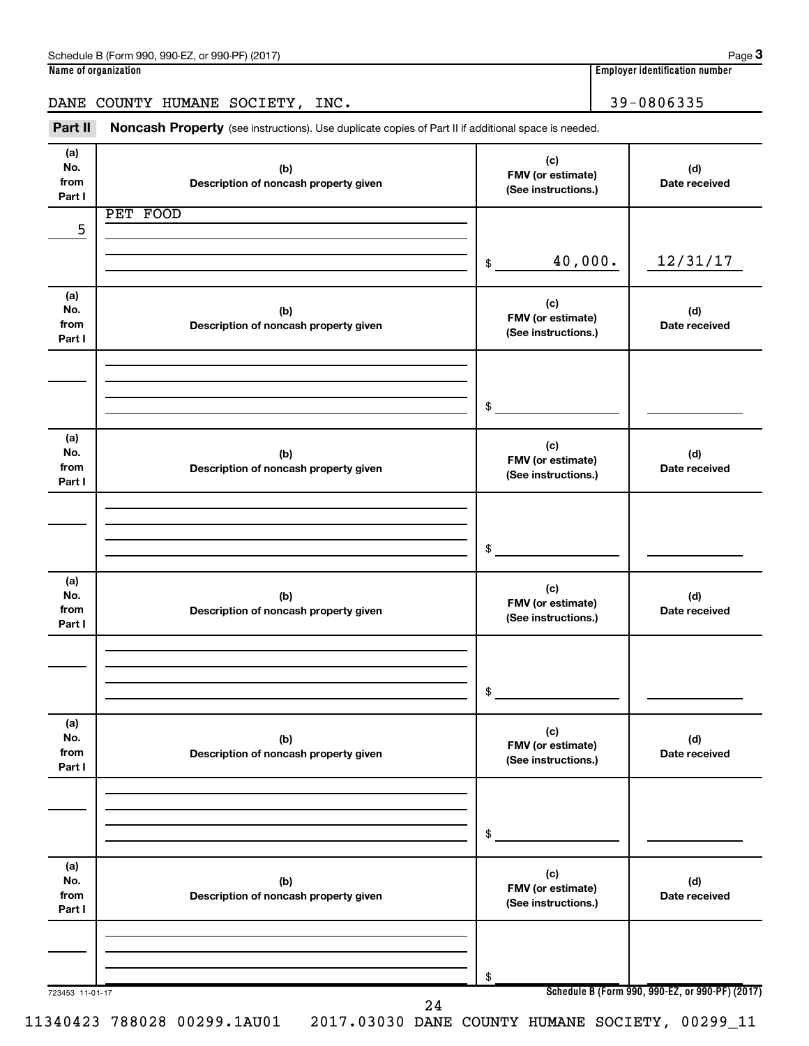Schedule B (Form 990, 990-EZ, or 990-PF) (2017)

**Name of organization**

DANE COUNTY HUMANE SOCIETY, INC.

**Employer identification number**

39-0806335

## Part II Noncash Property

(see instructions). Use duplicate copies of Part II if additional space is needed.

| (a) No. from Part I | (b) Description of noncash property given | (c) FMV (or estimate) (See instructions.) | (d) Date received |
|---|---|---|---|
| 5 | PET FOOD | $ 40,000. | 12/31/17 |
| | | $ | |
| | | $ | |
| | | $ | |
| | | $ | |
| | | $ | |

723453 11-01-17

Schedule B (Form 990, 990-EZ, or 990-PF) (2017)

11340423 788028 00299.1AU01 2017.03030 DANE COUNTY HUMANE SOCIETY, 00299_11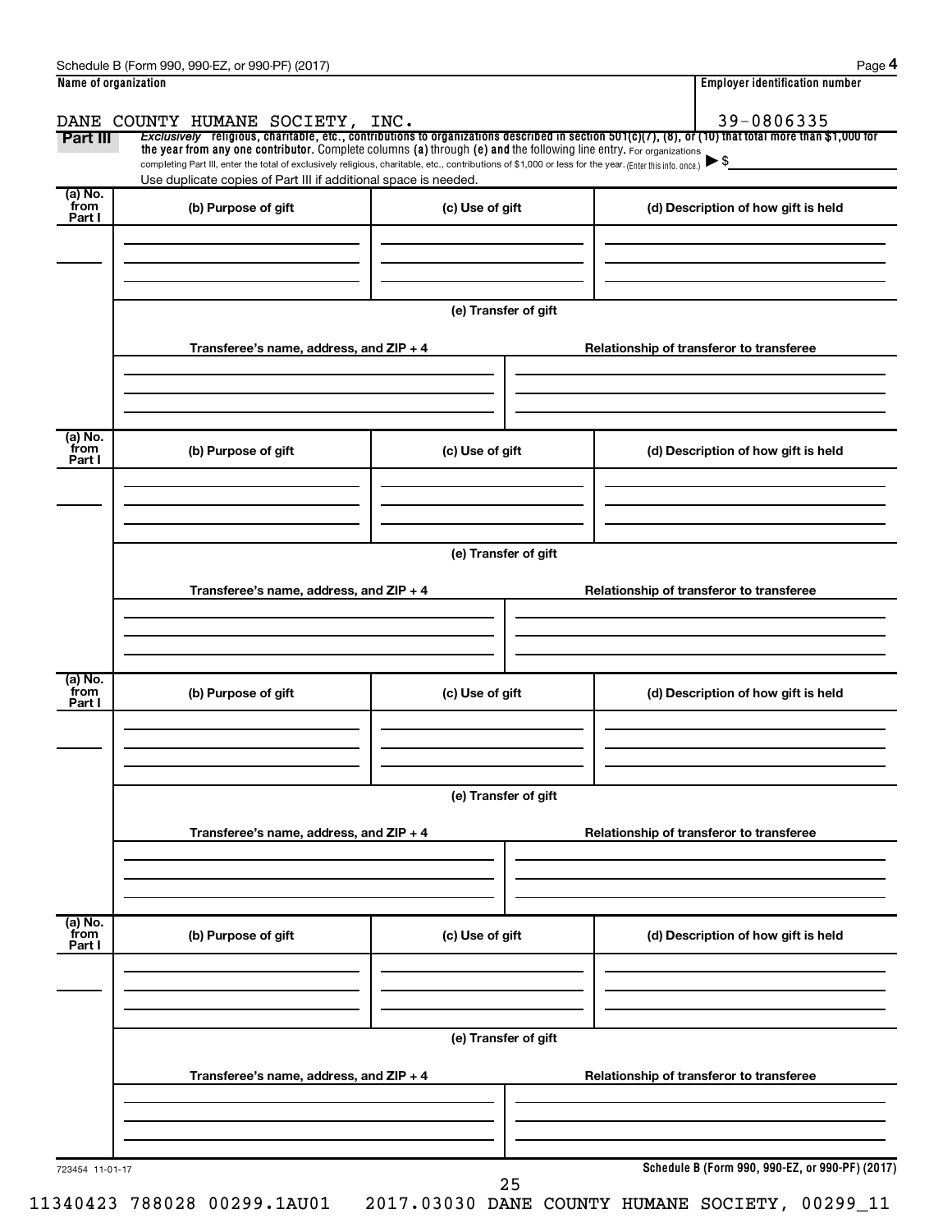Schedule B (Form 990, 990-EZ, or 990-PF) (2017)

**Name of organization**

DANE COUNTY HUMANE SOCIETY, INC.

**Employer identification number**

39-0806335

**Part III** *Exclusively* religious, charitable, etc., contributions to organizations described in section 501(c)(7), (8), or (10) that total more than $1,000 for the year from any one contributor. Complete columns (a) through (e) and the following line entry. For organizations completing Part III, enter the total of exclusively religious, charitable, etc., contributions of $1,000 or less for the year. (Enter this info. once.) ▶ $

Use duplicate copies of Part III if additional space is needed.

| (a) No. from Part I | (b) Purpose of gift | (c) Use of gift | (d) Description of how gift is held |
|---|---|---|---|
| | | | |

**(e) Transfer of gift**

| Transferee's name, address, and ZIP + 4 | Relationship of transferor to transferee |
|---|---|
| | |

| (a) No. from Part I | (b) Purpose of gift | (c) Use of gift | (d) Description of how gift is held |
|---|---|---|---|
| | | | |

**(e) Transfer of gift**

| Transferee's name, address, and ZIP + 4 | Relationship of transferor to transferee |
|---|---|
| | |

| (a) No. from Part I | (b) Purpose of gift | (c) Use of gift | (d) Description of how gift is held |
|---|---|---|---|
| | | | |

**(e) Transfer of gift**

| Transferee's name, address, and ZIP + 4 | Relationship of transferor to transferee |
|---|---|
| | |

| (a) No. from Part I | (b) Purpose of gift | (c) Use of gift | (d) Description of how gift is held |
|---|---|---|---|
| | | | |

**(e) Transfer of gift**

| Transferee's name, address, and ZIP + 4 | Relationship of transferor to transferee |
|---|---|
| | |

723454 11-01-17

**Schedule B (Form 990, 990-EZ, or 990-PF) (2017)**

11340423 788028 00299.1AU01 2017.03030 DANE COUNTY HUMANE SOCIETY, 00299_11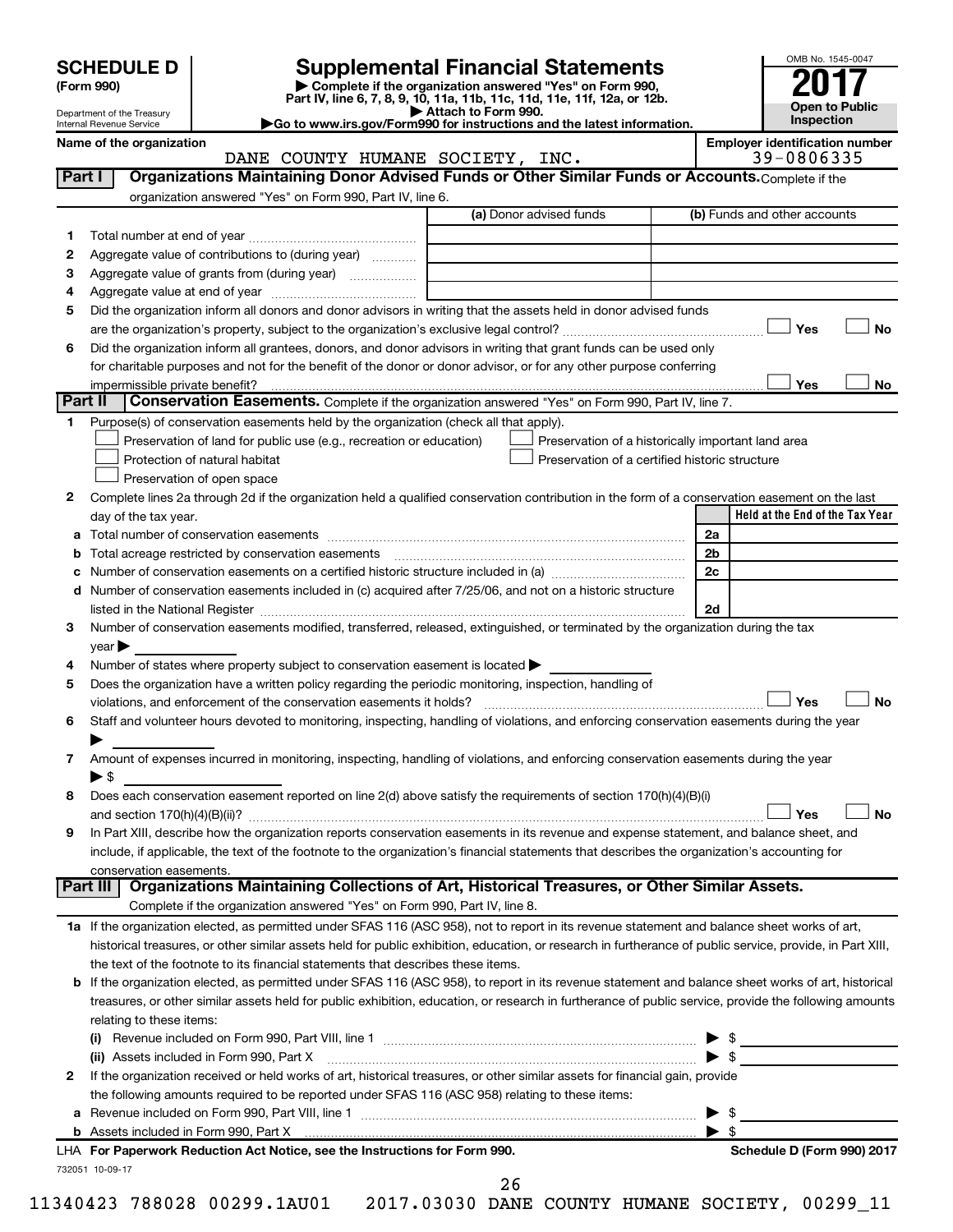# SCHEDULE D (Form 990)

Department of the Treasury
Internal Revenue Service

## Supplemental Financial Statements

▶ Complete if the organization answered "Yes" on Form 990, Part IV, line 6, 7, 8, 9, 10, 11a, 11b, 11c, 11d, 11e, 11f, 12a, or 12b.
▶ Attach to Form 990.
▶Go to www.irs.gov/Form990 for instructions and the latest information.

OMB No. 1545-0047
**2017**
**Open to Public Inspection**

**Name of the organization:** DANE COUNTY HUMANE SOCIETY, INC.
**Employer identification number:** 39-0806335

### Part I — Organizations Maintaining Donor Advised Funds or Other Similar Funds or Accounts.
Complete if the organization answered "Yes" on Form 990, Part IV, line 6.

| | | (a) Donor advised funds | (b) Funds and other accounts |
|---|---|---|---|
| 1 | Total number at end of year | | |
| 2 | Aggregate value of contributions to (during year) | | |
| 3 | Aggregate value of grants from (during year) | | |
| 4 | Aggregate value at end of year | | |

5 Did the organization inform all donors and donor advisors in writing that the assets held in donor advised funds are the organization's property, subject to the organization's exclusive legal control? ☐ Yes ☐ No

6 Did the organization inform all grantees, donors, and donor advisors in writing that grant funds can be used only for charitable purposes and not for the benefit of the donor or donor advisor, or for any other purpose conferring impermissible private benefit? ☐ Yes ☐ No

### Part II — Conservation Easements.
Complete if the organization answered "Yes" on Form 990, Part IV, line 7.

1 Purpose(s) of conservation easements held by the organization (check all that apply).
- ☐ Preservation of land for public use (e.g., recreation or education)
- ☐ Protection of natural habitat
- ☐ Preservation of open space
- ☐ Preservation of a historically important land area
- ☐ Preservation of a certified historic structure

2 Complete lines 2a through 2d if the organization held a qualified conservation contribution in the form of a conservation easement on the last day of the tax year.

| | | | Held at the End of the Tax Year |
|---|---|---|---|
| a | Total number of conservation easements | 2a | |
| b | Total acreage restricted by conservation easements | 2b | |
| c | Number of conservation easements on a certified historic structure included in (a) | 2c | |
| d | Number of conservation easements included in (c) acquired after 7/25/06, and not on a historic structure listed in the National Register | 2d | |

3 Number of conservation easements modified, transferred, released, extinguished, or terminated by the organization during the tax year ▶

4 Number of states where property subject to conservation easement is located ▶

5 Does the organization have a written policy regarding the periodic monitoring, inspection, handling of violations, and enforcement of the conservation easements it holds? ☐ Yes ☐ No

6 Staff and volunteer hours devoted to monitoring, inspecting, handling of violations, and enforcing conservation easements during the year ▶

7 Amount of expenses incurred in monitoring, inspecting, handling of violations, and enforcing conservation easements during the year ▶ $

8 Does each conservation easement reported on line 2(d) above satisfy the requirements of section 170(h)(4)(B)(i) and section 170(h)(4)(B)(ii)? ☐ Yes ☐ No

9 In Part XIII, describe how the organization reports conservation easements in its revenue and expense statement, and balance sheet, and include, if applicable, the text of the footnote to the organization's financial statements that describes the organization's accounting for conservation easements.

### Part III — Organizations Maintaining Collections of Art, Historical Treasures, or Other Similar Assets.
Complete if the organization answered "Yes" on Form 990, Part IV, line 8.

1a If the organization elected, as permitted under SFAS 116 (ASC 958), not to report in its revenue statement and balance sheet works of art, historical treasures, or other similar assets held for public exhibition, education, or research in furtherance of public service, provide, in Part XIII, the text of the footnote to its financial statements that describes these items.

b If the organization elected, as permitted under SFAS 116 (ASC 958), to report in its revenue statement and balance sheet works of art, historical treasures, or other similar assets held for public exhibition, education, or research in furtherance of public service, provide the following amounts relating to these items:

(i) Revenue included on Form 990, Part VIII, line 1 ▶ $

(ii) Assets included in Form 990, Part X ▶ $

2 If the organization received or held works of art, historical treasures, or other similar assets for financial gain, provide the following amounts required to be reported under SFAS 116 (ASC 958) relating to these items:

a Revenue included on Form 990, Part VIII, line 1 ▶ $

b Assets included in Form 990, Part X ▶ $

LHA **For Paperwork Reduction Act Notice, see the Instructions for Form 990.** **Schedule D (Form 990) 2017**

732051 10-09-17

11340423 788028 00299.1AU01 2017.03030 DANE COUNTY HUMANE SOCIETY, 00299_11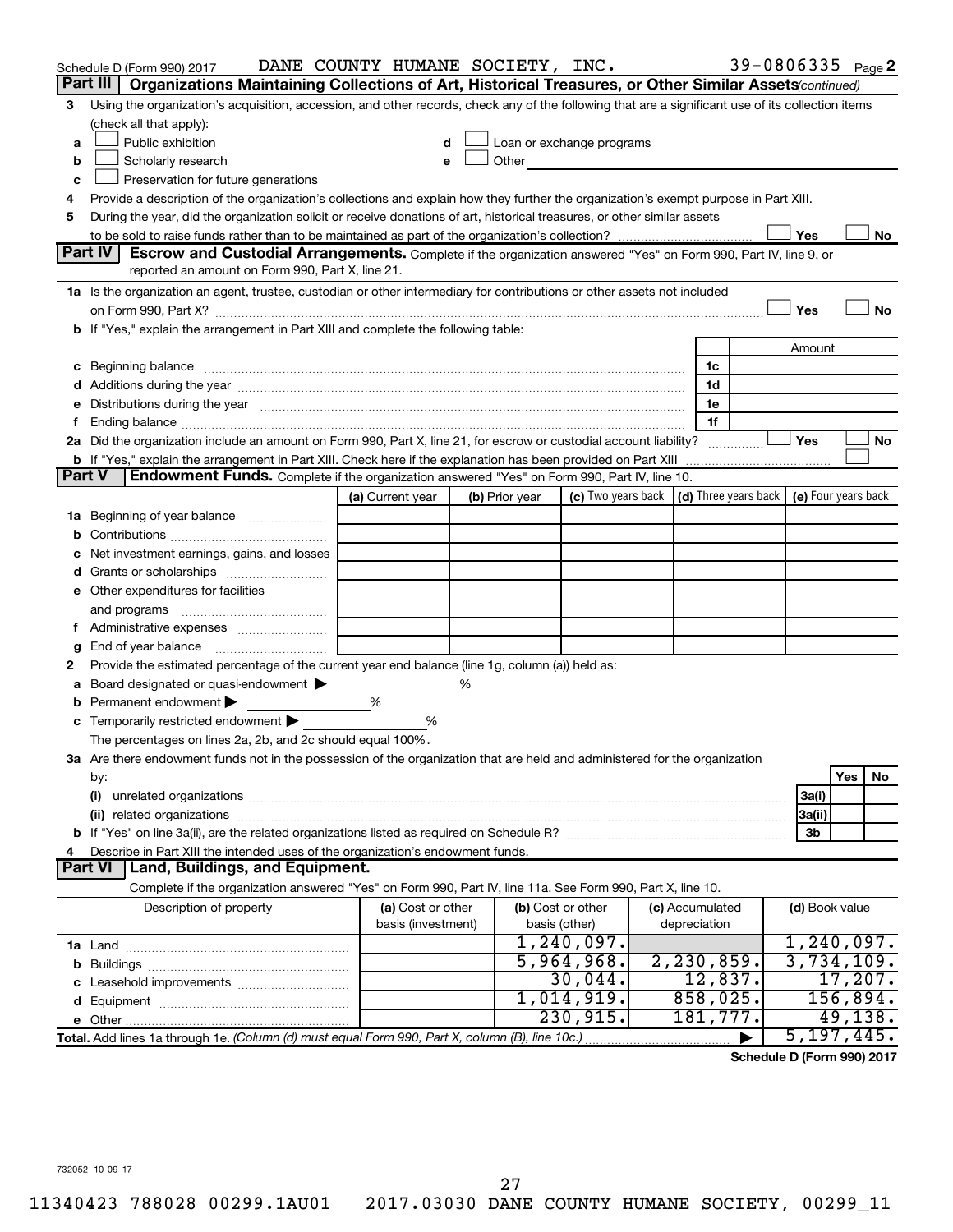Schedule D (Form 990) 2017 DANE COUNTY HUMANE SOCIETY, INC. 39-0806335 Page 2

**Part III | Organizations Maintaining Collections of Art, Historical Treasures, or Other Similar Assets** *(continued)*

3 Using the organization's acquisition, accession, and other records, check any of the following that are a significant use of its collection items (check all that apply):

a ☐ Public exhibition
b ☐ Scholarly research
c ☐ Preservation for future generations
d ☐ Loan or exchange programs
e ☐ Other

4 Provide a description of the organization's collections and explain how they further the organization's exempt purpose in Part XIII.

5 During the year, did the organization solicit or receive donations of art, historical treasures, or other similar assets to be sold to raise funds rather than to be maintained as part of the organization's collection? ☐ Yes ☐ No

**Part IV | Escrow and Custodial Arrangements.** Complete if the organization answered "Yes" on Form 990, Part IV, line 9, or reported an amount on Form 990, Part X, line 21.

1a Is the organization an agent, trustee, custodian or other intermediary for contributions or other assets not included on Form 990, Part X? ☐ Yes ☐ No

b If "Yes," explain the arrangement in Part XIII and complete the following table:

| | | Amount |
|---|---|---|
| c Beginning balance | 1c | |
| d Additions during the year | 1d | |
| e Distributions during the year | 1e | |
| f Ending balance | 1f | |

2a Did the organization include an amount on Form 990, Part X, line 21, for escrow or custodial account liability? ☐ Yes ☐ No

b If "Yes," explain the arrangement in Part XIII. Check here if the explanation has been provided on Part XIII ☐

**Part V | Endowment Funds.** Complete if the organization answered "Yes" on Form 990, Part IV, line 10.

| | (a) Current year | (b) Prior year | (c) Two years back | (d) Three years back | (e) Four years back |
|---|---|---|---|---|---|
| 1a Beginning of year balance | | | | | |
| b Contributions | | | | | |
| c Net investment earnings, gains, and losses | | | | | |
| d Grants or scholarships | | | | | |
| e Other expenditures for facilities and programs | | | | | |
| f Administrative expenses | | | | | |
| g End of year balance | | | | | |

2 Provide the estimated percentage of the current year end balance (line 1g, column (a)) held as:

a Board designated or quasi-endowment ▶ %
b Permanent endowment ▶ %
c Temporarily restricted endowment ▶ %

The percentages on lines 2a, 2b, and 2c should equal 100%.

3a Are there endowment funds not in the possession of the organization that are held and administered for the organization by:

| | | Yes | No |
|---|---|---|---|
| (i) unrelated organizations | 3a(i) | | |
| (ii) related organizations | 3a(ii) | | |
| b If "Yes" on line 3a(ii), are the related organizations listed as required on Schedule R? | 3b | | |

4 Describe in Part XIII the intended uses of the organization's endowment funds.

**Part VI | Land, Buildings, and Equipment.**

Complete if the organization answered "Yes" on Form 990, Part IV, line 11a. See Form 990, Part X, line 10.

| Description of property | (a) Cost or other basis (investment) | (b) Cost or other basis (other) | (c) Accumulated depreciation | (d) Book value |
|---|---|---|---|---|
| 1a Land | | 1,240,097. | | 1,240,097. |
| b Buildings | | 5,964,968. | 2,230,859. | 3,734,109. |
| c Leasehold improvements | | 30,044. | 12,837. | 17,207. |
| d Equipment | | 1,014,919. | 858,025. | 156,894. |
| e Other | | 230,915. | 181,777. | 49,138. |
| **Total.** Add lines 1a through 1e. *(Column (d) must equal Form 990, Part X, column (B), line 10c.)* ▶ | | | | 5,197,445. |

**Schedule D (Form 990) 2017**

732052 10-09-17

11340423 788028 00299.1AU01 2017.03030 DANE COUNTY HUMANE SOCIETY, 00299_11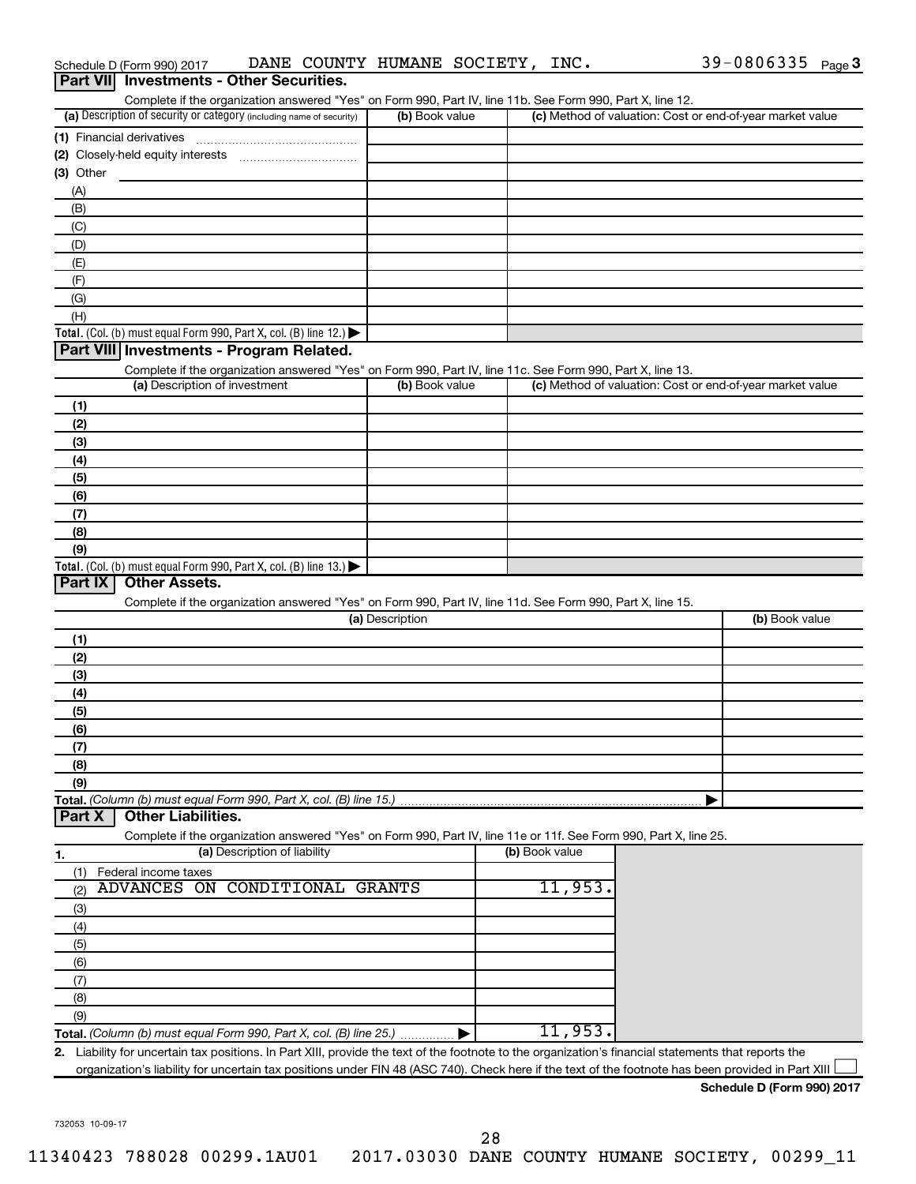Schedule D (Form 990) 2017 DANE COUNTY HUMANE SOCIETY, INC. 39-0806335 Page 3

## Part VII Investments - Other Securities.

Complete if the organization answered "Yes" on Form 990, Part IV, line 11b. See Form 990, Part X, line 12.

| (a) Description of security or category (including name of security) | (b) Book value | (c) Method of valuation: Cost or end-of-year market value |
|---|---|---|
| (1) Financial derivatives | | |
| (2) Closely-held equity interests | | |
| (3) Other | | |
| (A) | | |
| (B) | | |
| (C) | | |
| (D) | | |
| (E) | | |
| (F) | | |
| (G) | | |
| (H) | | |
| **Total.** (Col. (b) must equal Form 990, Part X, col. (B) line 12.) ▶ | | |

## Part VIII Investments - Program Related.

Complete if the organization answered "Yes" on Form 990, Part IV, line 11c. See Form 990, Part X, line 13.

| (a) Description of investment | (b) Book value | (c) Method of valuation: Cost or end-of-year market value |
|---|---|---|
| (1) | | |
| (2) | | |
| (3) | | |
| (4) | | |
| (5) | | |
| (6) | | |
| (7) | | |
| (8) | | |
| (9) | | |
| **Total.** (Col. (b) must equal Form 990, Part X, col. (B) line 13.) ▶ | | |

## Part IX Other Assets.

Complete if the organization answered "Yes" on Form 990, Part IV, line 11d. See Form 990, Part X, line 15.

| (a) Description | (b) Book value |
|---|---|
| (1) | |
| (2) | |
| (3) | |
| (4) | |
| (5) | |
| (6) | |
| (7) | |
| (8) | |
| (9) | |
| **Total.** (Column (b) must equal Form 990, Part X, col. (B) line 15.) ▶ | |

## Part X Other Liabilities.

Complete if the organization answered "Yes" on Form 990, Part IV, line 11e or 11f. See Form 990, Part X, line 25.

| 1. (a) Description of liability | (b) Book value |
|---|---|
| (1) Federal income taxes | |
| (2) ADVANCES ON CONDITIONAL GRANTS | 11,953. |
| (3) | |
| (4) | |
| (5) | |
| (6) | |
| (7) | |
| (8) | |
| (9) | |
| **Total.** (Column (b) must equal Form 990, Part X, col. (B) line 25.) ▶ | 11,953. |

2. Liability for uncertain tax positions. In Part XIII, provide the text of the footnote to the organization's financial statements that reports the organization's liability for uncertain tax positions under FIN 48 (ASC 740). Check here if the text of the footnote has been provided in Part XIII ☐

**Schedule D (Form 990) 2017**

732053 10-09-17

11340423 788028 00299.1AU01 2017.03030 DANE COUNTY HUMANE SOCIETY, 00299_11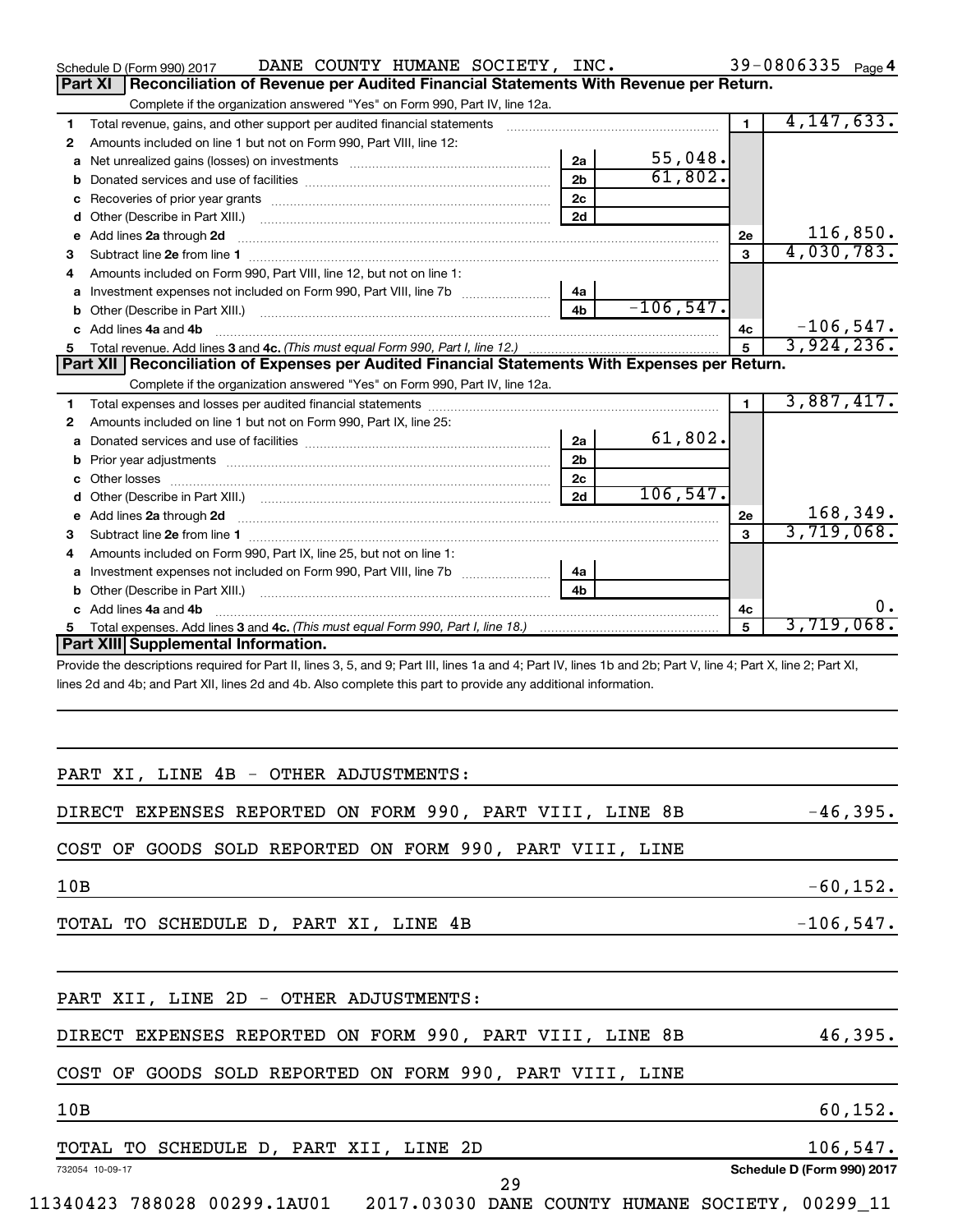Schedule D (Form 990) 2017 DANE COUNTY HUMANE SOCIETY, INC. 39-0806335 Page 4

## Part XI Reconciliation of Revenue per Audited Financial Statements With Revenue per Return.

Complete if the organization answered "Yes" on Form 990, Part IV, line 12a.

| | | | | | |
|---|---|---|---|---|---|
| 1 | Total revenue, gains, and other support per audited financial statements | | | 1 | 4,147,633. |
| 2 | Amounts included on line 1 but not on Form 990, Part VIII, line 12: | | | | |
| a | Net unrealized gains (losses) on investments | 2a | 55,048. | | |
| b | Donated services and use of facilities | 2b | 61,802. | | |
| c | Recoveries of prior year grants | 2c | | | |
| d | Other (Describe in Part XIII.) | 2d | | | |
| e | Add lines 2a through 2d | | | 2e | 116,850. |
| 3 | Subtract line 2e from line 1 | | | 3 | 4,030,783. |
| 4 | Amounts included on Form 990, Part VIII, line 12, but not on line 1: | | | | |
| a | Investment expenses not included on Form 990, Part VIII, line 7b | 4a | | | |
| b | Other (Describe in Part XIII.) | 4b | -106,547. | | |
| c | Add lines 4a and 4b | | | 4c | -106,547. |
| 5 | Total revenue. Add lines 3 and 4c. *(This must equal Form 990, Part I, line 12.)* | | | 5 | 3,924,236. |

## Part XII Reconciliation of Expenses per Audited Financial Statements With Expenses per Return.

Complete if the organization answered "Yes" on Form 990, Part IV, line 12a.

| | | | | | |
|---|---|---|---|---|---|
| 1 | Total expenses and losses per audited financial statements | | | 1 | 3,887,417. |
| 2 | Amounts included on line 1 but not on Form 990, Part IX, line 25: | | | | |
| a | Donated services and use of facilities | 2a | 61,802. | | |
| b | Prior year adjustments | 2b | | | |
| c | Other losses | 2c | | | |
| d | Other (Describe in Part XIII.) | 2d | 106,547. | | |
| e | Add lines 2a through 2d | | | 2e | 168,349. |
| 3 | Subtract line 2e from line 1 | | | 3 | 3,719,068. |
| 4 | Amounts included on Form 990, Part IX, line 25, but not on line 1: | | | | |
| a | Investment expenses not included on Form 990, Part VIII, line 7b | 4a | | | |
| b | Other (Describe in Part XIII.) | 4b | | | |
| c | Add lines 4a and 4b | | | 4c | 0. |
| 5 | Total expenses. Add lines 3 and 4c. *(This must equal Form 990, Part I, line 18.)* | | | 5 | 3,719,068. |

## Part XIII Supplemental Information.

Provide the descriptions required for Part II, lines 3, 5, and 9; Part III, lines 1a and 4; Part IV, lines 1b and 2b; Part V, line 4; Part X, line 2; Part XI, lines 2d and 4b; and Part XII, lines 2d and 4b. Also complete this part to provide any additional information.

PART XI, LINE 4B - OTHER ADJUSTMENTS:

| | |
|---|---|
| DIRECT EXPENSES REPORTED ON FORM 990, PART VIII, LINE 8B | -46,395. |
| COST OF GOODS SOLD REPORTED ON FORM 990, PART VIII, LINE 10B | -60,152. |
| TOTAL TO SCHEDULE D, PART XI, LINE 4B | -106,547. |

PART XII, LINE 2D - OTHER ADJUSTMENTS:

| | |
|---|---|
| DIRECT EXPENSES REPORTED ON FORM 990, PART VIII, LINE 8B | 46,395. |
| COST OF GOODS SOLD REPORTED ON FORM 990, PART VIII, LINE 10B | 60,152. |
| TOTAL TO SCHEDULE D, PART XII, LINE 2D | 106,547. |

732054 10-09-17 Schedule D (Form 990) 2017

11340423 788028 00299.1AU01 2017.03030 DANE COUNTY HUMANE SOCIETY, 00299_11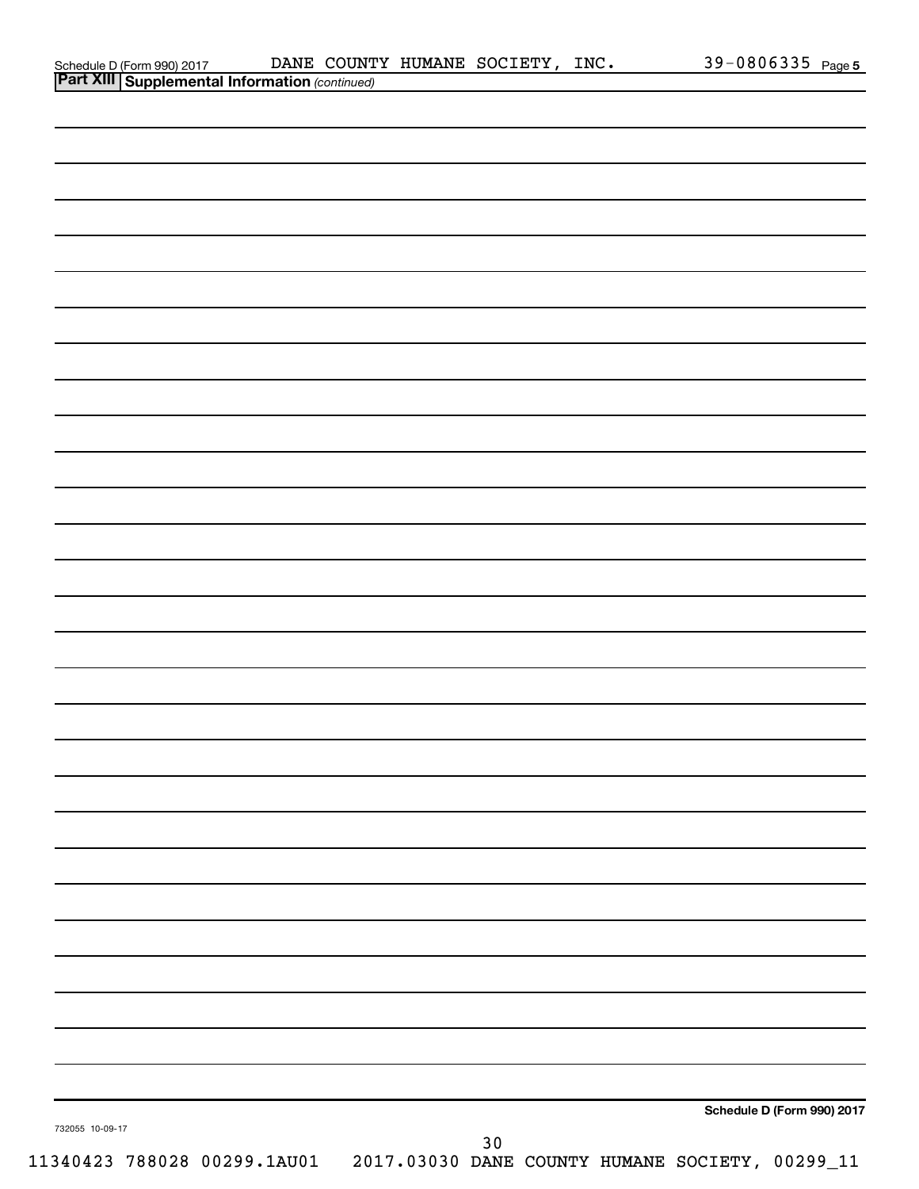Schedule D (Form 990) 2017 DANE COUNTY HUMANE SOCIETY, INC. 39-0806335 Page 5

**Part XIII Supplemental Information** *(continued)*

**Schedule D (Form 990) 2017**

732055 10-09-17

11340423 788028 00299.1AU01 2017.03030 DANE COUNTY HUMANE SOCIETY, 00299_11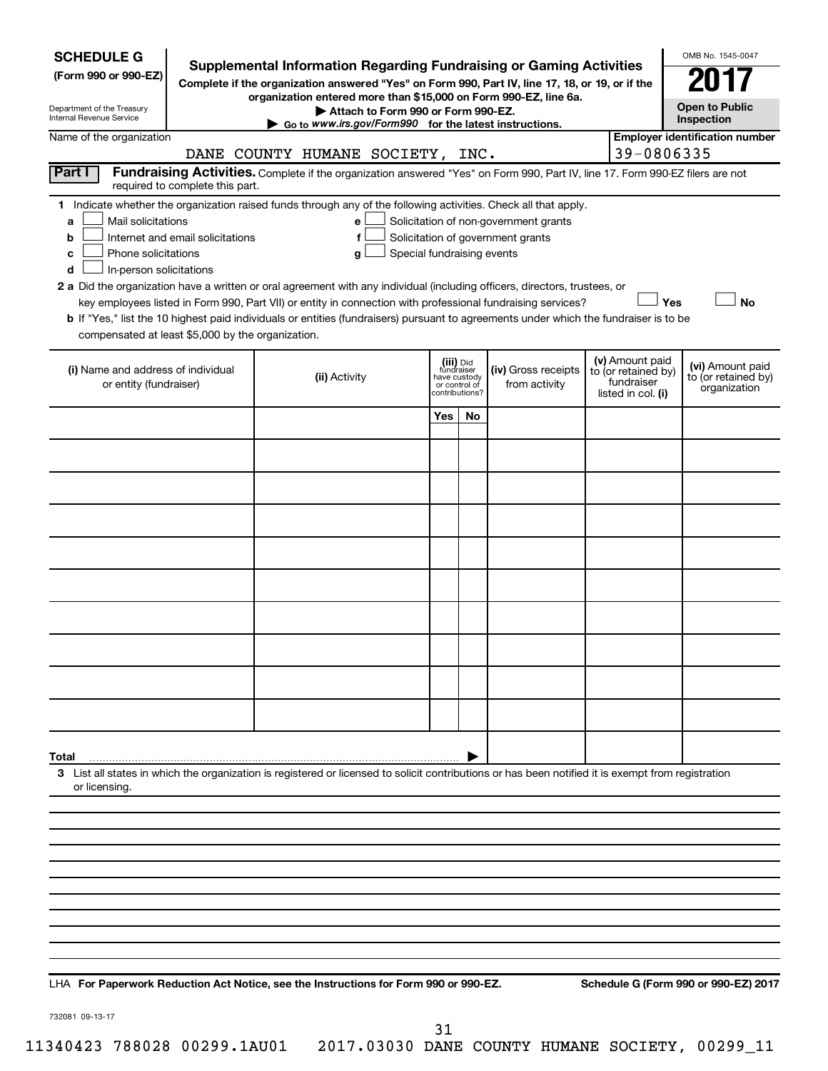**SCHEDULE G (Form 990 or 990-EZ)**

Department of the Treasury
Internal Revenue Service

# Supplemental Information Regarding Fundraising or Gaming Activities

**Complete if the organization answered "Yes" on Form 990, Part IV, line 17, 18, or 19, or if the organization entered more than $15,000 on Form 990-EZ, line 6a.**

**▶ Attach to Form 990 or Form 990-EZ.**

**▶ Go to *www.irs.gov/Form990* for the latest instructions.**

OMB No. 1545-0047

**2017**

**Open to Public Inspection**

Name of the organization: DANE COUNTY HUMANE SOCIETY, INC.

**Employer identification number:** 39-0806335

**Part I** **Fundraising Activities.** Complete if the organization answered "Yes" on Form 990, Part IV, line 17. Form 990-EZ filers are not required to complete this part.

**1** Indicate whether the organization raised funds through any of the following activities. Check all that apply.

- **a** ☐ Mail solicitations
- **b** ☐ Internet and email solicitations
- **c** ☐ Phone solicitations
- **d** ☐ In-person solicitations
- **e** ☐ Solicitation of non-government grants
- **f** ☐ Solicitation of government grants
- **g** ☐ Special fundraising events

**2 a** Did the organization have a written or oral agreement with any individual (including officers, directors, trustees, or key employees listed in Form 990, Part VII) or entity in connection with professional fundraising services? ☐ **Yes** ☐ **No**

**b** If "Yes," list the 10 highest paid individuals or entities (fundraisers) pursuant to agreements under which the fundraiser is to be compensated at least $5,000 by the organization.

| (i) Name and address of individual or entity (fundraiser) | (ii) Activity | (iii) Did fundraiser have custody or control of contributions? | | (iv) Gross receipts from activity | (v) Amount paid to (or retained by) fundraiser listed in col. (i) | (vi) Amount paid to (or retained by) organization |
|---|---|---|---|---|---|---|
| | | Yes | No | | | |
| | | | | | | |
| | | | | | | |
| | | | | | | |
| | | | | | | |
| | | | | | | |
| | | | | | | |
| | | | | | | |
| | | | | | | |
| | | | | | | |
| | | | | | | |
| **Total** ▶ | | | | | | |

**3** List all states in which the organization is registered or licensed to solicit contributions or has been notified it is exempt from registration or licensing.

LHA **For Paperwork Reduction Act Notice, see the Instructions for Form 990 or 990-EZ.** **Schedule G (Form 990 or 990-EZ) 2017**

732081 09-13-17

11340423 788028 00299.1AU01 2017.03030 DANE COUNTY HUMANE SOCIETY, 00299_11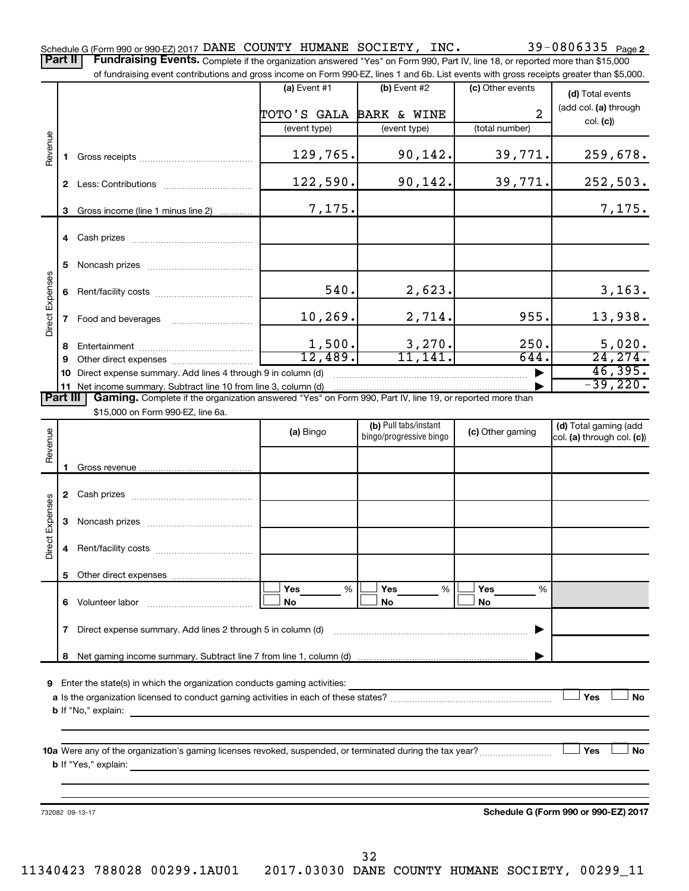Schedule G (Form 990 or 990-EZ) 2017 DANE COUNTY HUMANE SOCIETY, INC. 39-0806335 Page 2

**Part II** **Fundraising Events.** Complete if the organization answered "Yes" on Form 990, Part IV, line 18, or reported more than $15,000 of fundraising event contributions and gross income on Form 990-EZ, lines 1 and 6b. List events with gross receipts greater than $5,000.

| | | (a) Event #1 | (b) Event #2 | (c) Other events | (d) Total events (add col. (a) through col. (c)) |
|---|---|---|---|---|---|
| | | TOTO'S GALA | BARK & WINE | 2 | |
| | | (event type) | (event type) | (total number) | |
| Revenue | 1 Gross receipts | 129,765. | 90,142. | 39,771. | 259,678. |
| | 2 Less: Contributions | 122,590. | 90,142. | 39,771. | 252,503. |
| | 3 Gross income (line 1 minus line 2) | 7,175. | | | 7,175. |
| Direct Expenses | 4 Cash prizes | | | | |
| | 5 Noncash prizes | | | | |
| | 6 Rent/facility costs | 540. | 2,623. | | 3,163. |
| | 7 Food and beverages | 10,269. | 2,714. | 955. | 13,938. |
| | 8 Entertainment | 1,500. | 3,270. | 250. | 5,020. |
| | 9 Other direct expenses | 12,489. | 11,141. | 644. | 24,274. |
| | 10 Direct expense summary. Add lines 4 through 9 in column (d) | | | | 46,395. |
| | 11 Net income summary. Subtract line 10 from line 3, column (d) | | | | -39,220. |

**Part III** **Gaming.** Complete if the organization answered "Yes" on Form 990, Part IV, line 19, or reported more than $15,000 on Form 990-EZ, line 6a.

| | | (a) Bingo | (b) Pull tabs/instant bingo/progressive bingo | (c) Other gaming | (d) Total gaming (add col. (a) through col. (c)) |
|---|---|---|---|---|---|
| Revenue | 1 Gross revenue | | | | |
| Direct Expenses | 2 Cash prizes | | | | |
| | 3 Noncash prizes | | | | |
| | 4 Rent/facility costs | | | | |
| | 5 Other direct expenses | | | | |
| | 6 Volunteer labor | Yes ___ % No | Yes ___ % No | Yes ___ % No | |
| | 7 Direct expense summary. Add lines 2 through 5 in column (d) | | | | |
| | 8 Net gaming income summary. Subtract line 7 from line 1, column (d) | | | | |

9 Enter the state(s) in which the organization conducts gaming activities:

a Is the organization licensed to conduct gaming activities in each of these states? ☐ Yes ☐ No

b If "No," explain:

10a Were any of the organization's gaming licenses revoked, suspended, or terminated during the tax year? ☐ Yes ☐ No

b If "Yes," explain:

732082 09-13-17 **Schedule G (Form 990 or 990-EZ) 2017**

11340423 788028 00299.1AU01 2017.03030 DANE COUNTY HUMANE SOCIETY, 00299_11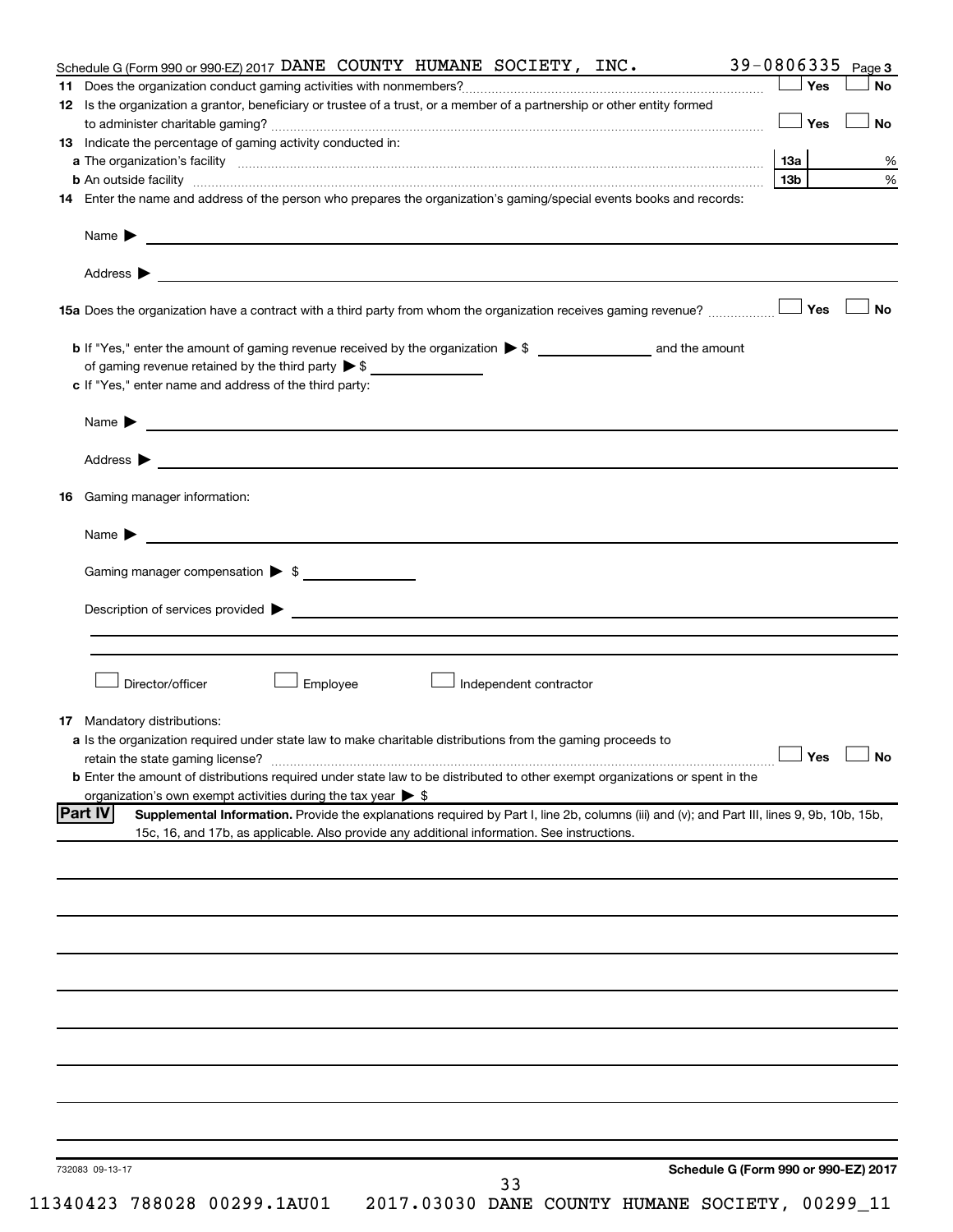Schedule G (Form 990 or 990-EZ) 2017 DANE COUNTY HUMANE SOCIETY, INC. 39-0806335 Page 3

**11** Does the organization conduct gaming activities with nonmembers? ☐ Yes ☐ No

**12** Is the organization a grantor, beneficiary or trustee of a trust, or a member of a partnership or other entity formed to administer charitable gaming? ☐ Yes ☐ No

**13** Indicate the percentage of gaming activity conducted in:

**a** The organization's facility ... **13a** %

**b** An outside facility ... **13b** %

**14** Enter the name and address of the person who prepares the organization's gaming/special events books and records:

Name ▶

Address ▶

**15a** Does the organization have a contract with a third party from whom the organization receives gaming revenue? ☐ Yes ☐ No

**b** If "Yes," enter the amount of gaming revenue received by the organization ▶ $ ______ and the amount of gaming revenue retained by the third party ▶ $ ______

**c** If "Yes," enter name and address of the third party:

Name ▶

Address ▶

**16** Gaming manager information:

Name ▶

Gaming manager compensation ▶ $

Description of services provided ▶

☐ Director/officer ☐ Employee ☐ Independent contractor

**17** Mandatory distributions:

**a** Is the organization required under state law to make charitable distributions from the gaming proceeds to retain the state gaming license? ☐ Yes ☐ No

**b** Enter the amount of distributions required under state law to be distributed to other exempt organizations or spent in the organization's own exempt activities during the tax year ▶ $

**Part IV** **Supplemental Information.** Provide the explanations required by Part I, line 2b, columns (iii) and (v); and Part III, lines 9, 9b, 10b, 15b, 15c, 16, and 17b, as applicable. Also provide any additional information. See instructions.

732083 09-13-17

**Schedule G (Form 990 or 990-EZ) 2017**

11340423 788028 00299.1AU01 2017.03030 DANE COUNTY HUMANE SOCIETY, 00299_11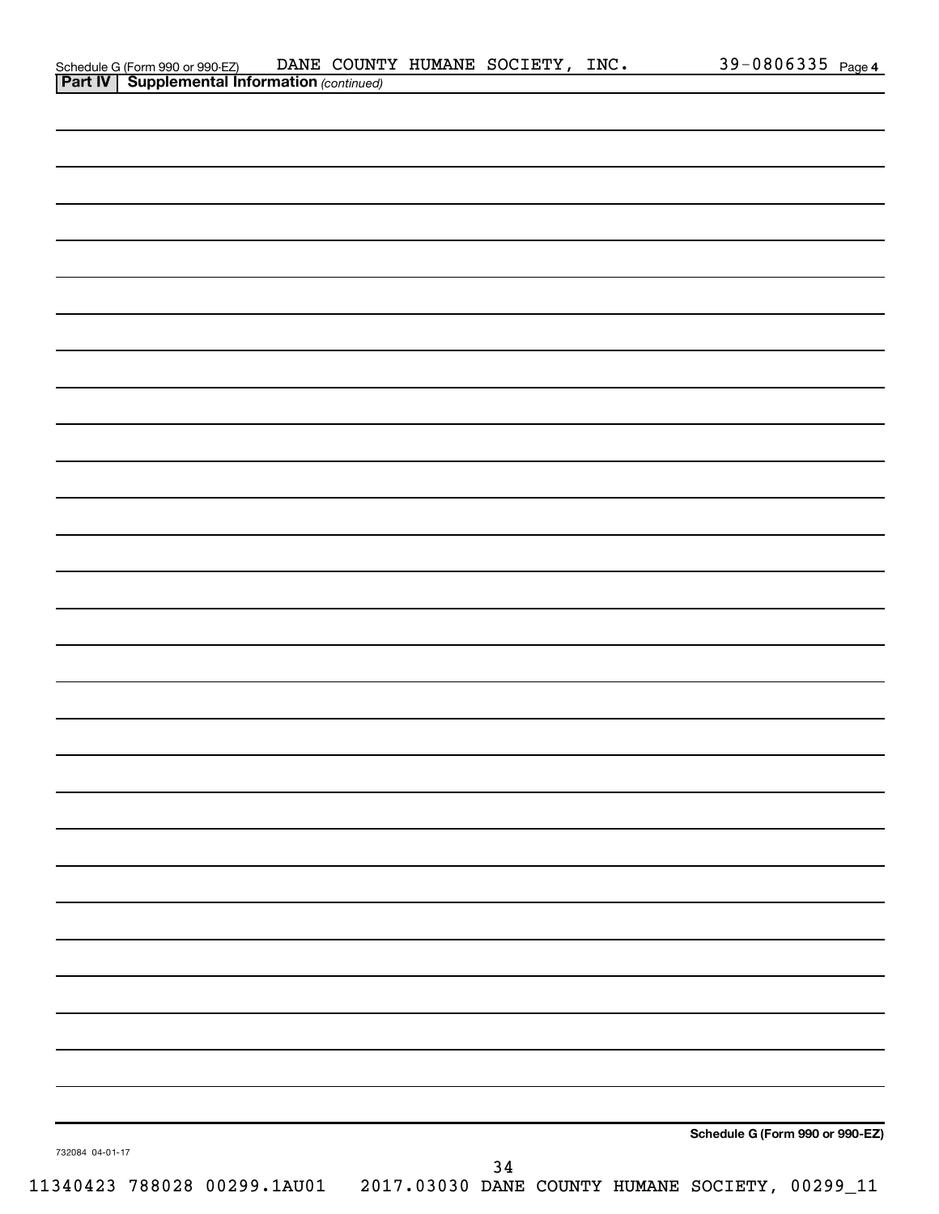Schedule G (Form 990 or 990-EZ) DANE COUNTY HUMANE SOCIETY, INC. 39-0806335 Page **4**

**Part IV | Supplemental Information** *(continued)*

**Schedule G (Form 990 or 990-EZ)**

732084 04-01-17

11340423 788028 00299.1AU01 2017.03030 DANE COUNTY HUMANE SOCIETY, 00299_11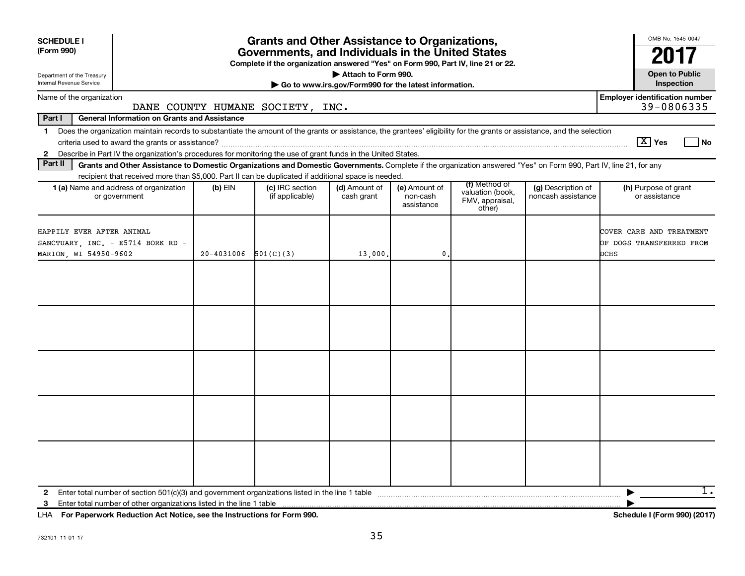**SCHEDULE I**
**(Form 990)**

Department of the Treasury
Internal Revenue Service

# Grants and Other Assistance to Organizations, Governments, and Individuals in the United States

**Complete if the organization answered "Yes" on Form 990, Part IV, line 21 or 22.**
**▶ Attach to Form 990.**
**▶ Go to www.irs.gov/Form990 for the latest information.**

OMB No. 1545-0047
**2017**
**Open to Public Inspection**

Name of the organization: DANE COUNTY HUMANE SOCIETY, INC.

**Employer identification number:** 39-0806335

**Part I — General Information on Grants and Assistance**

1 Does the organization maintain records to substantiate the amount of the grants or assistance, the grantees' eligibility for the grants or assistance, and the selection criteria used to award the grants or assistance? [X] Yes [ ] No

2 Describe in Part IV the organization's procedures for monitoring the use of grant funds in the United States.

**Part II — Grants and Other Assistance to Domestic Organizations and Domestic Governments.** Complete if the organization answered "Yes" on Form 990, Part IV, line 21, for any recipient that received more than $5,000. Part II can be duplicated if additional space is needed.

| 1 (a) Name and address of organization or government | (b) EIN | (c) IRC section (if applicable) | (d) Amount of cash grant | (e) Amount of non-cash assistance | (f) Method of valuation (book, FMV, appraisal, other) | (g) Description of noncash assistance | (h) Purpose of grant or assistance |
|---|---|---|---|---|---|---|---|
| HAPPILY EVER AFTER ANIMAL SANCTUARY, INC. - E5714 BORK RD - MARION, WI 54950-9602 | 20-4031006 | 501(C)(3) | 13,000. | 0. | | | COVER CARE AND TREATMENT OF DOGS TRANSFERRED FROM DCHS |
| | | | | | | | |
| | | | | | | | |
| | | | | | | | |
| | | | | | | | |
| | | | | | | | |

2 Enter total number of section 501(c)(3) and government organizations listed in the line 1 table ▶ 1.

3 Enter total number of other organizations listed in the line 1 table ▶

LHA **For Paperwork Reduction Act Notice, see the Instructions for Form 990.** **Schedule I (Form 990) (2017)**

732101 11-01-17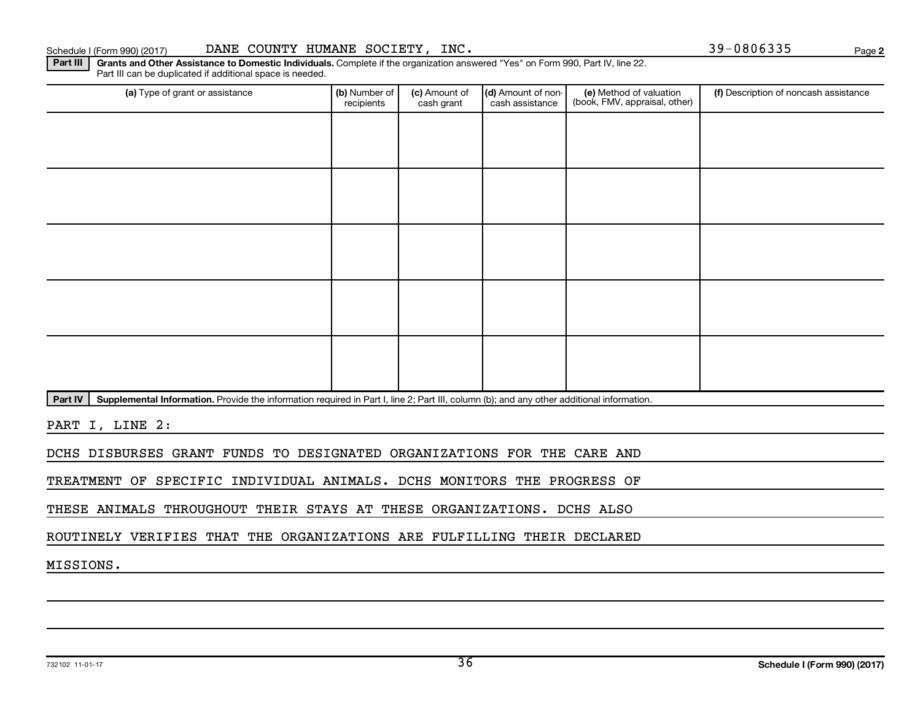Schedule I (Form 990) (2017) DANE COUNTY HUMANE SOCIETY, INC. 39-0806335

**Part III** **Grants and Other Assistance to Domestic Individuals.** Complete if the organization answered "Yes" on Form 990, Part IV, line 22. Part III can be duplicated if additional space is needed.

| (a) Type of grant or assistance | (b) Number of recipients | (c) Amount of cash grant | (d) Amount of non-cash assistance | (e) Method of valuation (book, FMV, appraisal, other) | (f) Description of noncash assistance |
|---|---|---|---|---|---|
| | | | | | |
| | | | | | |
| | | | | | |
| | | | | | |
| | | | | | |

**Part IV** **Supplemental Information.** Provide the information required in Part I, line 2; Part III, column (b); and any other additional information.

PART I, LINE 2:

DCHS DISBURSES GRANT FUNDS TO DESIGNATED ORGANIZATIONS FOR THE CARE AND TREATMENT OF SPECIFIC INDIVIDUAL ANIMALS. DCHS MONITORS THE PROGRESS OF THESE ANIMALS THROUGHOUT THEIR STAYS AT THESE ORGANIZATIONS. DCHS ALSO ROUTINELY VERIFIES THAT THE ORGANIZATIONS ARE FULFILLING THEIR DECLARED MISSIONS.

732102 11-01-17

**Schedule I (Form 990) (2017)**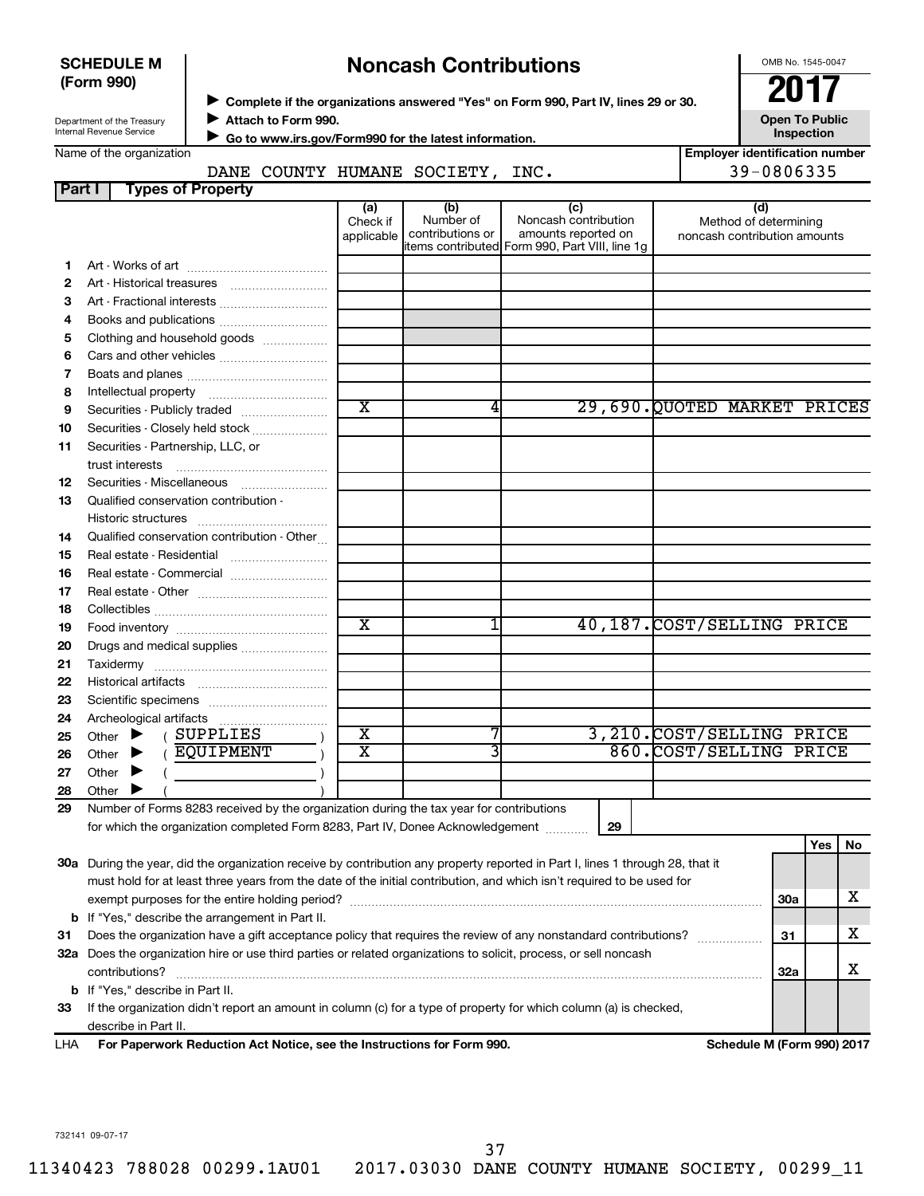**SCHEDULE M (Form 990)**

Department of the Treasury
Internal Revenue Service

# Noncash Contributions

▶ Complete if the organizations answered "Yes" on Form 990, Part IV, lines 29 or 30.
▶ Attach to Form 990.
▶ Go to www.irs.gov/Form990 for the latest information.

OMB No. 1545-0047

**2017**

**Open To Public Inspection**

Name of the organization: DANE COUNTY HUMANE SOCIETY, INC.

Employer identification number: 39-0806335

## Part I Types of Property

| | | (a) Check if applicable | (b) Number of contributions or items contributed | (c) Noncash contribution amounts reported on Form 990, Part VIII, line 1g | (d) Method of determining noncash contribution amounts |
|---|---|---|---|---|---|
| 1 | Art - Works of art | | | | |
| 2 | Art - Historical treasures | | | | |
| 3 | Art - Fractional interests | | | | |
| 4 | Books and publications | | | | |
| 5 | Clothing and household goods | | | | |
| 6 | Cars and other vehicles | | | | |
| 7 | Boats and planes | | | | |
| 8 | Intellectual property | | | | |
| 9 | Securities - Publicly traded | X | 4 | 29,690. | QUOTED MARKET PRICES |
| 10 | Securities - Closely held stock | | | | |
| 11 | Securities - Partnership, LLC, or trust interests | | | | |
| 12 | Securities - Miscellaneous | | | | |
| 13 | Qualified conservation contribution - Historic structures | | | | |
| 14 | Qualified conservation contribution - Other | | | | |
| 15 | Real estate - Residential | | | | |
| 16 | Real estate - Commercial | | | | |
| 17 | Real estate - Other | | | | |
| 18 | Collectibles | | | | |
| 19 | Food inventory | X | 1 | 40,187. | COST/SELLING PRICE |
| 20 | Drugs and medical supplies | | | | |
| 21 | Taxidermy | | | | |
| 22 | Historical artifacts | | | | |
| 23 | Scientific specimens | | | | |
| 24 | Archeological artifacts | | | | |
| 25 | Other ▶ ( SUPPLIES ) | X | 7 | 3,210. | COST/SELLING PRICE |
| 26 | Other ▶ ( EQUIPMENT ) | X | 3 | 860. | COST/SELLING PRICE |
| 27 | Other ▶ ( ) | | | | |
| 28 | Other ▶ ( ) | | | | |

29 Number of Forms 8283 received by the organization during the tax year for contributions for which the organization completed Form 8283, Part IV, Donee Acknowledgement ..... **29**

| | | | Yes | No |
|---|---|---|---|---|
| 30a | During the year, did the organization receive by contribution any property reported in Part I, lines 1 through 28, that it must hold for at least three years from the date of the initial contribution, and which isn't required to be used for exempt purposes for the entire holding period? | 30a | | X |
| b | If "Yes," describe the arrangement in Part II. | | | |
| 31 | Does the organization have a gift acceptance policy that requires the review of any nonstandard contributions? | 31 | | X |
| 32a | Does the organization hire or use third parties or related organizations to solicit, process, or sell noncash contributions? | 32a | | X |
| b | If "Yes," describe in Part II. | | | |
| 33 | If the organization didn't report an amount in column (c) for a type of property for which column (a) is checked, describe in Part II. | | | |

LHA **For Paperwork Reduction Act Notice, see the Instructions for Form 990.** **Schedule M (Form 990) 2017**

732141 09-07-17

11340423 788028 00299.1AU01 2017.03030 DANE COUNTY HUMANE SOCIETY, 00299_11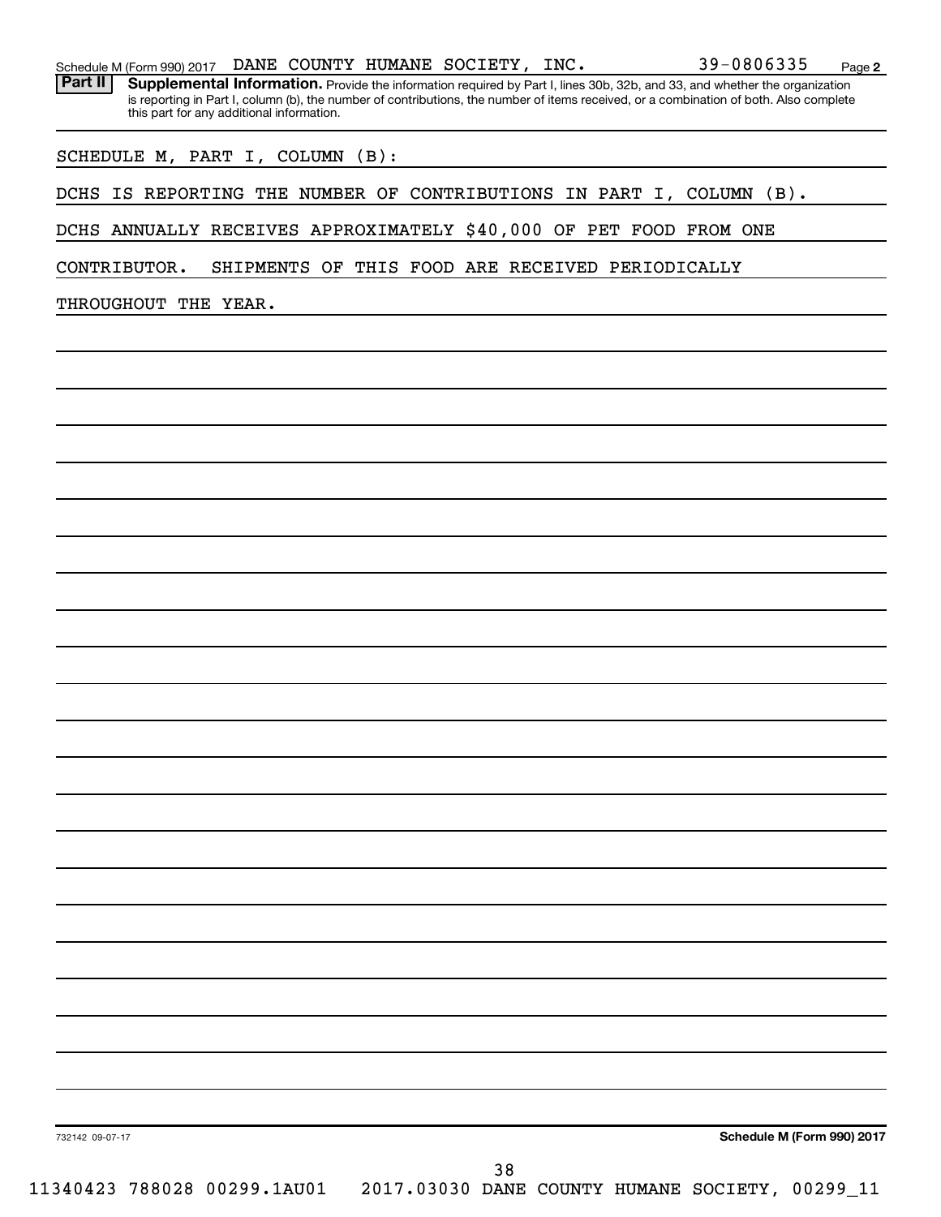Schedule M (Form 990) 2017 DANE COUNTY HUMANE SOCIETY, INC. 39-0806335

**Part II** **Supplemental Information.** Provide the information required by Part I, lines 30b, 32b, and 33, and whether the organization is reporting in Part I, column (b), the number of contributions, the number of items received, or a combination of both. Also complete this part for any additional information.

SCHEDULE M, PART I, COLUMN (B):

DCHS IS REPORTING THE NUMBER OF CONTRIBUTIONS IN PART I, COLUMN (B).

DCHS ANNUALLY RECEIVES APPROXIMATELY $40,000 OF PET FOOD FROM ONE CONTRIBUTOR. SHIPMENTS OF THIS FOOD ARE RECEIVED PERIODICALLY THROUGHOUT THE YEAR.

732142 09-07-17

**Schedule M (Form 990) 2017**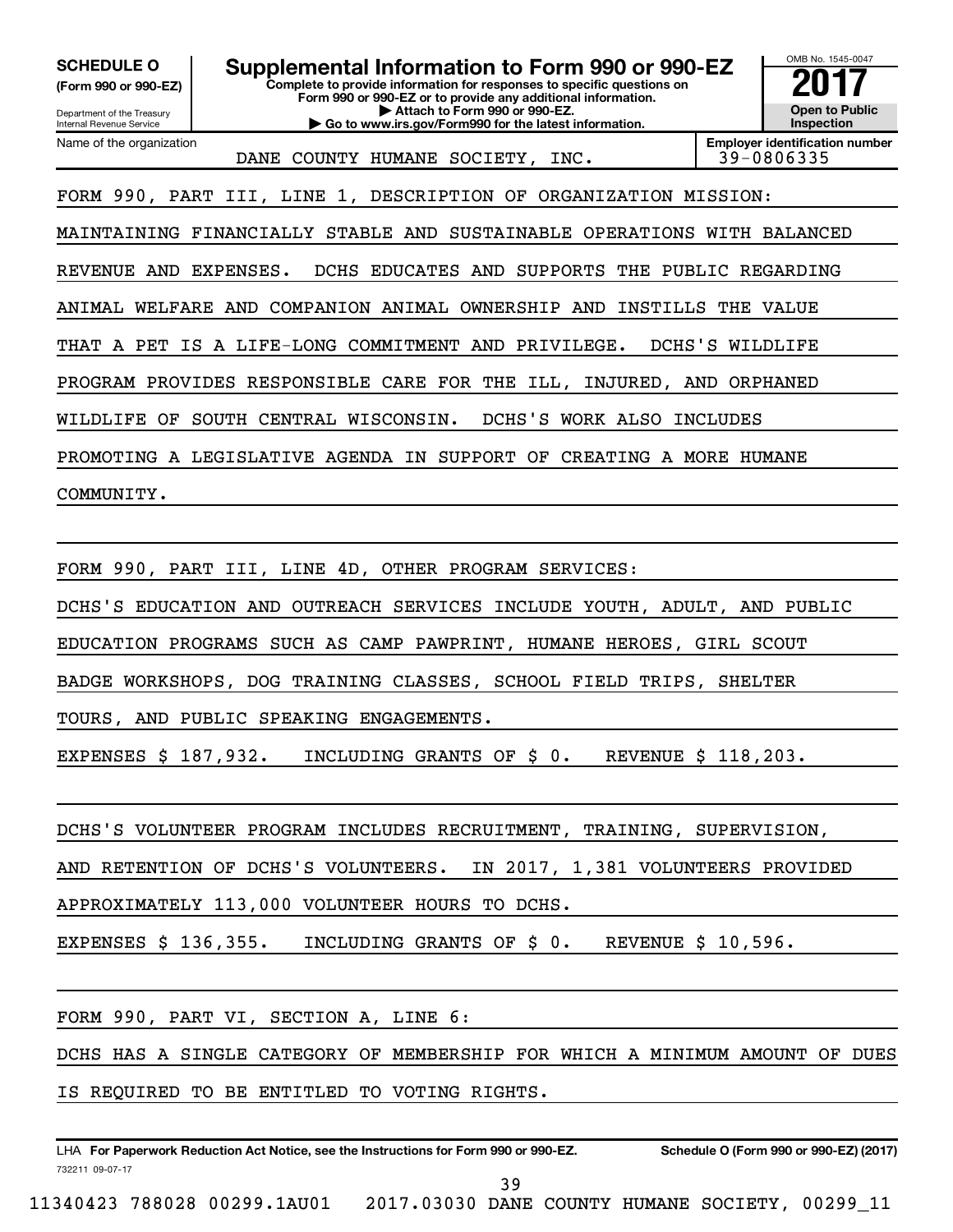**SCHEDULE O**
**(Form 990 or 990-EZ)**

Department of the Treasury
Internal Revenue Service

# Supplemental Information to Form 990 or 990-EZ

**Complete to provide information for responses to specific questions on Form 990 or 990-EZ or to provide any additional information.**
**▶ Attach to Form 990 or 990-EZ.**
**▶ Go to www.irs.gov/Form990 for the latest information.**

OMB No. 1545-0047
**2017**
**Open to Public Inspection**

Name of the organization: DANE COUNTY HUMANE SOCIETY, INC.
**Employer identification number:** 39-0806335

FORM 990, PART III, LINE 1, DESCRIPTION OF ORGANIZATION MISSION:

MAINTAINING FINANCIALLY STABLE AND SUSTAINABLE OPERATIONS WITH BALANCED REVENUE AND EXPENSES. DCHS EDUCATES AND SUPPORTS THE PUBLIC REGARDING ANIMAL WELFARE AND COMPANION ANIMAL OWNERSHIP AND INSTILLS THE VALUE THAT A PET IS A LIFE-LONG COMMITMENT AND PRIVILEGE. DCHS'S WILDLIFE PROGRAM PROVIDES RESPONSIBLE CARE FOR THE ILL, INJURED, AND ORPHANED WILDLIFE OF SOUTH CENTRAL WISCONSIN. DCHS'S WORK ALSO INCLUDES PROMOTING A LEGISLATIVE AGENDA IN SUPPORT OF CREATING A MORE HUMANE COMMUNITY.

FORM 990, PART III, LINE 4D, OTHER PROGRAM SERVICES:

DCHS'S EDUCATION AND OUTREACH SERVICES INCLUDE YOUTH, ADULT, AND PUBLIC EDUCATION PROGRAMS SUCH AS CAMP PAWPRINT, HUMANE HEROES, GIRL SCOUT BADGE WORKSHOPS, DOG TRAINING CLASSES, SCHOOL FIELD TRIPS, SHELTER TOURS, AND PUBLIC SPEAKING ENGAGEMENTS.

EXPENSES $ 187,932. INCLUDING GRANTS OF $ 0. REVENUE $ 118,203.

DCHS'S VOLUNTEER PROGRAM INCLUDES RECRUITMENT, TRAINING, SUPERVISION, AND RETENTION OF DCHS'S VOLUNTEERS. IN 2017, 1,381 VOLUNTEERS PROVIDED APPROXIMATELY 113,000 VOLUNTEER HOURS TO DCHS.

EXPENSES $ 136,355. INCLUDING GRANTS OF $ 0. REVENUE $ 10,596.

FORM 990, PART VI, SECTION A, LINE 6:

DCHS HAS A SINGLE CATEGORY OF MEMBERSHIP FOR WHICH A MINIMUM AMOUNT OF DUES IS REQUIRED TO BE ENTITLED TO VOTING RIGHTS.

LHA **For Paperwork Reduction Act Notice, see the Instructions for Form 990 or 990-EZ.** **Schedule O (Form 990 or 990-EZ) (2017)**

732211 09-07-17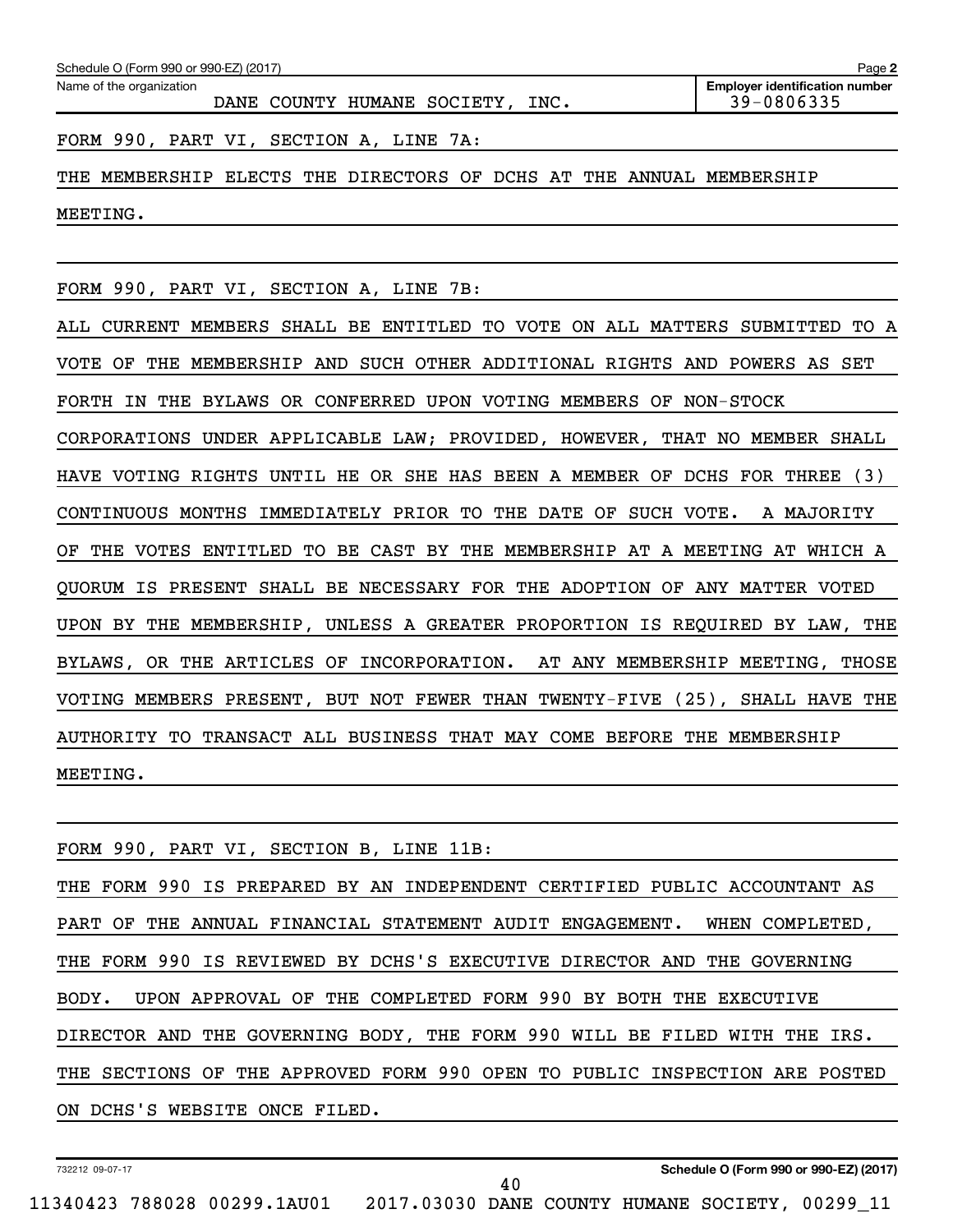Schedule O (Form 990 or 990-EZ) (2017)

Name of the organization: DANE COUNTY HUMANE SOCIETY, INC.

Employer identification number: 39-0806335

FORM 990, PART VI, SECTION A, LINE 7A:

THE MEMBERSHIP ELECTS THE DIRECTORS OF DCHS AT THE ANNUAL MEMBERSHIP MEETING.

FORM 990, PART VI, SECTION A, LINE 7B:

ALL CURRENT MEMBERS SHALL BE ENTITLED TO VOTE ON ALL MATTERS SUBMITTED TO A VOTE OF THE MEMBERSHIP AND SUCH OTHER ADDITIONAL RIGHTS AND POWERS AS SET FORTH IN THE BYLAWS OR CONFERRED UPON VOTING MEMBERS OF NON-STOCK CORPORATIONS UNDER APPLICABLE LAW; PROVIDED, HOWEVER, THAT NO MEMBER SHALL HAVE VOTING RIGHTS UNTIL HE OR SHE HAS BEEN A MEMBER OF DCHS FOR THREE (3) CONTINUOUS MONTHS IMMEDIATELY PRIOR TO THE DATE OF SUCH VOTE. A MAJORITY OF THE VOTES ENTITLED TO BE CAST BY THE MEMBERSHIP AT A MEETING AT WHICH A QUORUM IS PRESENT SHALL BE NECESSARY FOR THE ADOPTION OF ANY MATTER VOTED UPON BY THE MEMBERSHIP, UNLESS A GREATER PROPORTION IS REQUIRED BY LAW, THE BYLAWS, OR THE ARTICLES OF INCORPORATION. AT ANY MEMBERSHIP MEETING, THOSE VOTING MEMBERS PRESENT, BUT NOT FEWER THAN TWENTY-FIVE (25), SHALL HAVE THE AUTHORITY TO TRANSACT ALL BUSINESS THAT MAY COME BEFORE THE MEMBERSHIP MEETING.

FORM 990, PART VI, SECTION B, LINE 11B:

THE FORM 990 IS PREPARED BY AN INDEPENDENT CERTIFIED PUBLIC ACCOUNTANT AS PART OF THE ANNUAL FINANCIAL STATEMENT AUDIT ENGAGEMENT. WHEN COMPLETED, THE FORM 990 IS REVIEWED BY DCHS'S EXECUTIVE DIRECTOR AND THE GOVERNING BODY. UPON APPROVAL OF THE COMPLETED FORM 990 BY BOTH THE EXECUTIVE DIRECTOR AND THE GOVERNING BODY, THE FORM 990 WILL BE FILED WITH THE IRS. THE SECTIONS OF THE APPROVED FORM 990 OPEN TO PUBLIC INSPECTION ARE POSTED ON DCHS'S WEBSITE ONCE FILED.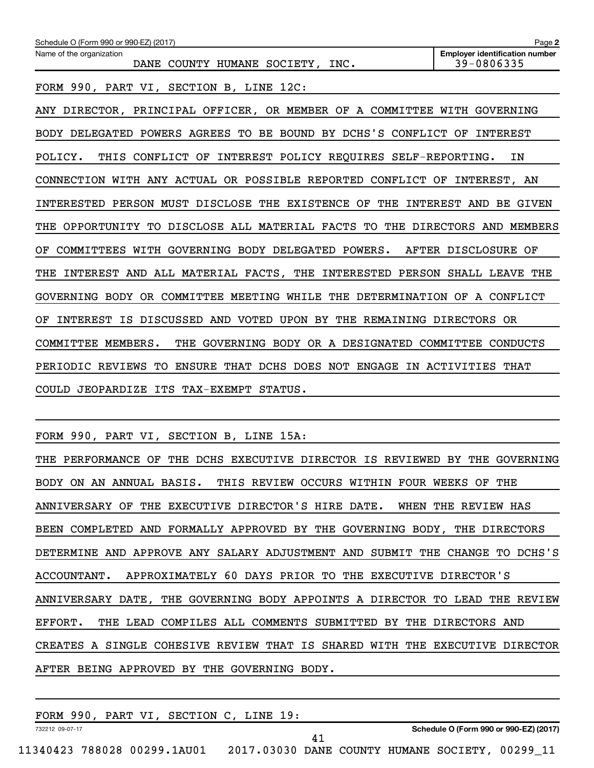Schedule O (Form 990 or 990-EZ) (2017)

Name of the organization: DANE COUNTY HUMANE SOCIETY, INC.

**Employer identification number** 39-0806335

FORM 990, PART VI, SECTION B, LINE 12C:

ANY DIRECTOR, PRINCIPAL OFFICER, OR MEMBER OF A COMMITTEE WITH GOVERNING BODY DELEGATED POWERS AGREES TO BE BOUND BY DCHS'S CONFLICT OF INTEREST POLICY. THIS CONFLICT OF INTEREST POLICY REQUIRES SELF-REPORTING. IN CONNECTION WITH ANY ACTUAL OR POSSIBLE REPORTED CONFLICT OF INTEREST, AN INTERESTED PERSON MUST DISCLOSE THE EXISTENCE OF THE INTEREST AND BE GIVEN THE OPPORTUNITY TO DISCLOSE ALL MATERIAL FACTS TO THE DIRECTORS AND MEMBERS OF COMMITTEES WITH GOVERNING BODY DELEGATED POWERS. AFTER DISCLOSURE OF THE INTEREST AND ALL MATERIAL FACTS, THE INTERESTED PERSON SHALL LEAVE THE GOVERNING BODY OR COMMITTEE MEETING WHILE THE DETERMINATION OF A CONFLICT OF INTEREST IS DISCUSSED AND VOTED UPON BY THE REMAINING DIRECTORS OR COMMITTEE MEMBERS. THE GOVERNING BODY OR A DESIGNATED COMMITTEE CONDUCTS PERIODIC REVIEWS TO ENSURE THAT DCHS DOES NOT ENGAGE IN ACTIVITIES THAT COULD JEOPARDIZE ITS TAX-EXEMPT STATUS.

FORM 990, PART VI, SECTION B, LINE 15A:

THE PERFORMANCE OF THE DCHS EXECUTIVE DIRECTOR IS REVIEWED BY THE GOVERNING BODY ON AN ANNUAL BASIS. THIS REVIEW OCCURS WITHIN FOUR WEEKS OF THE ANNIVERSARY OF THE EXECUTIVE DIRECTOR'S HIRE DATE. WHEN THE REVIEW HAS BEEN COMPLETED AND FORMALLY APPROVED BY THE GOVERNING BODY, THE DIRECTORS DETERMINE AND APPROVE ANY SALARY ADJUSTMENT AND SUBMIT THE CHANGE TO DCHS'S ACCOUNTANT. APPROXIMATELY 60 DAYS PRIOR TO THE EXECUTIVE DIRECTOR'S ANNIVERSARY DATE, THE GOVERNING BODY APPOINTS A DIRECTOR TO LEAD THE REVIEW EFFORT. THE LEAD COMPILES ALL COMMENTS SUBMITTED BY THE DIRECTORS AND CREATES A SINGLE COHESIVE REVIEW THAT IS SHARED WITH THE EXECUTIVE DIRECTOR AFTER BEING APPROVED BY THE GOVERNING BODY.

FORM 990, PART VI, SECTION C, LINE 19:

732212 09-07-17

**Schedule O (Form 990 or 990-EZ) (2017)**

11340423 788028 00299.1AU01 2017.03030 DANE COUNTY HUMANE SOCIETY, 00299_11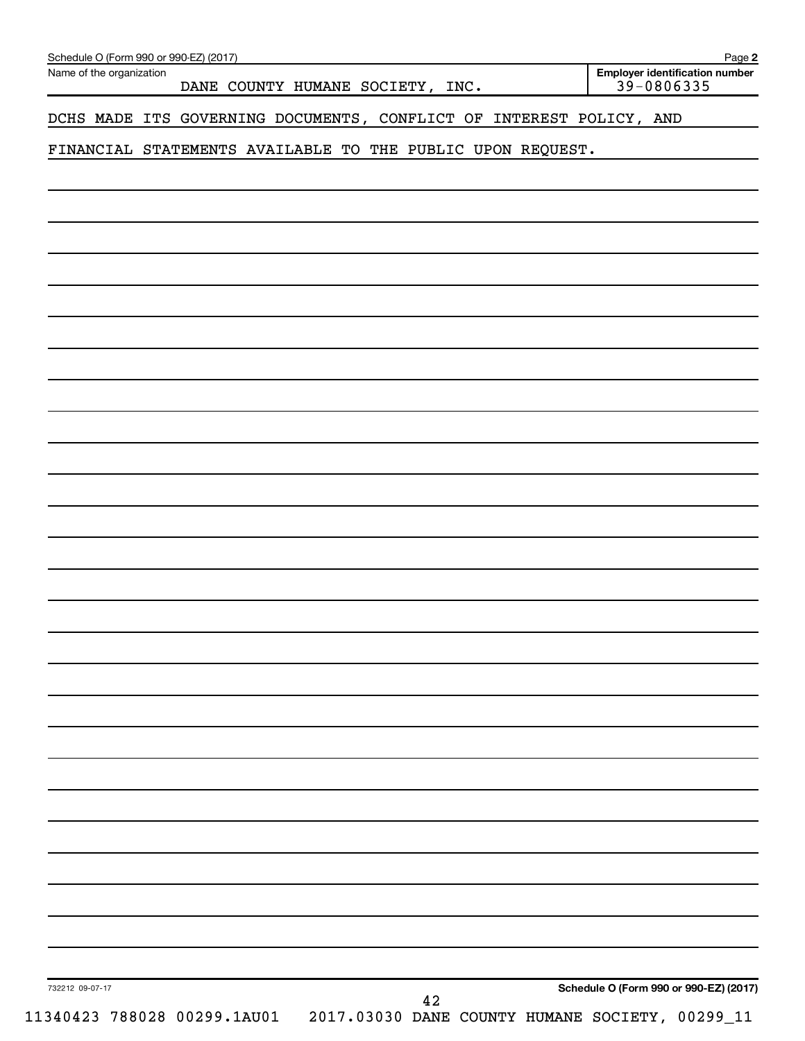Schedule O (Form 990 or 990-EZ) (2017) Page **2**

Name of the organization: DANE COUNTY HUMANE SOCIETY, INC.

**Employer identification number**: 39-0806335

DCHS MADE ITS GOVERNING DOCUMENTS, CONFLICT OF INTEREST POLICY, AND FINANCIAL STATEMENTS AVAILABLE TO THE PUBLIC UPON REQUEST.

732212 09-07-17

**Schedule O (Form 990 or 990-EZ) (2017)**

11340423 788028 00299.1AU01 2017.03030 DANE COUNTY HUMANE SOCIETY, 00299_11